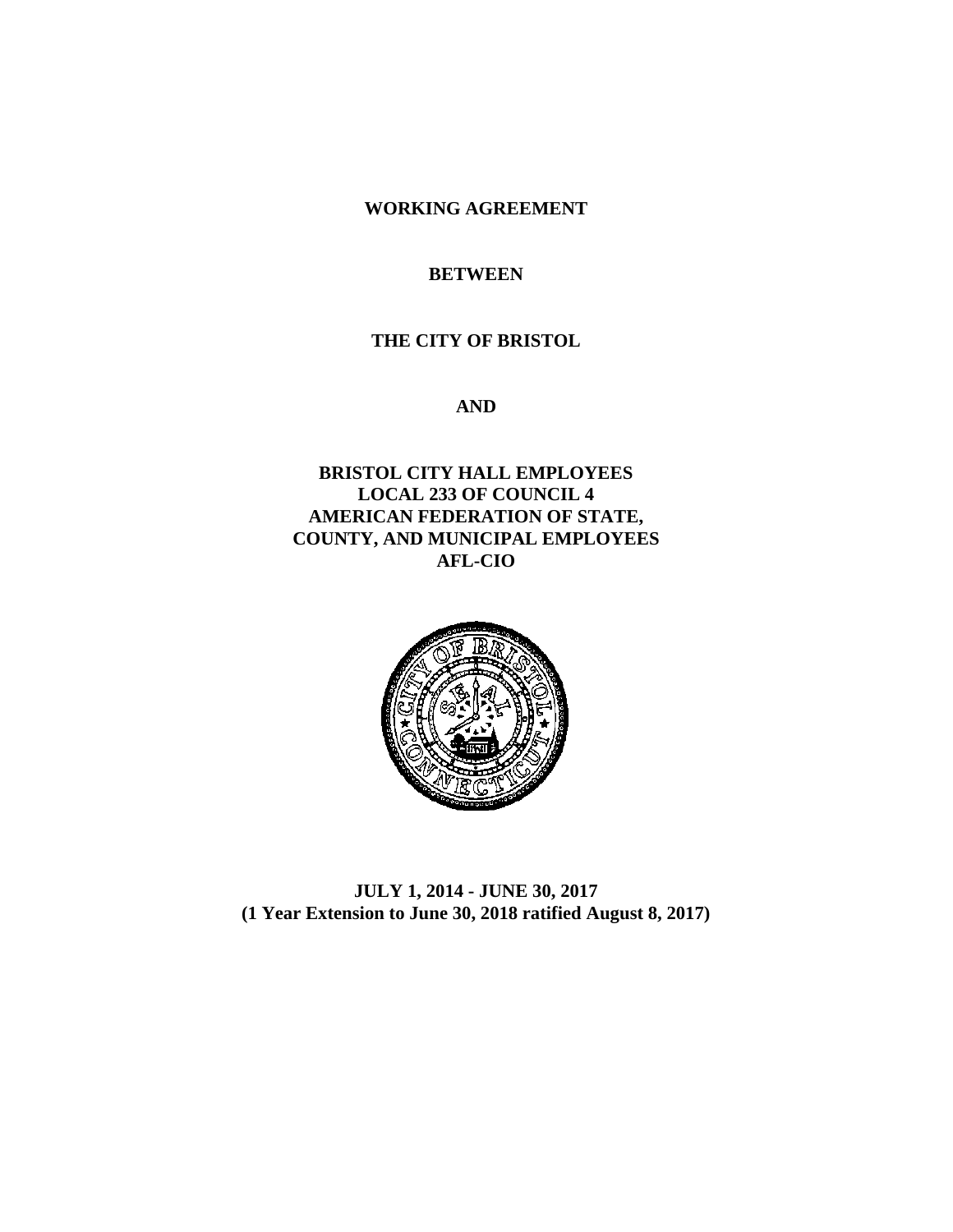# WORKING AGREEMENT

## BETWEEN

## THE CITY OF BRISTOL

## AND

## BRISTOL CITY HALL EMPLOYEES
## LOCAL 233 OF COUNCIL 4
## AMERICAN FEDERATION OF STATE, COUNTY, AND MUNICIPAL EMPLOYEES
## AFL-CIO

**JULY 1, 2014 - JUNE 30, 2017**
**(1 Year Extension to June 30, 2018 ratified August 8, 2017)**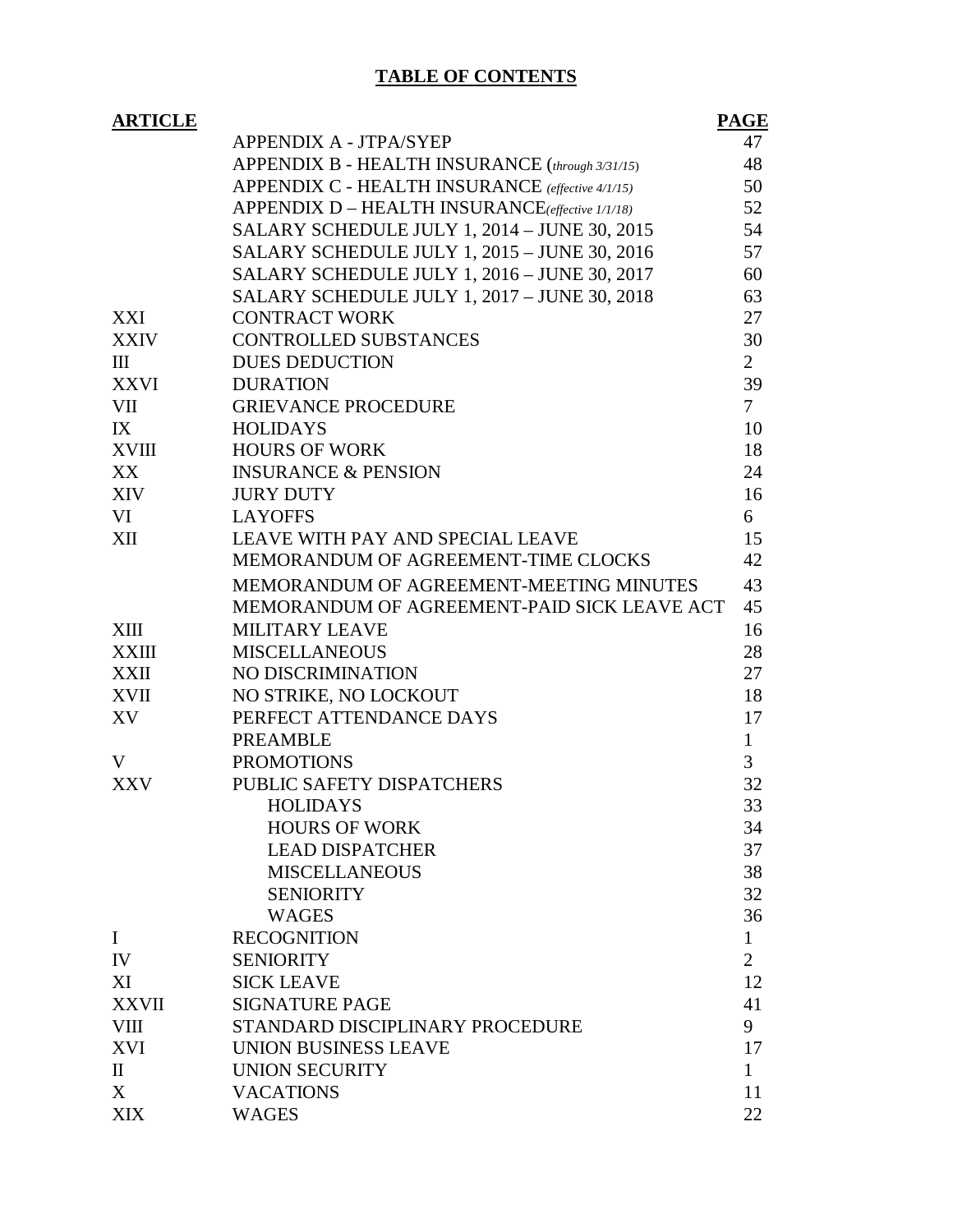# TABLE OF CONTENTS

| ARTICLE | | PAGE |
|---|---|---|
| | APPENDIX A - JTPA/SYEP | 47 |
| | APPENDIX B - HEALTH INSURANCE (*through 3/31/15*) | 48 |
| | APPENDIX C - HEALTH INSURANCE *(effective 4/1/15)* | 50 |
| | APPENDIX D – HEALTH INSURANCE*(effective 1/1/18)* | 52 |
| | SALARY SCHEDULE JULY 1, 2014 – JUNE 30, 2015 | 54 |
| | SALARY SCHEDULE JULY 1, 2015 – JUNE 30, 2016 | 57 |
| | SALARY SCHEDULE JULY 1, 2016 – JUNE 30, 2017 | 60 |
| | SALARY SCHEDULE JULY 1, 2017 – JUNE 30, 2018 | 63 |
| XXI | CONTRACT WORK | 27 |
| XXIV | CONTROLLED SUBSTANCES | 30 |
| III | DUES DEDUCTION | 2 |
| XXVI | DURATION | 39 |
| VII | GRIEVANCE PROCEDURE | 7 |
| IX | HOLIDAYS | 10 |
| XVIII | HOURS OF WORK | 18 |
| XX | INSURANCE & PENSION | 24 |
| XIV | JURY DUTY | 16 |
| VI | LAYOFFS | 6 |
| XII | LEAVE WITH PAY AND SPECIAL LEAVE | 15 |
| | MEMORANDUM OF AGREEMENT-TIME CLOCKS | 42 |
| | MEMORANDUM OF AGREEMENT-MEETING MINUTES | 43 |
| | MEMORANDUM OF AGREEMENT-PAID SICK LEAVE ACT | 45 |
| XIII | MILITARY LEAVE | 16 |
| XXIII | MISCELLANEOUS | 28 |
| XXII | NO DISCRIMINATION | 27 |
| XVII | NO STRIKE, NO LOCKOUT | 18 |
| XV | PERFECT ATTENDANCE DAYS | 17 |
| | PREAMBLE | 1 |
| V | PROMOTIONS | 3 |
| XXV | PUBLIC SAFETY DISPATCHERS | 32 |
| | HOLIDAYS | 33 |
| | HOURS OF WORK | 34 |
| | LEAD DISPATCHER | 37 |
| | MISCELLANEOUS | 38 |
| | SENIORITY | 32 |
| | WAGES | 36 |
| I | RECOGNITION | 1 |
| IV | SENIORITY | 2 |
| XI | SICK LEAVE | 12 |
| XXVII | SIGNATURE PAGE | 41 |
| VIII | STANDARD DISCIPLINARY PROCEDURE | 9 |
| XVI | UNION BUSINESS LEAVE | 17 |
| II | UNION SECURITY | 1 |
| X | VACATIONS | 11 |
| XIX | WAGES | 22 |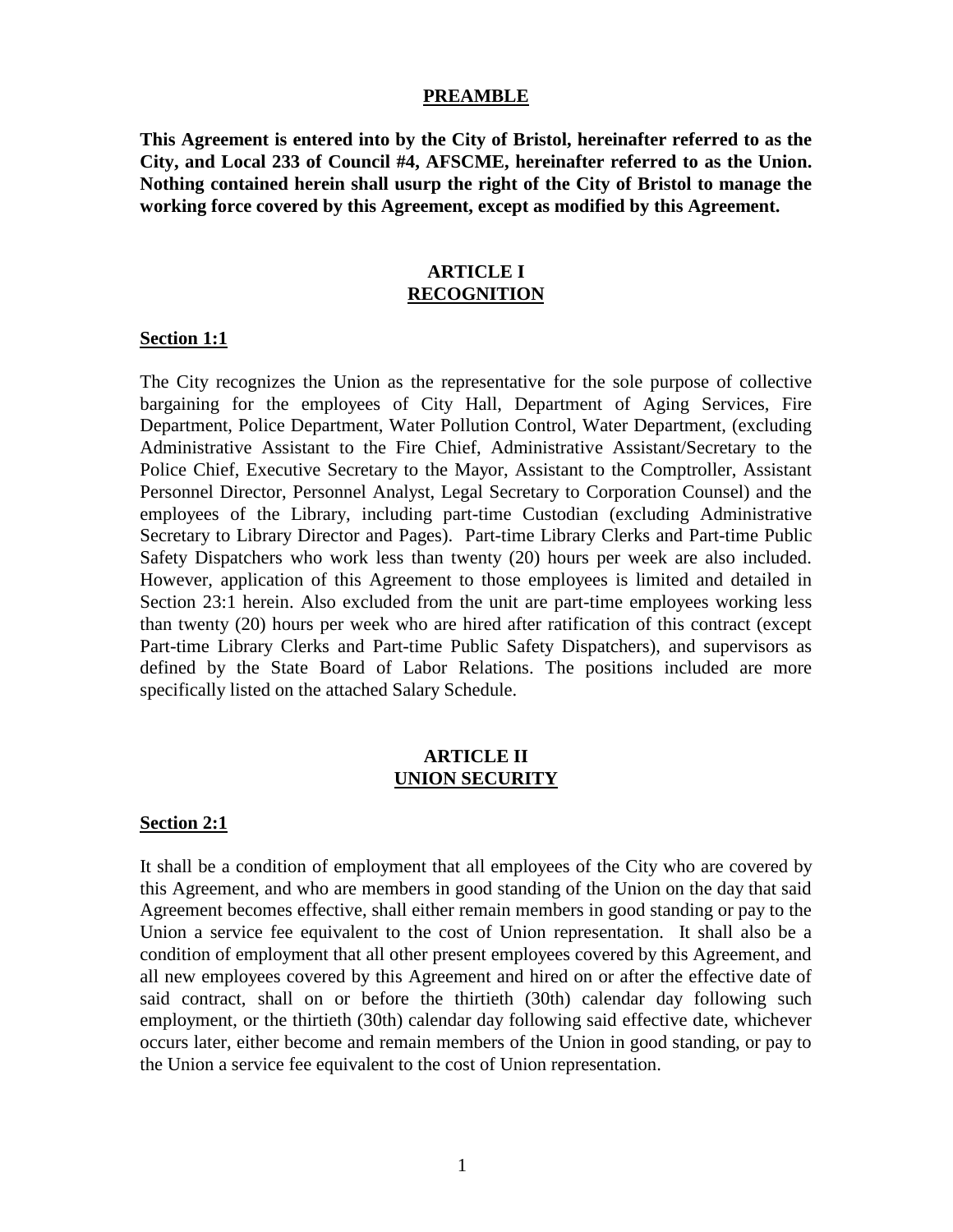## PREAMBLE

**This Agreement is entered into by the City of Bristol, hereinafter referred to as the City, and Local 233 of Council #4, AFSCME, hereinafter referred to as the Union. Nothing contained herein shall usurp the right of the City of Bristol to manage the working force covered by this Agreement, except as modified by this Agreement.**

## ARTICLE I
## RECOGNITION

**Section 1:1**

The City recognizes the Union as the representative for the sole purpose of collective bargaining for the employees of City Hall, Department of Aging Services, Fire Department, Police Department, Water Pollution Control, Water Department, (excluding Administrative Assistant to the Fire Chief, Administrative Assistant/Secretary to the Police Chief, Executive Secretary to the Mayor, Assistant to the Comptroller, Assistant Personnel Director, Personnel Analyst, Legal Secretary to Corporation Counsel) and the employees of the Library, including part-time Custodian (excluding Administrative Secretary to Library Director and Pages). Part-time Library Clerks and Part-time Public Safety Dispatchers who work less than twenty (20) hours per week are also included. However, application of this Agreement to those employees is limited and detailed in Section 23:1 herein. Also excluded from the unit are part-time employees working less than twenty (20) hours per week who are hired after ratification of this contract (except Part-time Library Clerks and Part-time Public Safety Dispatchers), and supervisors as defined by the State Board of Labor Relations. The positions included are more specifically listed on the attached Salary Schedule.

## ARTICLE II
## UNION SECURITY

**Section 2:1**

It shall be a condition of employment that all employees of the City who are covered by this Agreement, and who are members in good standing of the Union on the day that said Agreement becomes effective, shall either remain members in good standing or pay to the Union a service fee equivalent to the cost of Union representation. It shall also be a condition of employment that all other present employees covered by this Agreement, and all new employees covered by this Agreement and hired on or after the effective date of said contract, shall on or before the thirtieth (30th) calendar day following such employment, or the thirtieth (30th) calendar day following said effective date, whichever occurs later, either become and remain members of the Union in good standing, or pay to the Union a service fee equivalent to the cost of Union representation.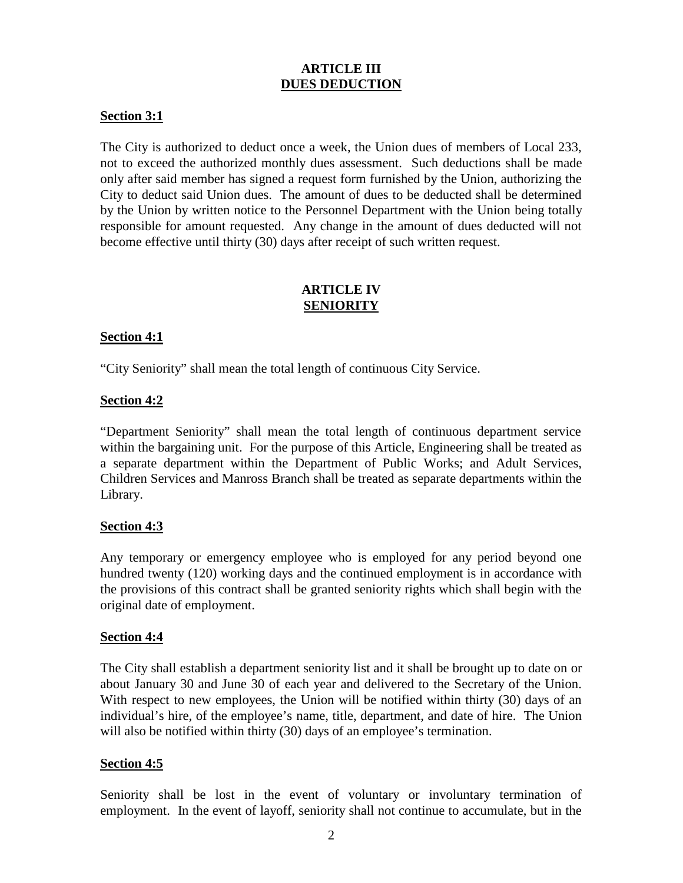## ARTICLE III
## DUES DEDUCTION

**Section 3:1**

The City is authorized to deduct once a week, the Union dues of members of Local 233, not to exceed the authorized monthly dues assessment. Such deductions shall be made only after said member has signed a request form furnished by the Union, authorizing the City to deduct said Union dues. The amount of dues to be deducted shall be determined by the Union by written notice to the Personnel Department with the Union being totally responsible for amount requested. Any change in the amount of dues deducted will not become effective until thirty (30) days after receipt of such written request.

## ARTICLE IV
## SENIORITY

**Section 4:1**

"City Seniority" shall mean the total length of continuous City Service.

**Section 4:2**

"Department Seniority" shall mean the total length of continuous department service within the bargaining unit. For the purpose of this Article, Engineering shall be treated as a separate department within the Department of Public Works; and Adult Services, Children Services and Manross Branch shall be treated as separate departments within the Library.

**Section 4:3**

Any temporary or emergency employee who is employed for any period beyond one hundred twenty (120) working days and the continued employment is in accordance with the provisions of this contract shall be granted seniority rights which shall begin with the original date of employment.

**Section 4:4**

The City shall establish a department seniority list and it shall be brought up to date on or about January 30 and June 30 of each year and delivered to the Secretary of the Union. With respect to new employees, the Union will be notified within thirty (30) days of an individual's hire, of the employee's name, title, department, and date of hire. The Union will also be notified within thirty (30) days of an employee's termination.

**Section 4:5**

Seniority shall be lost in the event of voluntary or involuntary termination of employment. In the event of layoff, seniority shall not continue to accumulate, but in the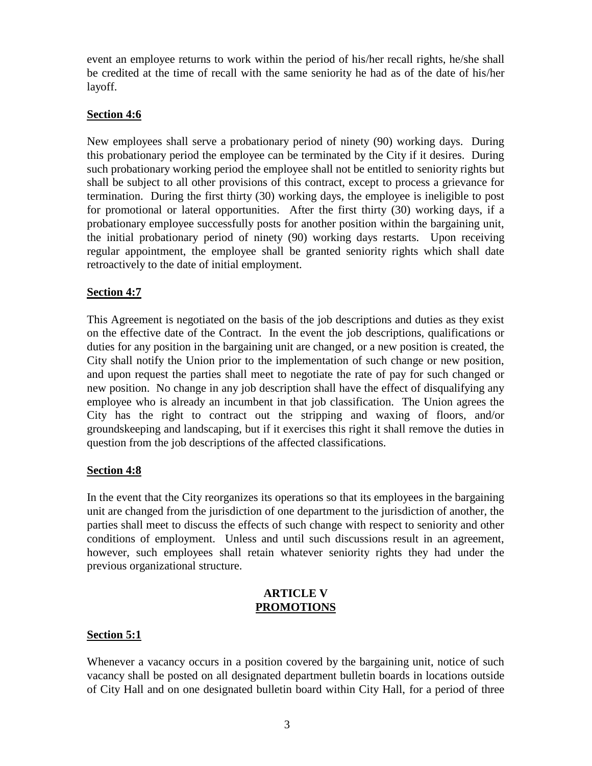event an employee returns to work within the period of his/her recall rights, he/she shall be credited at the time of recall with the same seniority he had as of the date of his/her layoff.

**Section 4:6**

New employees shall serve a probationary period of ninety (90) working days. During this probationary period the employee can be terminated by the City if it desires. During such probationary working period the employee shall not be entitled to seniority rights but shall be subject to all other provisions of this contract, except to process a grievance for termination. During the first thirty (30) working days, the employee is ineligible to post for promotional or lateral opportunities. After the first thirty (30) working days, if a probationary employee successfully posts for another position within the bargaining unit, the initial probationary period of ninety (90) working days restarts. Upon receiving regular appointment, the employee shall be granted seniority rights which shall date retroactively to the date of initial employment.

**Section 4:7**

This Agreement is negotiated on the basis of the job descriptions and duties as they exist on the effective date of the Contract. In the event the job descriptions, qualifications or duties for any position in the bargaining unit are changed, or a new position is created, the City shall notify the Union prior to the implementation of such change or new position, and upon request the parties shall meet to negotiate the rate of pay for such changed or new position. No change in any job description shall have the effect of disqualifying any employee who is already an incumbent in that job classification. The Union agrees the City has the right to contract out the stripping and waxing of floors, and/or groundskeeping and landscaping, but if it exercises this right it shall remove the duties in question from the job descriptions of the affected classifications.

**Section 4:8**

In the event that the City reorganizes its operations so that its employees in the bargaining unit are changed from the jurisdiction of one department to the jurisdiction of another, the parties shall meet to discuss the effects of such change with respect to seniority and other conditions of employment. Unless and until such discussions result in an agreement, however, such employees shall retain whatever seniority rights they had under the previous organizational structure.

## ARTICLE V
## PROMOTIONS

**Section 5:1**

Whenever a vacancy occurs in a position covered by the bargaining unit, notice of such vacancy shall be posted on all designated department bulletin boards in locations outside of City Hall and on one designated bulletin board within City Hall, for a period of three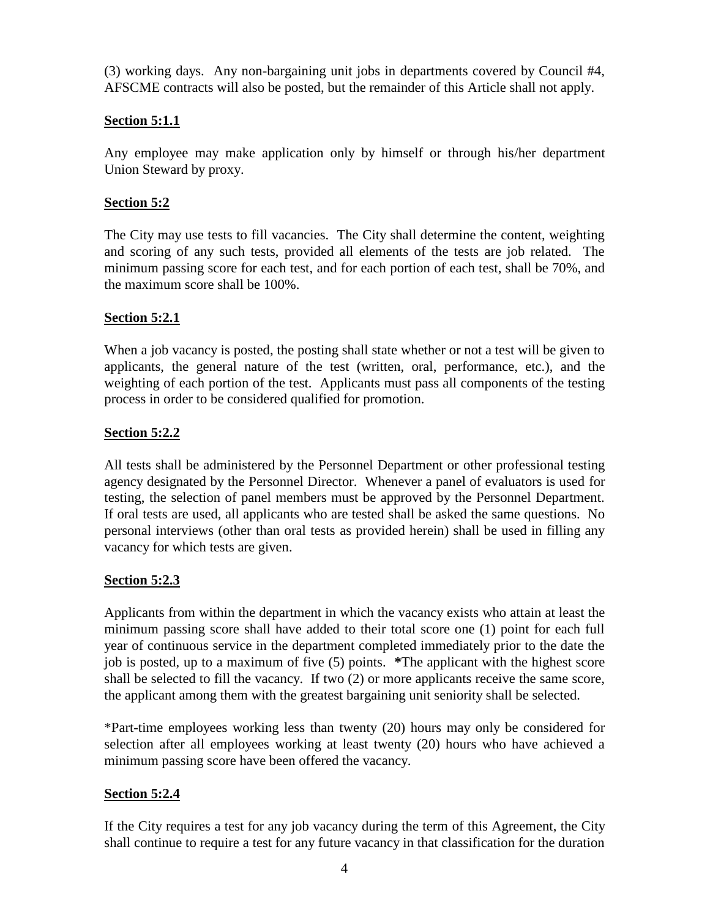(3) working days. Any non-bargaining unit jobs in departments covered by Council #4, AFSCME contracts will also be posted, but the remainder of this Article shall not apply.

**Section 5:1.1**

Any employee may make application only by himself or through his/her department Union Steward by proxy.

**Section 5:2**

The City may use tests to fill vacancies. The City shall determine the content, weighting and scoring of any such tests, provided all elements of the tests are job related. The minimum passing score for each test, and for each portion of each test, shall be 70%, and the maximum score shall be 100%.

**Section 5:2.1**

When a job vacancy is posted, the posting shall state whether or not a test will be given to applicants, the general nature of the test (written, oral, performance, etc.), and the weighting of each portion of the test. Applicants must pass all components of the testing process in order to be considered qualified for promotion.

**Section 5:2.2**

All tests shall be administered by the Personnel Department or other professional testing agency designated by the Personnel Director. Whenever a panel of evaluators is used for testing, the selection of panel members must be approved by the Personnel Department. If oral tests are used, all applicants who are tested shall be asked the same questions. No personal interviews (other than oral tests as provided herein) shall be used in filling any vacancy for which tests are given.

**Section 5:2.3**

Applicants from within the department in which the vacancy exists who attain at least the minimum passing score shall have added to their total score one (1) point for each full year of continuous service in the department completed immediately prior to the date the job is posted, up to a maximum of five (5) points. **\***The applicant with the highest score shall be selected to fill the vacancy. If two (2) or more applicants receive the same score, the applicant among them with the greatest bargaining unit seniority shall be selected.

\*Part-time employees working less than twenty (20) hours may only be considered for selection after all employees working at least twenty (20) hours who have achieved a minimum passing score have been offered the vacancy.

**Section 5:2.4**

If the City requires a test for any job vacancy during the term of this Agreement, the City shall continue to require a test for any future vacancy in that classification for the duration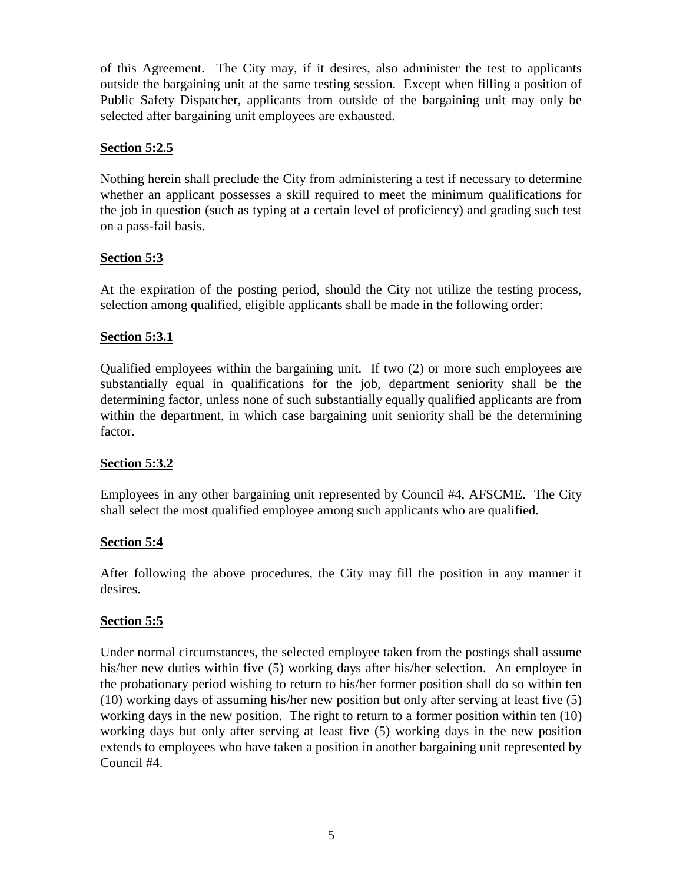of this Agreement. The City may, if it desires, also administer the test to applicants outside the bargaining unit at the same testing session. Except when filling a position of Public Safety Dispatcher, applicants from outside of the bargaining unit may only be selected after bargaining unit employees are exhausted.

**Section 5:2.5**

Nothing herein shall preclude the City from administering a test if necessary to determine whether an applicant possesses a skill required to meet the minimum qualifications for the job in question (such as typing at a certain level of proficiency) and grading such test on a pass-fail basis.

**Section 5:3**

At the expiration of the posting period, should the City not utilize the testing process, selection among qualified, eligible applicants shall be made in the following order:

**Section 5:3.1**

Qualified employees within the bargaining unit. If two (2) or more such employees are substantially equal in qualifications for the job, department seniority shall be the determining factor, unless none of such substantially equally qualified applicants are from within the department, in which case bargaining unit seniority shall be the determining factor.

**Section 5:3.2**

Employees in any other bargaining unit represented by Council #4, AFSCME. The City shall select the most qualified employee among such applicants who are qualified.

**Section 5:4**

After following the above procedures, the City may fill the position in any manner it desires.

**Section 5:5**

Under normal circumstances, the selected employee taken from the postings shall assume his/her new duties within five (5) working days after his/her selection. An employee in the probationary period wishing to return to his/her former position shall do so within ten (10) working days of assuming his/her new position but only after serving at least five (5) working days in the new position. The right to return to a former position within ten (10) working days but only after serving at least five (5) working days in the new position extends to employees who have taken a position in another bargaining unit represented by Council #4.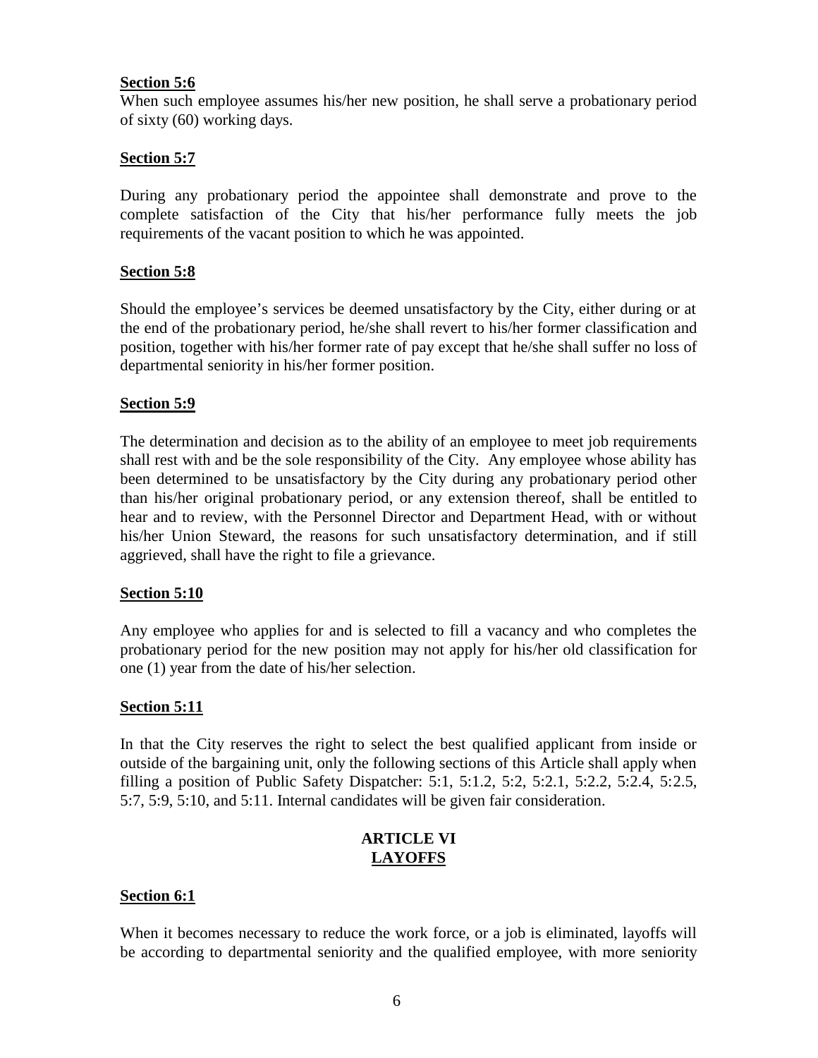**Section 5:6**

When such employee assumes his/her new position, he shall serve a probationary period of sixty (60) working days.

**Section 5:7**

During any probationary period the appointee shall demonstrate and prove to the complete satisfaction of the City that his/her performance fully meets the job requirements of the vacant position to which he was appointed.

**Section 5:8**

Should the employee's services be deemed unsatisfactory by the City, either during or at the end of the probationary period, he/she shall revert to his/her former classification and position, together with his/her former rate of pay except that he/she shall suffer no loss of departmental seniority in his/her former position.

**Section 5:9**

The determination and decision as to the ability of an employee to meet job requirements shall rest with and be the sole responsibility of the City. Any employee whose ability has been determined to be unsatisfactory by the City during any probationary period other than his/her original probationary period, or any extension thereof, shall be entitled to hear and to review, with the Personnel Director and Department Head, with or without his/her Union Steward, the reasons for such unsatisfactory determination, and if still aggrieved, shall have the right to file a grievance.

**Section 5:10**

Any employee who applies for and is selected to fill a vacancy and who completes the probationary period for the new position may not apply for his/her old classification for one (1) year from the date of his/her selection.

**Section 5:11**

In that the City reserves the right to select the best qualified applicant from inside or outside of the bargaining unit, only the following sections of this Article shall apply when filling a position of Public Safety Dispatcher: 5:1, 5:1.2, 5:2, 5:2.1, 5:2.2, 5:2.4, 5:2.5, 5:7, 5:9, 5:10, and 5:11. Internal candidates will be given fair consideration.

## ARTICLE VI
## LAYOFFS

**Section 6:1**

When it becomes necessary to reduce the work force, or a job is eliminated, layoffs will be according to departmental seniority and the qualified employee, with more seniority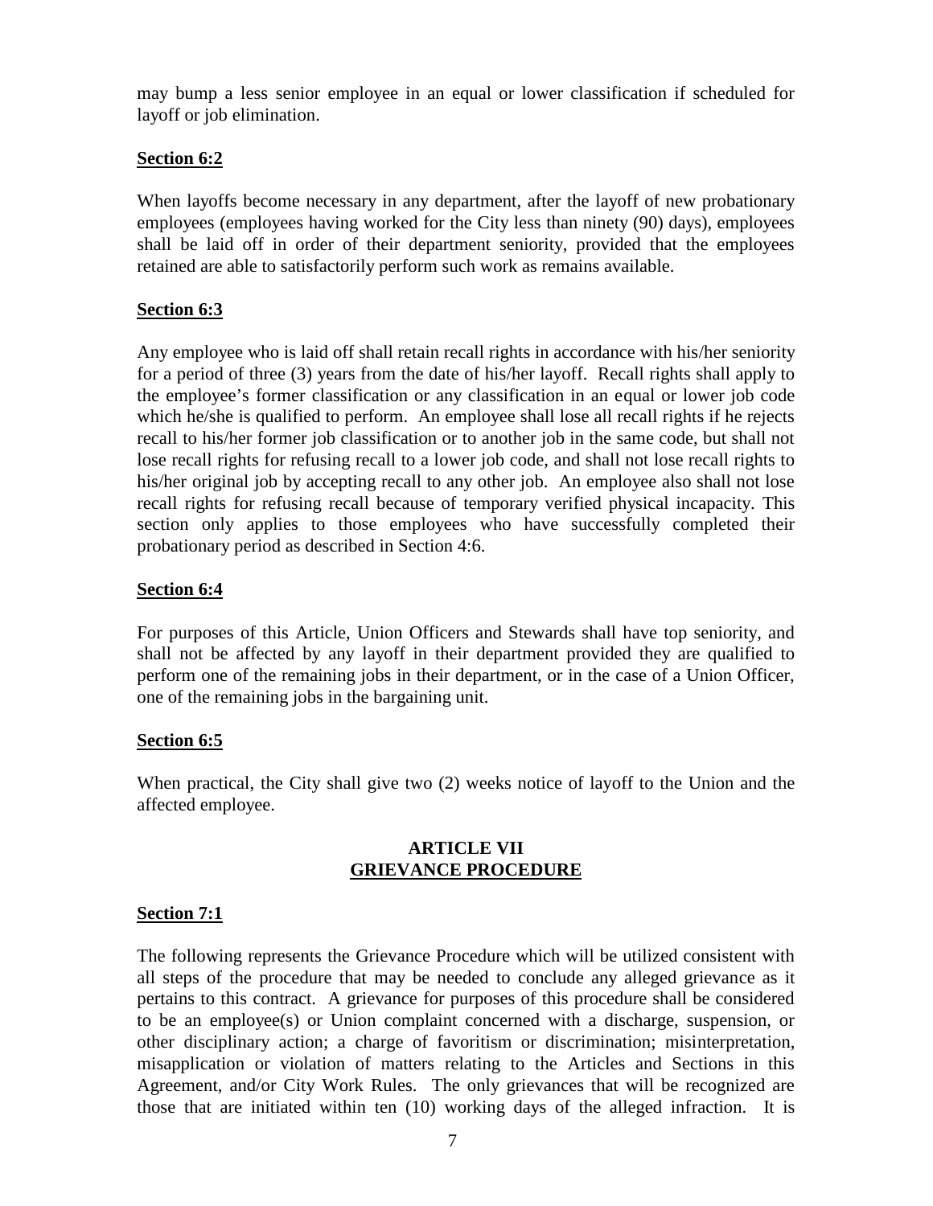may bump a less senior employee in an equal or lower classification if scheduled for layoff or job elimination.

**Section 6:2**

When layoffs become necessary in any department, after the layoff of new probationary employees (employees having worked for the City less than ninety (90) days), employees shall be laid off in order of their department seniority, provided that the employees retained are able to satisfactorily perform such work as remains available.

**Section 6:3**

Any employee who is laid off shall retain recall rights in accordance with his/her seniority for a period of three (3) years from the date of his/her layoff. Recall rights shall apply to the employee's former classification or any classification in an equal or lower job code which he/she is qualified to perform. An employee shall lose all recall rights if he rejects recall to his/her former job classification or to another job in the same code, but shall not lose recall rights for refusing recall to a lower job code, and shall not lose recall rights to his/her original job by accepting recall to any other job. An employee also shall not lose recall rights for refusing recall because of temporary verified physical incapacity. This section only applies to those employees who have successfully completed their probationary period as described in Section 4:6.

**Section 6:4**

For purposes of this Article, Union Officers and Stewards shall have top seniority, and shall not be affected by any layoff in their department provided they are qualified to perform one of the remaining jobs in their department, or in the case of a Union Officer, one of the remaining jobs in the bargaining unit.

**Section 6:5**

When practical, the City shall give two (2) weeks notice of layoff to the Union and the affected employee.

## ARTICLE VII
## GRIEVANCE PROCEDURE

**Section 7:1**

The following represents the Grievance Procedure which will be utilized consistent with all steps of the procedure that may be needed to conclude any alleged grievance as it pertains to this contract. A grievance for purposes of this procedure shall be considered to be an employee(s) or Union complaint concerned with a discharge, suspension, or other disciplinary action; a charge of favoritism or discrimination; misinterpretation, misapplication or violation of matters relating to the Articles and Sections in this Agreement, and/or City Work Rules. The only grievances that will be recognized are those that are initiated within ten (10) working days of the alleged infraction. It is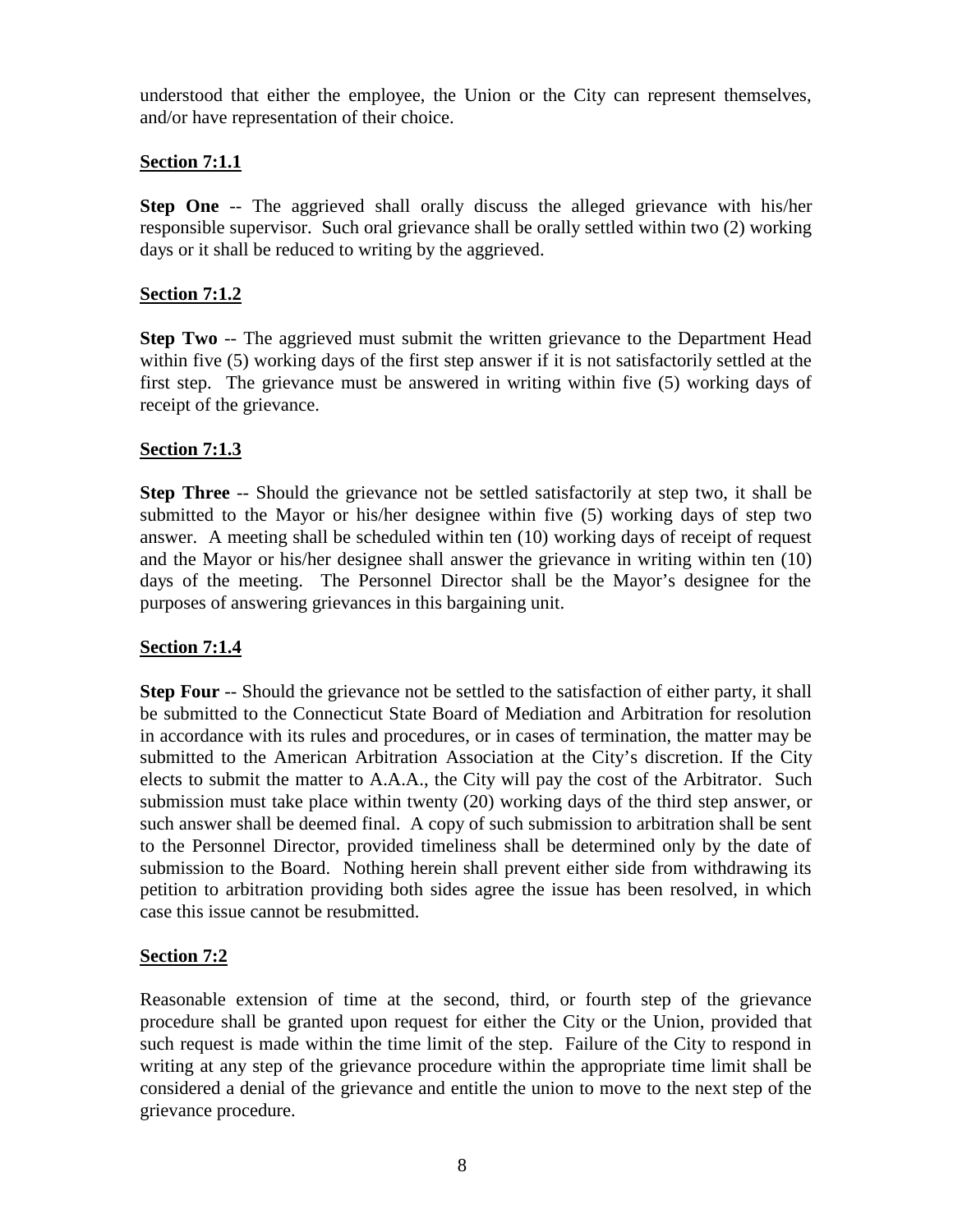understood that either the employee, the Union or the City can represent themselves, and/or have representation of their choice.

**Section 7:1.1**

**Step One** -- The aggrieved shall orally discuss the alleged grievance with his/her responsible supervisor. Such oral grievance shall be orally settled within two (2) working days or it shall be reduced to writing by the aggrieved.

**Section 7:1.2**

**Step Two** -- The aggrieved must submit the written grievance to the Department Head within five (5) working days of the first step answer if it is not satisfactorily settled at the first step. The grievance must be answered in writing within five (5) working days of receipt of the grievance.

**Section 7:1.3**

**Step Three** -- Should the grievance not be settled satisfactorily at step two, it shall be submitted to the Mayor or his/her designee within five (5) working days of step two answer. A meeting shall be scheduled within ten (10) working days of receipt of request and the Mayor or his/her designee shall answer the grievance in writing within ten (10) days of the meeting. The Personnel Director shall be the Mayor's designee for the purposes of answering grievances in this bargaining unit.

**Section 7:1.4**

**Step Four** -- Should the grievance not be settled to the satisfaction of either party, it shall be submitted to the Connecticut State Board of Mediation and Arbitration for resolution in accordance with its rules and procedures, or in cases of termination, the matter may be submitted to the American Arbitration Association at the City's discretion. If the City elects to submit the matter to A.A.A., the City will pay the cost of the Arbitrator. Such submission must take place within twenty (20) working days of the third step answer, or such answer shall be deemed final. A copy of such submission to arbitration shall be sent to the Personnel Director, provided timeliness shall be determined only by the date of submission to the Board. Nothing herein shall prevent either side from withdrawing its petition to arbitration providing both sides agree the issue has been resolved, in which case this issue cannot be resubmitted.

**Section 7:2**

Reasonable extension of time at the second, third, or fourth step of the grievance procedure shall be granted upon request for either the City or the Union, provided that such request is made within the time limit of the step. Failure of the City to respond in writing at any step of the grievance procedure within the appropriate time limit shall be considered a denial of the grievance and entitle the union to move to the next step of the grievance procedure.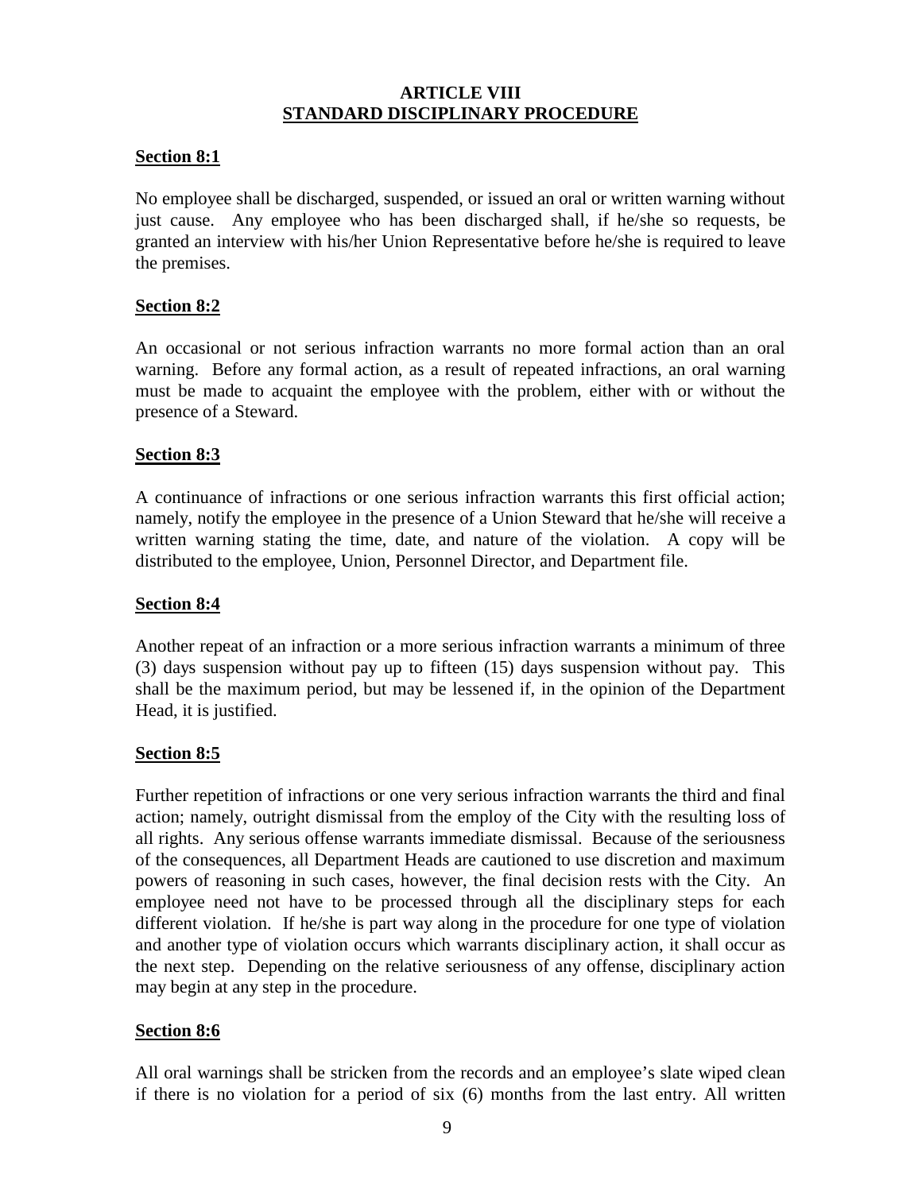## ARTICLE VIII
## STANDARD DISCIPLINARY PROCEDURE

### Section 8:1

No employee shall be discharged, suspended, or issued an oral or written warning without just cause. Any employee who has been discharged shall, if he/she so requests, be granted an interview with his/her Union Representative before he/she is required to leave the premises.

### Section 8:2

An occasional or not serious infraction warrants no more formal action than an oral warning. Before any formal action, as a result of repeated infractions, an oral warning must be made to acquaint the employee with the problem, either with or without the presence of a Steward.

### Section 8:3

A continuance of infractions or one serious infraction warrants this first official action; namely, notify the employee in the presence of a Union Steward that he/she will receive a written warning stating the time, date, and nature of the violation. A copy will be distributed to the employee, Union, Personnel Director, and Department file.

### Section 8:4

Another repeat of an infraction or a more serious infraction warrants a minimum of three (3) days suspension without pay up to fifteen (15) days suspension without pay. This shall be the maximum period, but may be lessened if, in the opinion of the Department Head, it is justified.

### Section 8:5

Further repetition of infractions or one very serious infraction warrants the third and final action; namely, outright dismissal from the employ of the City with the resulting loss of all rights. Any serious offense warrants immediate dismissal. Because of the seriousness of the consequences, all Department Heads are cautioned to use discretion and maximum powers of reasoning in such cases, however, the final decision rests with the City. An employee need not have to be processed through all the disciplinary steps for each different violation. If he/she is part way along in the procedure for one type of violation and another type of violation occurs which warrants disciplinary action, it shall occur as the next step. Depending on the relative seriousness of any offense, disciplinary action may begin at any step in the procedure.

### Section 8:6

All oral warnings shall be stricken from the records and an employee's slate wiped clean if there is no violation for a period of six (6) months from the last entry. All written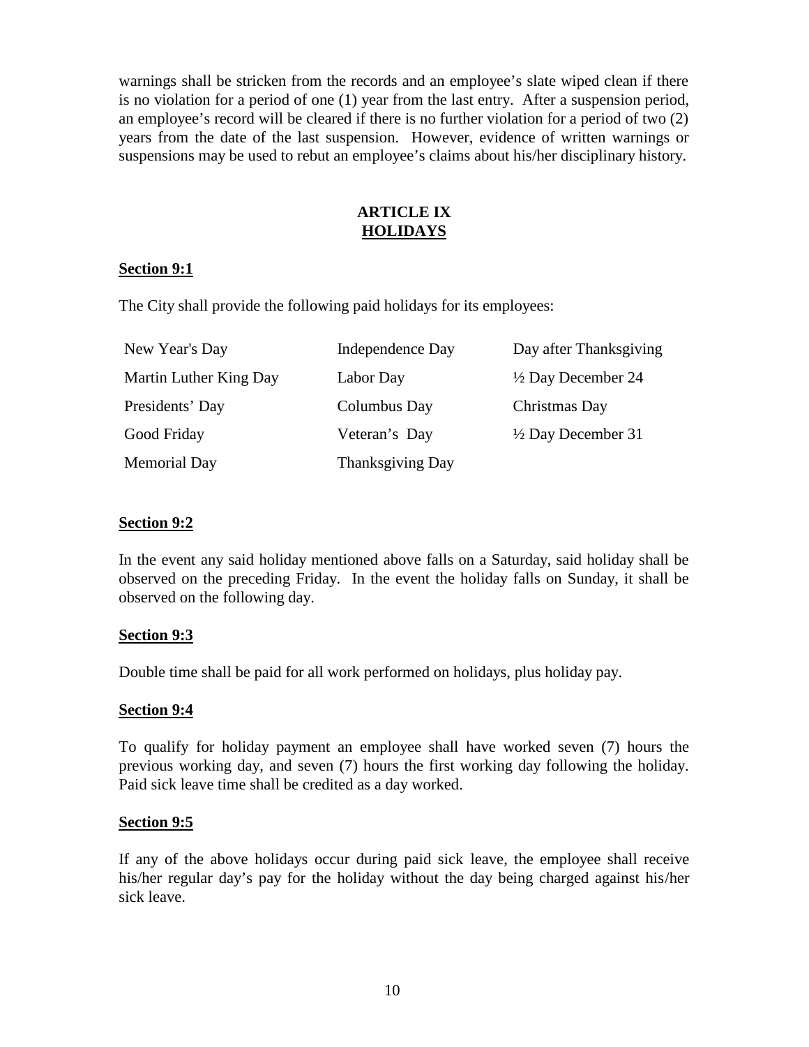warnings shall be stricken from the records and an employee's slate wiped clean if there is no violation for a period of one (1) year from the last entry. After a suspension period, an employee's record will be cleared if there is no further violation for a period of two (2) years from the date of the last suspension. However, evidence of written warnings or suspensions may be used to rebut an employee's claims about his/her disciplinary history.

## ARTICLE IX
## HOLIDAYS

### Section 9:1

The City shall provide the following paid holidays for its employees:

| | | |
|---|---|---|
| New Year's Day | Independence Day | Day after Thanksgiving |
| Martin Luther King Day | Labor Day | ½ Day December 24 |
| Presidents' Day | Columbus Day | Christmas Day |
| Good Friday | Veteran's Day | ½ Day December 31 |
| Memorial Day | Thanksgiving Day | |

### Section 9:2

In the event any said holiday mentioned above falls on a Saturday, said holiday shall be observed on the preceding Friday. In the event the holiday falls on Sunday, it shall be observed on the following day.

### Section 9:3

Double time shall be paid for all work performed on holidays, plus holiday pay.

### Section 9:4

To qualify for holiday payment an employee shall have worked seven (7) hours the previous working day, and seven (7) hours the first working day following the holiday. Paid sick leave time shall be credited as a day worked.

### Section 9:5

If any of the above holidays occur during paid sick leave, the employee shall receive his/her regular day's pay for the holiday without the day being charged against his/her sick leave.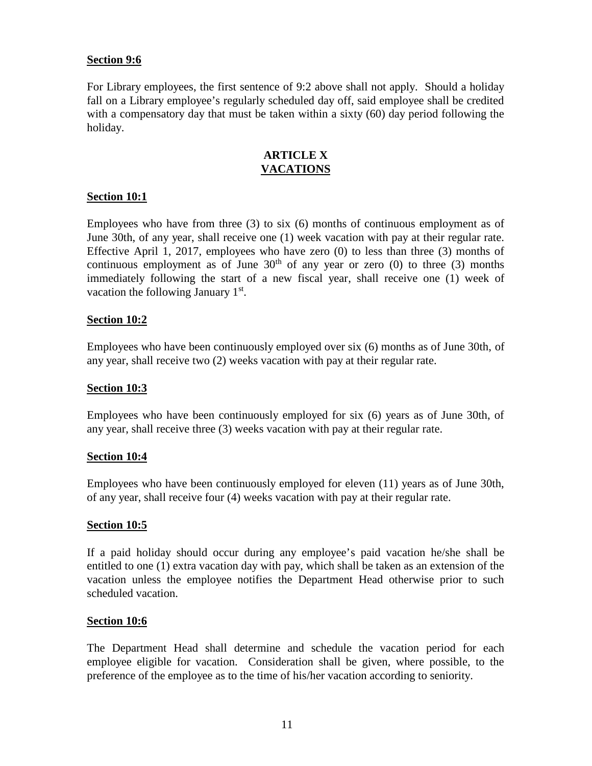**Section 9:6**

For Library employees, the first sentence of 9:2 above shall not apply. Should a holiday fall on a Library employee's regularly scheduled day off, said employee shall be credited with a compensatory day that must be taken within a sixty (60) day period following the holiday.

## ARTICLE X
## VACATIONS

**Section 10:1**

Employees who have from three (3) to six (6) months of continuous employment as of June 30th, of any year, shall receive one (1) week vacation with pay at their regular rate. Effective April 1, 2017, employees who have zero (0) to less than three (3) months of continuous employment as of June 30th of any year or zero (0) to three (3) months immediately following the start of a new fiscal year, shall receive one (1) week of vacation the following January 1st.

**Section 10:2**

Employees who have been continuously employed over six (6) months as of June 30th, of any year, shall receive two (2) weeks vacation with pay at their regular rate.

**Section 10:3**

Employees who have been continuously employed for six (6) years as of June 30th, of any year, shall receive three (3) weeks vacation with pay at their regular rate.

**Section 10:4**

Employees who have been continuously employed for eleven (11) years as of June 30th, of any year, shall receive four (4) weeks vacation with pay at their regular rate.

**Section 10:5**

If a paid holiday should occur during any employee's paid vacation he/she shall be entitled to one (1) extra vacation day with pay, which shall be taken as an extension of the vacation unless the employee notifies the Department Head otherwise prior to such scheduled vacation.

**Section 10:6**

The Department Head shall determine and schedule the vacation period for each employee eligible for vacation. Consideration shall be given, where possible, to the preference of the employee as to the time of his/her vacation according to seniority.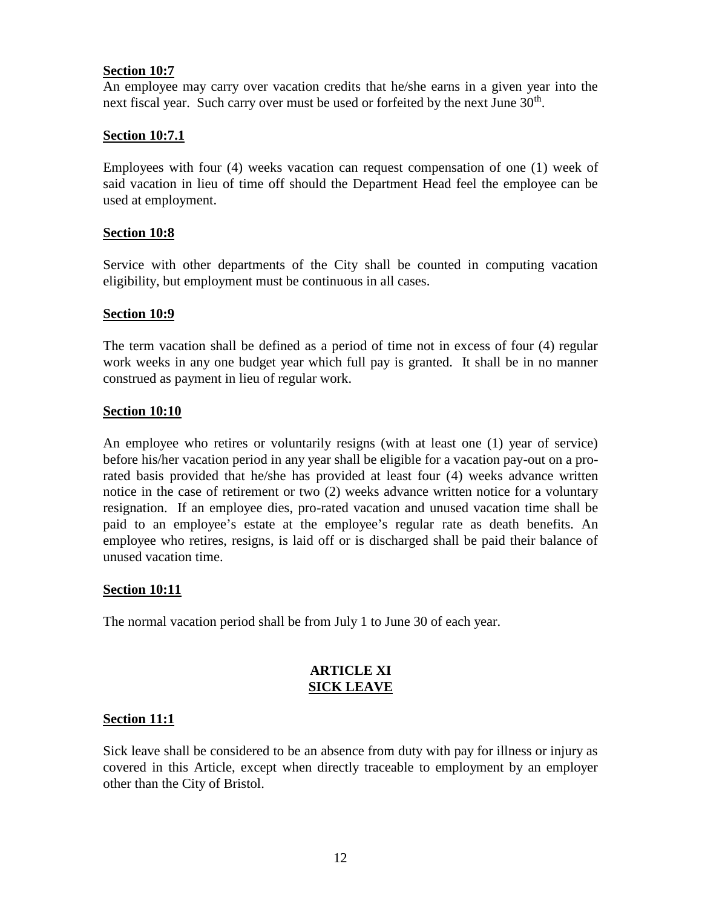**Section 10:7**

An employee may carry over vacation credits that he/she earns in a given year into the next fiscal year. Such carry over must be used or forfeited by the next June 30th.

**Section 10:7.1**

Employees with four (4) weeks vacation can request compensation of one (1) week of said vacation in lieu of time off should the Department Head feel the employee can be used at employment.

**Section 10:8**

Service with other departments of the City shall be counted in computing vacation eligibility, but employment must be continuous in all cases.

**Section 10:9**

The term vacation shall be defined as a period of time not in excess of four (4) regular work weeks in any one budget year which full pay is granted. It shall be in no manner construed as payment in lieu of regular work.

**Section 10:10**

An employee who retires or voluntarily resigns (with at least one (1) year of service) before his/her vacation period in any year shall be eligible for a vacation pay-out on a pro-rated basis provided that he/she has provided at least four (4) weeks advance written notice in the case of retirement or two (2) weeks advance written notice for a voluntary resignation. If an employee dies, pro-rated vacation and unused vacation time shall be paid to an employee's estate at the employee's regular rate as death benefits. An employee who retires, resigns, is laid off or is discharged shall be paid their balance of unused vacation time.

**Section 10:11**

The normal vacation period shall be from July 1 to June 30 of each year.

## ARTICLE XI
## SICK LEAVE

**Section 11:1**

Sick leave shall be considered to be an absence from duty with pay for illness or injury as covered in this Article, except when directly traceable to employment by an employer other than the City of Bristol.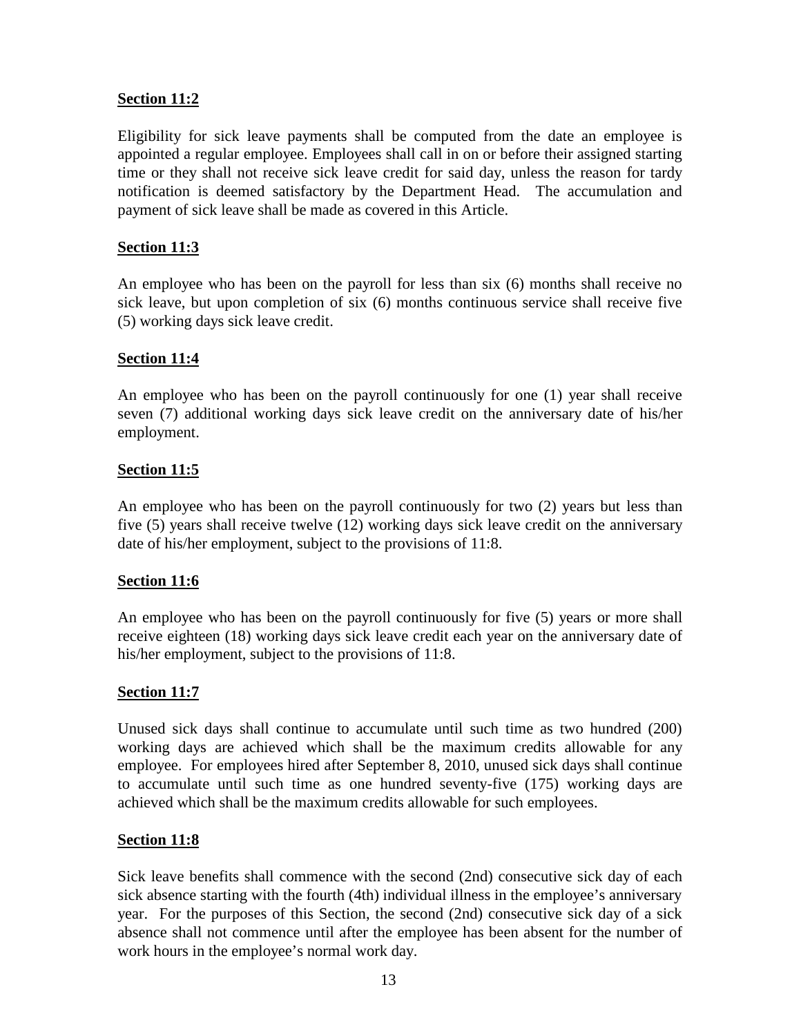**Section 11:2**

Eligibility for sick leave payments shall be computed from the date an employee is appointed a regular employee. Employees shall call in on or before their assigned starting time or they shall not receive sick leave credit for said day, unless the reason for tardy notification is deemed satisfactory by the Department Head. The accumulation and payment of sick leave shall be made as covered in this Article.

**Section 11:3**

An employee who has been on the payroll for less than six (6) months shall receive no sick leave, but upon completion of six (6) months continuous service shall receive five (5) working days sick leave credit.

**Section 11:4**

An employee who has been on the payroll continuously for one (1) year shall receive seven (7) additional working days sick leave credit on the anniversary date of his/her employment.

**Section 11:5**

An employee who has been on the payroll continuously for two (2) years but less than five (5) years shall receive twelve (12) working days sick leave credit on the anniversary date of his/her employment, subject to the provisions of 11:8.

**Section 11:6**

An employee who has been on the payroll continuously for five (5) years or more shall receive eighteen (18) working days sick leave credit each year on the anniversary date of his/her employment, subject to the provisions of 11:8.

**Section 11:7**

Unused sick days shall continue to accumulate until such time as two hundred (200) working days are achieved which shall be the maximum credits allowable for any employee. For employees hired after September 8, 2010, unused sick days shall continue to accumulate until such time as one hundred seventy-five (175) working days are achieved which shall be the maximum credits allowable for such employees.

**Section 11:8**

Sick leave benefits shall commence with the second (2nd) consecutive sick day of each sick absence starting with the fourth (4th) individual illness in the employee's anniversary year. For the purposes of this Section, the second (2nd) consecutive sick day of a sick absence shall not commence until after the employee has been absent for the number of work hours in the employee's normal work day.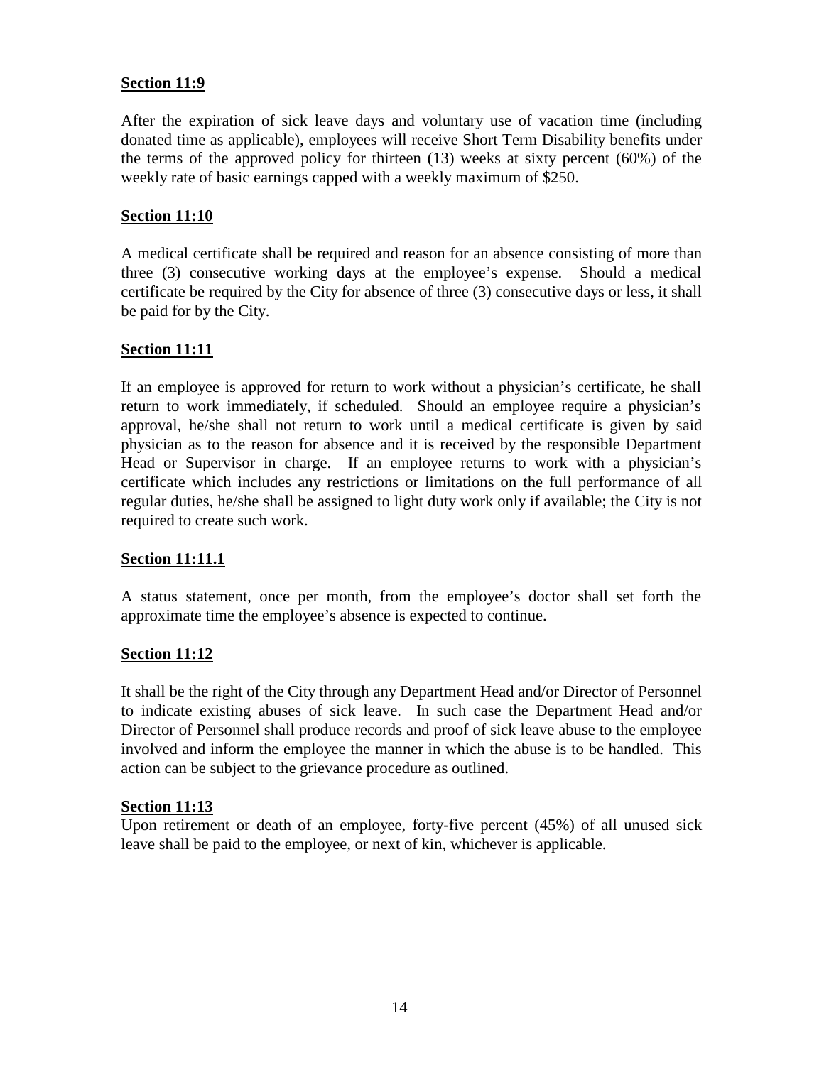**Section 11:9**

After the expiration of sick leave days and voluntary use of vacation time (including donated time as applicable), employees will receive Short Term Disability benefits under the terms of the approved policy for thirteen (13) weeks at sixty percent (60%) of the weekly rate of basic earnings capped with a weekly maximum of $250.

**Section 11:10**

A medical certificate shall be required and reason for an absence consisting of more than three (3) consecutive working days at the employee's expense. Should a medical certificate be required by the City for absence of three (3) consecutive days or less, it shall be paid for by the City.

**Section 11:11**

If an employee is approved for return to work without a physician's certificate, he shall return to work immediately, if scheduled. Should an employee require a physician's approval, he/she shall not return to work until a medical certificate is given by said physician as to the reason for absence and it is received by the responsible Department Head or Supervisor in charge. If an employee returns to work with a physician's certificate which includes any restrictions or limitations on the full performance of all regular duties, he/she shall be assigned to light duty work only if available; the City is not required to create such work.

**Section 11:11.1**

A status statement, once per month, from the employee's doctor shall set forth the approximate time the employee's absence is expected to continue.

**Section 11:12**

It shall be the right of the City through any Department Head and/or Director of Personnel to indicate existing abuses of sick leave. In such case the Department Head and/or Director of Personnel shall produce records and proof of sick leave abuse to the employee involved and inform the employee the manner in which the abuse is to be handled. This action can be subject to the grievance procedure as outlined.

**Section 11:13**

Upon retirement or death of an employee, forty-five percent (45%) of all unused sick leave shall be paid to the employee, or next of kin, whichever is applicable.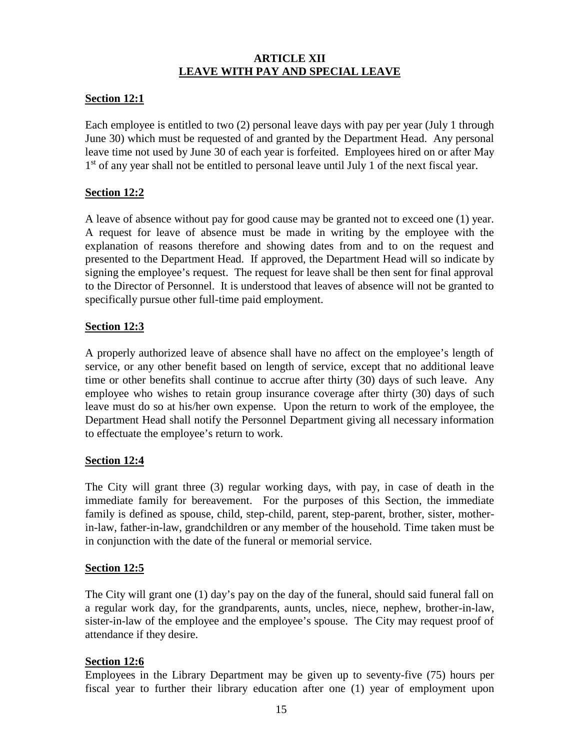## ARTICLE XII
## LEAVE WITH PAY AND SPECIAL LEAVE

### Section 12:1

Each employee is entitled to two (2) personal leave days with pay per year (July 1 through June 30) which must be requested of and granted by the Department Head. Any personal leave time not used by June 30 of each year is forfeited. Employees hired on or after May 1st of any year shall not be entitled to personal leave until July 1 of the next fiscal year.

### Section 12:2

A leave of absence without pay for good cause may be granted not to exceed one (1) year. A request for leave of absence must be made in writing by the employee with the explanation of reasons therefore and showing dates from and to on the request and presented to the Department Head. If approved, the Department Head will so indicate by signing the employee's request. The request for leave shall be then sent for final approval to the Director of Personnel. It is understood that leaves of absence will not be granted to specifically pursue other full-time paid employment.

### Section 12:3

A properly authorized leave of absence shall have no affect on the employee's length of service, or any other benefit based on length of service, except that no additional leave time or other benefits shall continue to accrue after thirty (30) days of such leave. Any employee who wishes to retain group insurance coverage after thirty (30) days of such leave must do so at his/her own expense. Upon the return to work of the employee, the Department Head shall notify the Personnel Department giving all necessary information to effectuate the employee's return to work.

### Section 12:4

The City will grant three (3) regular working days, with pay, in case of death in the immediate family for bereavement. For the purposes of this Section, the immediate family is defined as spouse, child, step-child, parent, step-parent, brother, sister, mother-in-law, father-in-law, grandchildren or any member of the household. Time taken must be in conjunction with the date of the funeral or memorial service.

### Section 12:5

The City will grant one (1) day's pay on the day of the funeral, should said funeral fall on a regular work day, for the grandparents, aunts, uncles, niece, nephew, brother-in-law, sister-in-law of the employee and the employee's spouse. The City may request proof of attendance if they desire.

### Section 12:6

Employees in the Library Department may be given up to seventy-five (75) hours per fiscal year to further their library education after one (1) year of employment upon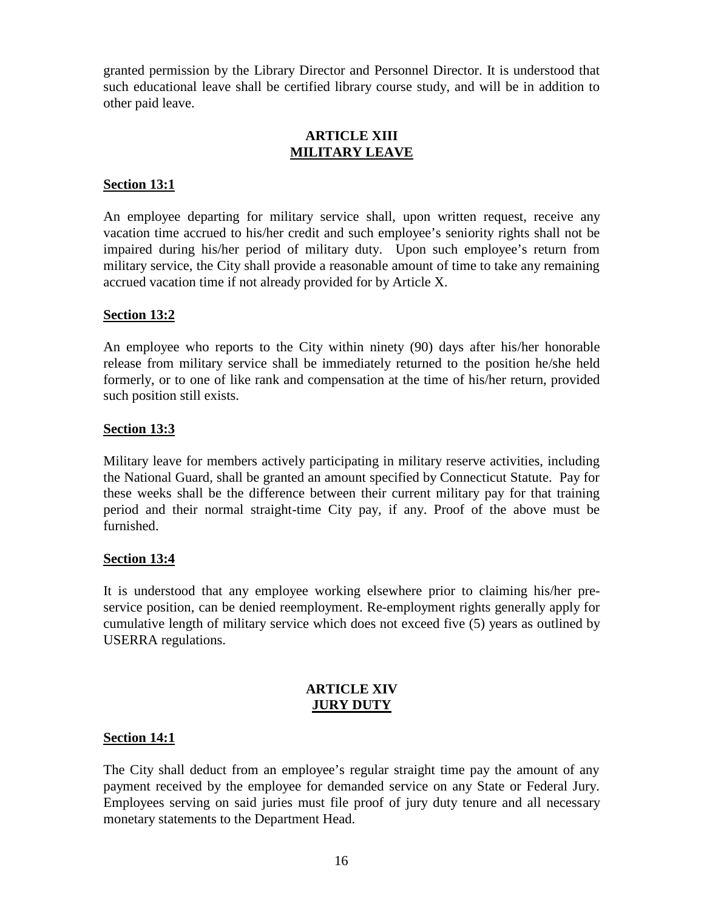granted permission by the Library Director and Personnel Director. It is understood that such educational leave shall be certified library course study, and will be in addition to other paid leave.

## ARTICLE XIII
## MILITARY LEAVE

### Section 13:1

An employee departing for military service shall, upon written request, receive any vacation time accrued to his/her credit and such employee's seniority rights shall not be impaired during his/her period of military duty. Upon such employee's return from military service, the City shall provide a reasonable amount of time to take any remaining accrued vacation time if not already provided for by Article X.

### Section 13:2

An employee who reports to the City within ninety (90) days after his/her honorable release from military service shall be immediately returned to the position he/she held formerly, or to one of like rank and compensation at the time of his/her return, provided such position still exists.

### Section 13:3

Military leave for members actively participating in military reserve activities, including the National Guard, shall be granted an amount specified by Connecticut Statute. Pay for these weeks shall be the difference between their current military pay for that training period and their normal straight-time City pay, if any. Proof of the above must be furnished.

### Section 13:4

It is understood that any employee working elsewhere prior to claiming his/her pre-service position, can be denied reemployment. Re-employment rights generally apply for cumulative length of military service which does not exceed five (5) years as outlined by USERRA regulations.

## ARTICLE XIV
## JURY DUTY

### Section 14:1

The City shall deduct from an employee's regular straight time pay the amount of any payment received by the employee for demanded service on any State or Federal Jury. Employees serving on said juries must file proof of jury duty tenure and all necessary monetary statements to the Department Head.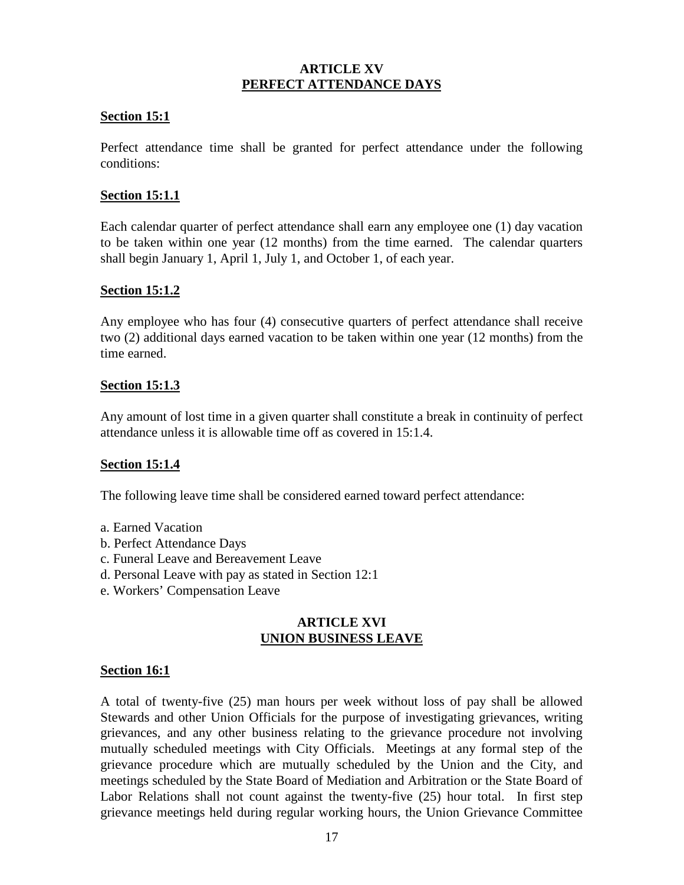## ARTICLE XV
## PERFECT ATTENDANCE DAYS

**Section 15:1**

Perfect attendance time shall be granted for perfect attendance under the following conditions:

**Section 15:1.1**

Each calendar quarter of perfect attendance shall earn any employee one (1) day vacation to be taken within one year (12 months) from the time earned. The calendar quarters shall begin January 1, April 1, July 1, and October 1, of each year.

**Section 15:1.2**

Any employee who has four (4) consecutive quarters of perfect attendance shall receive two (2) additional days earned vacation to be taken within one year (12 months) from the time earned.

**Section 15:1.3**

Any amount of lost time in a given quarter shall constitute a break in continuity of perfect attendance unless it is allowable time off as covered in 15:1.4.

**Section 15:1.4**

The following leave time shall be considered earned toward perfect attendance:

a. Earned Vacation
b. Perfect Attendance Days
c. Funeral Leave and Bereavement Leave
d. Personal Leave with pay as stated in Section 12:1
e. Workers' Compensation Leave

## ARTICLE XVI
## UNION BUSINESS LEAVE

**Section 16:1**

A total of twenty-five (25) man hours per week without loss of pay shall be allowed Stewards and other Union Officials for the purpose of investigating grievances, writing grievances, and any other business relating to the grievance procedure not involving mutually scheduled meetings with City Officials. Meetings at any formal step of the grievance procedure which are mutually scheduled by the Union and the City, and meetings scheduled by the State Board of Mediation and Arbitration or the State Board of Labor Relations shall not count against the twenty-five (25) hour total. In first step grievance meetings held during regular working hours, the Union Grievance Committee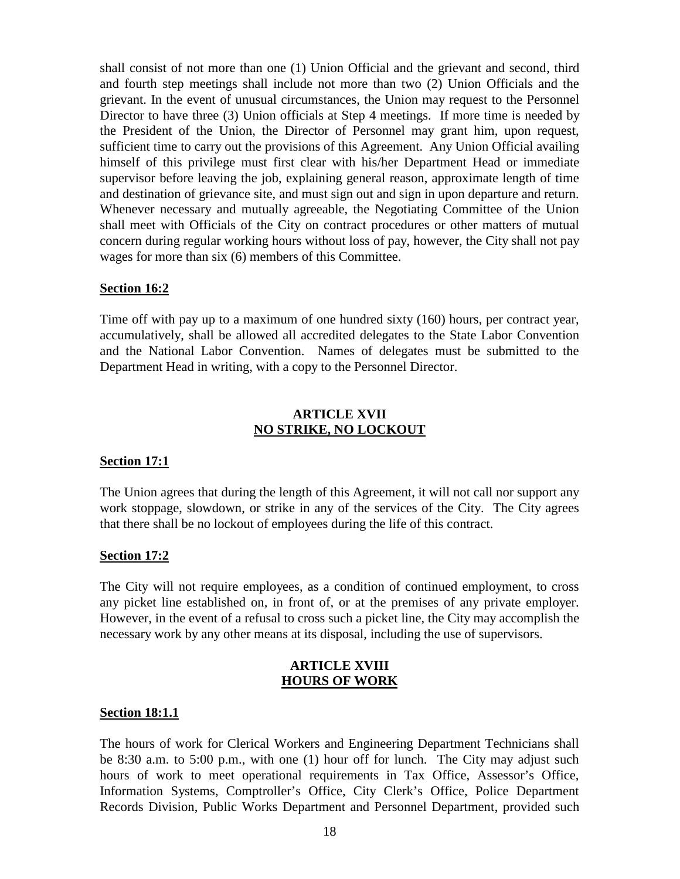shall consist of not more than one (1) Union Official and the grievant and second, third and fourth step meetings shall include not more than two (2) Union Officials and the grievant. In the event of unusual circumstances, the Union may request to the Personnel Director to have three (3) Union officials at Step 4 meetings. If more time is needed by the President of the Union, the Director of Personnel may grant him, upon request, sufficient time to carry out the provisions of this Agreement. Any Union Official availing himself of this privilege must first clear with his/her Department Head or immediate supervisor before leaving the job, explaining general reason, approximate length of time and destination of grievance site, and must sign out and sign in upon departure and return. Whenever necessary and mutually agreeable, the Negotiating Committee of the Union shall meet with Officials of the City on contract procedures or other matters of mutual concern during regular working hours without loss of pay, however, the City shall not pay wages for more than six (6) members of this Committee.

**Section 16:2**

Time off with pay up to a maximum of one hundred sixty (160) hours, per contract year, accumulatively, shall be allowed all accredited delegates to the State Labor Convention and the National Labor Convention. Names of delegates must be submitted to the Department Head in writing, with a copy to the Personnel Director.

## ARTICLE XVII
## NO STRIKE, NO LOCKOUT

**Section 17:1**

The Union agrees that during the length of this Agreement, it will not call nor support any work stoppage, slowdown, or strike in any of the services of the City. The City agrees that there shall be no lockout of employees during the life of this contract.

**Section 17:2**

The City will not require employees, as a condition of continued employment, to cross any picket line established on, in front of, or at the premises of any private employer. However, in the event of a refusal to cross such a picket line, the City may accomplish the necessary work by any other means at its disposal, including the use of supervisors.

## ARTICLE XVIII
## HOURS OF WORK

**Section 18:1.1**

The hours of work for Clerical Workers and Engineering Department Technicians shall be 8:30 a.m. to 5:00 p.m., with one (1) hour off for lunch. The City may adjust such hours of work to meet operational requirements in Tax Office, Assessor's Office, Information Systems, Comptroller's Office, City Clerk's Office, Police Department Records Division, Public Works Department and Personnel Department, provided such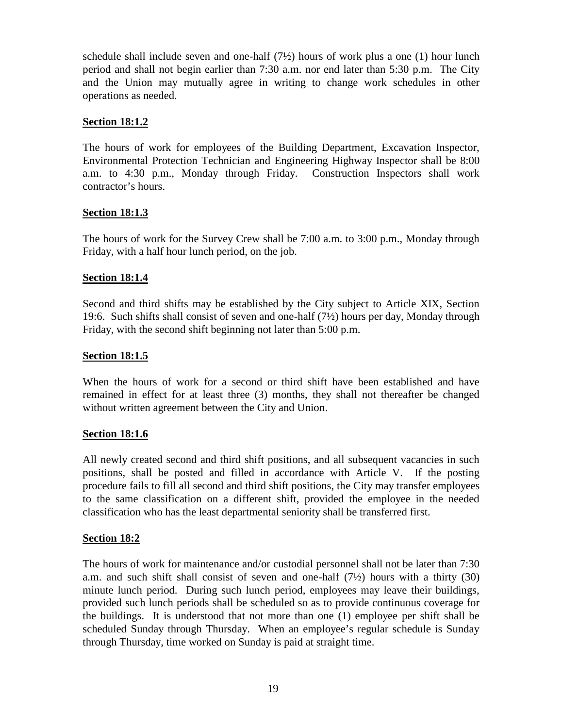schedule shall include seven and one-half (7½) hours of work plus a one (1) hour lunch period and shall not begin earlier than 7:30 a.m. nor end later than 5:30 p.m. The City and the Union may mutually agree in writing to change work schedules in other operations as needed.

**Section 18:1.2**

The hours of work for employees of the Building Department, Excavation Inspector, Environmental Protection Technician and Engineering Highway Inspector shall be 8:00 a.m. to 4:30 p.m., Monday through Friday. Construction Inspectors shall work contractor's hours.

**Section 18:1.3**

The hours of work for the Survey Crew shall be 7:00 a.m. to 3:00 p.m., Monday through Friday, with a half hour lunch period, on the job.

**Section 18:1.4**

Second and third shifts may be established by the City subject to Article XIX, Section 19:6. Such shifts shall consist of seven and one-half (7½) hours per day, Monday through Friday, with the second shift beginning not later than 5:00 p.m.

**Section 18:1.5**

When the hours of work for a second or third shift have been established and have remained in effect for at least three (3) months, they shall not thereafter be changed without written agreement between the City and Union.

**Section 18:1.6**

All newly created second and third shift positions, and all subsequent vacancies in such positions, shall be posted and filled in accordance with Article V. If the posting procedure fails to fill all second and third shift positions, the City may transfer employees to the same classification on a different shift, provided the employee in the needed classification who has the least departmental seniority shall be transferred first.

**Section 18:2**

The hours of work for maintenance and/or custodial personnel shall not be later than 7:30 a.m. and such shift shall consist of seven and one-half (7½) hours with a thirty (30) minute lunch period. During such lunch period, employees may leave their buildings, provided such lunch periods shall be scheduled so as to provide continuous coverage for the buildings. It is understood that not more than one (1) employee per shift shall be scheduled Sunday through Thursday. When an employee's regular schedule is Sunday through Thursday, time worked on Sunday is paid at straight time.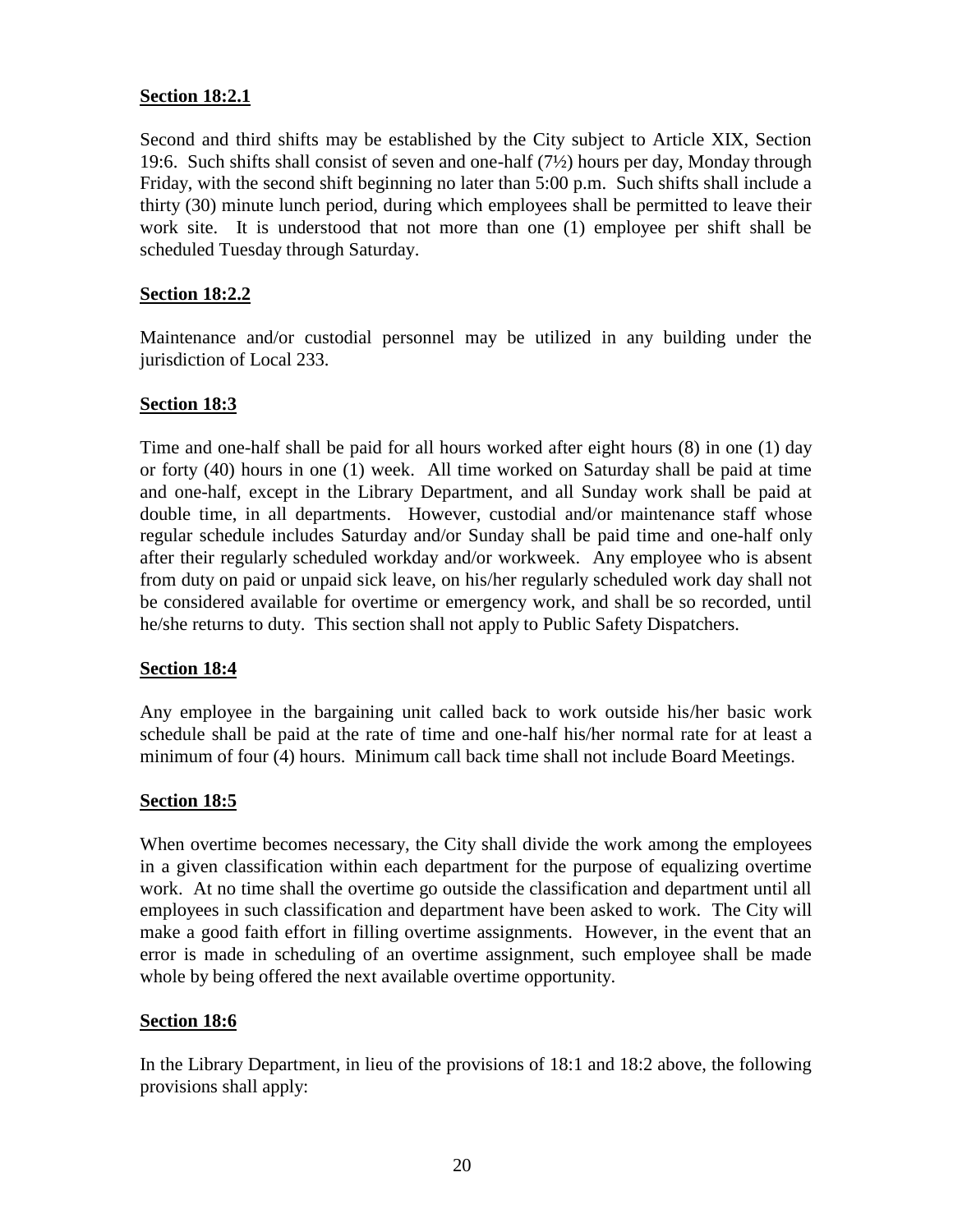**Section 18:2.1**

Second and third shifts may be established by the City subject to Article XIX, Section 19:6. Such shifts shall consist of seven and one-half (7½) hours per day, Monday through Friday, with the second shift beginning no later than 5:00 p.m. Such shifts shall include a thirty (30) minute lunch period, during which employees shall be permitted to leave their work site. It is understood that not more than one (1) employee per shift shall be scheduled Tuesday through Saturday.

**Section 18:2.2**

Maintenance and/or custodial personnel may be utilized in any building under the jurisdiction of Local 233.

**Section 18:3**

Time and one-half shall be paid for all hours worked after eight hours (8) in one (1) day or forty (40) hours in one (1) week. All time worked on Saturday shall be paid at time and one-half, except in the Library Department, and all Sunday work shall be paid at double time, in all departments. However, custodial and/or maintenance staff whose regular schedule includes Saturday and/or Sunday shall be paid time and one-half only after their regularly scheduled workday and/or workweek. Any employee who is absent from duty on paid or unpaid sick leave, on his/her regularly scheduled work day shall not be considered available for overtime or emergency work, and shall be so recorded, until he/she returns to duty. This section shall not apply to Public Safety Dispatchers.

**Section 18:4**

Any employee in the bargaining unit called back to work outside his/her basic work schedule shall be paid at the rate of time and one-half his/her normal rate for at least a minimum of four (4) hours. Minimum call back time shall not include Board Meetings.

**Section 18:5**

When overtime becomes necessary, the City shall divide the work among the employees in a given classification within each department for the purpose of equalizing overtime work. At no time shall the overtime go outside the classification and department until all employees in such classification and department have been asked to work. The City will make a good faith effort in filling overtime assignments. However, in the event that an error is made in scheduling of an overtime assignment, such employee shall be made whole by being offered the next available overtime opportunity.

**Section 18:6**

In the Library Department, in lieu of the provisions of 18:1 and 18:2 above, the following provisions shall apply: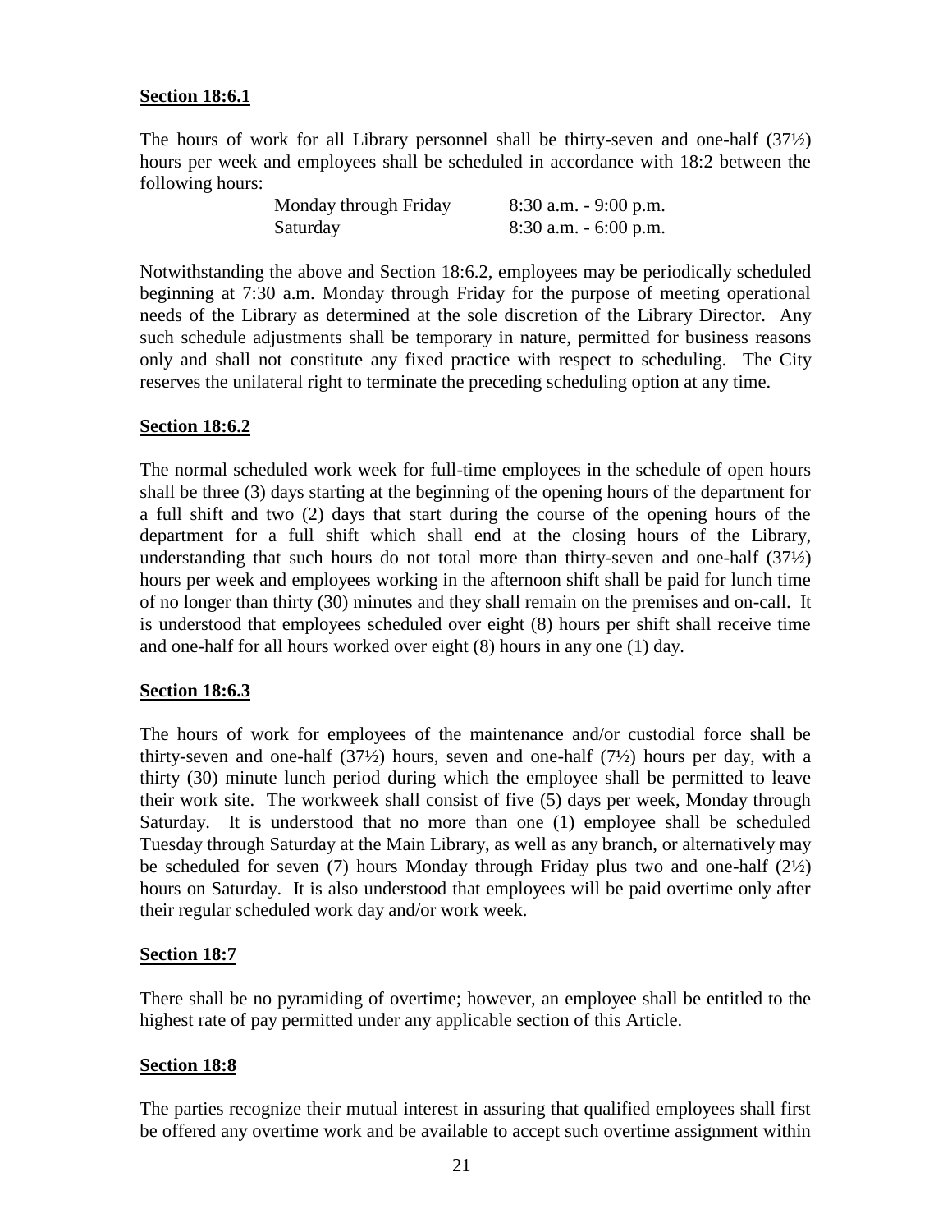**Section 18:6.1**

The hours of work for all Library personnel shall be thirty-seven and one-half (37½) hours per week and employees shall be scheduled in accordance with 18:2 between the following hours:

| | |
|---|---|
| Monday through Friday | 8:30 a.m. - 9:00 p.m. |
| Saturday | 8:30 a.m. - 6:00 p.m. |

Notwithstanding the above and Section 18:6.2, employees may be periodically scheduled beginning at 7:30 a.m. Monday through Friday for the purpose of meeting operational needs of the Library as determined at the sole discretion of the Library Director. Any such schedule adjustments shall be temporary in nature, permitted for business reasons only and shall not constitute any fixed practice with respect to scheduling. The City reserves the unilateral right to terminate the preceding scheduling option at any time.

**Section 18:6.2**

The normal scheduled work week for full-time employees in the schedule of open hours shall be three (3) days starting at the beginning of the opening hours of the department for a full shift and two (2) days that start during the course of the opening hours of the department for a full shift which shall end at the closing hours of the Library, understanding that such hours do not total more than thirty-seven and one-half (37½) hours per week and employees working in the afternoon shift shall be paid for lunch time of no longer than thirty (30) minutes and they shall remain on the premises and on-call. It is understood that employees scheduled over eight (8) hours per shift shall receive time and one-half for all hours worked over eight (8) hours in any one (1) day.

**Section 18:6.3**

The hours of work for employees of the maintenance and/or custodial force shall be thirty-seven and one-half (37½) hours, seven and one-half (7½) hours per day, with a thirty (30) minute lunch period during which the employee shall be permitted to leave their work site. The workweek shall consist of five (5) days per week, Monday through Saturday. It is understood that no more than one (1) employee shall be scheduled Tuesday through Saturday at the Main Library, as well as any branch, or alternatively may be scheduled for seven (7) hours Monday through Friday plus two and one-half (2½) hours on Saturday. It is also understood that employees will be paid overtime only after their regular scheduled work day and/or work week.

**Section 18:7**

There shall be no pyramiding of overtime; however, an employee shall be entitled to the highest rate of pay permitted under any applicable section of this Article.

**Section 18:8**

The parties recognize their mutual interest in assuring that qualified employees shall first be offered any overtime work and be available to accept such overtime assignment within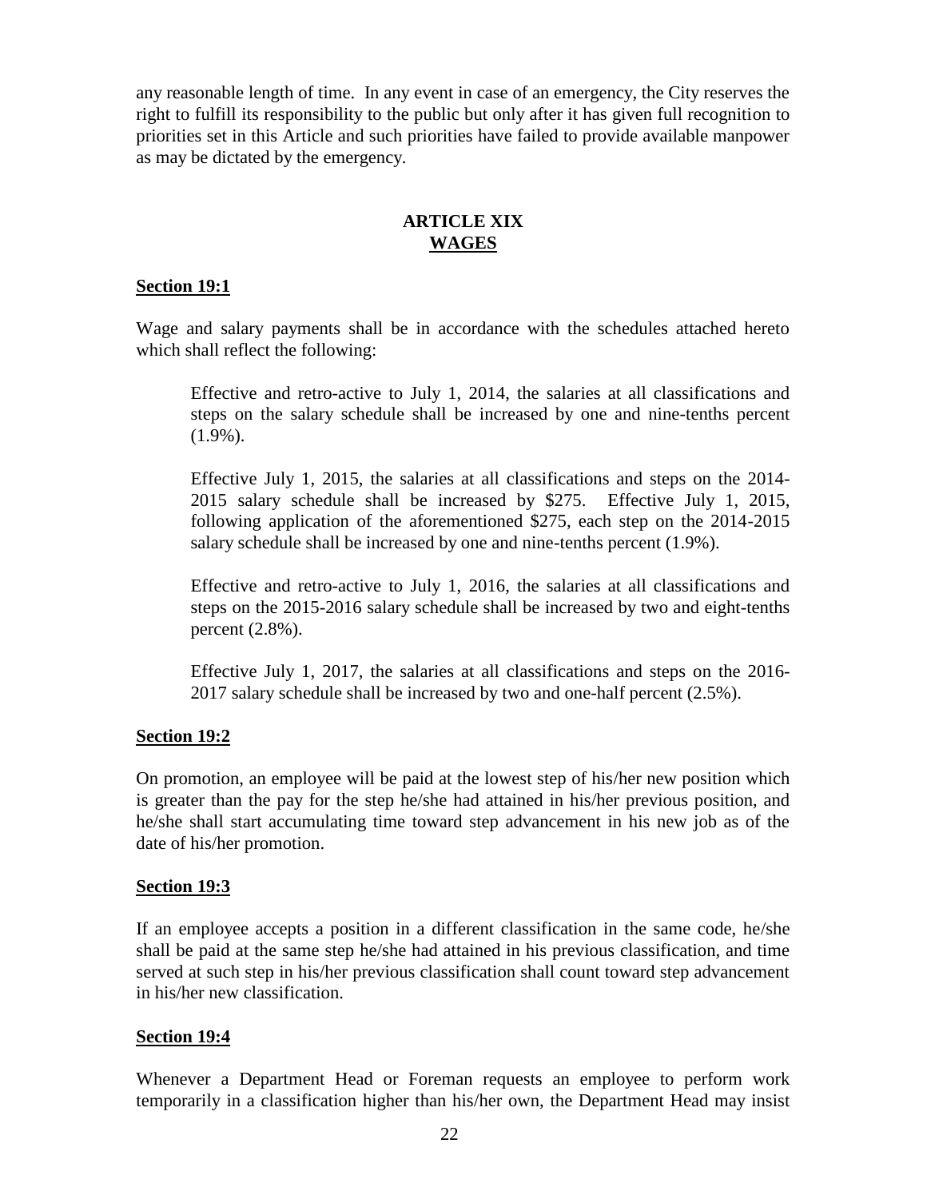any reasonable length of time. In any event in case of an emergency, the City reserves the right to fulfill its responsibility to the public but only after it has given full recognition to priorities set in this Article and such priorities have failed to provide available manpower as may be dictated by the emergency.

## ARTICLE XIX
## WAGES

### Section 19:1

Wage and salary payments shall be in accordance with the schedules attached hereto which shall reflect the following:

> Effective and retro-active to July 1, 2014, the salaries at all classifications and steps on the salary schedule shall be increased by one and nine-tenths percent (1.9%).
>
> Effective July 1, 2015, the salaries at all classifications and steps on the 2014-2015 salary schedule shall be increased by $275. Effective July 1, 2015, following application of the aforementioned $275, each step on the 2014-2015 salary schedule shall be increased by one and nine-tenths percent (1.9%).
>
> Effective and retro-active to July 1, 2016, the salaries at all classifications and steps on the 2015-2016 salary schedule shall be increased by two and eight-tenths percent (2.8%).
>
> Effective July 1, 2017, the salaries at all classifications and steps on the 2016-2017 salary schedule shall be increased by two and one-half percent (2.5%).

### Section 19:2

On promotion, an employee will be paid at the lowest step of his/her new position which is greater than the pay for the step he/she had attained in his/her previous position, and he/she shall start accumulating time toward step advancement in his new job as of the date of his/her promotion.

### Section 19:3

If an employee accepts a position in a different classification in the same code, he/she shall be paid at the same step he/she had attained in his previous classification, and time served at such step in his/her previous classification shall count toward step advancement in his/her new classification.

### Section 19:4

Whenever a Department Head or Foreman requests an employee to perform work temporarily in a classification higher than his/her own, the Department Head may insist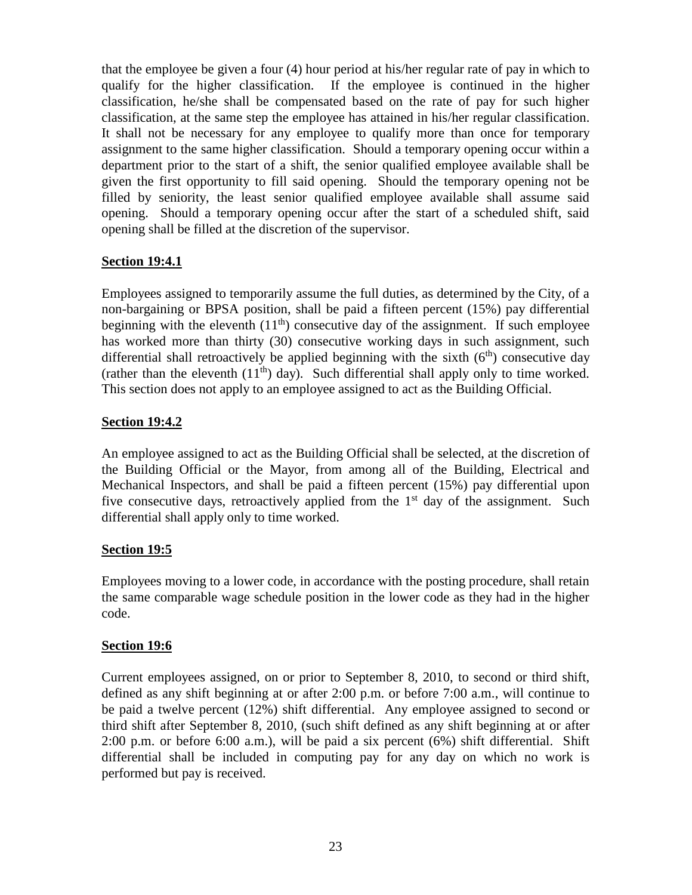that the employee be given a four (4) hour period at his/her regular rate of pay in which to qualify for the higher classification. If the employee is continued in the higher classification, he/she shall be compensated based on the rate of pay for such higher classification, at the same step the employee has attained in his/her regular classification. It shall not be necessary for any employee to qualify more than once for temporary assignment to the same higher classification. Should a temporary opening occur within a department prior to the start of a shift, the senior qualified employee available shall be given the first opportunity to fill said opening. Should the temporary opening not be filled by seniority, the least senior qualified employee available shall assume said opening. Should a temporary opening occur after the start of a scheduled shift, said opening shall be filled at the discretion of the supervisor.

**Section 19:4.1**

Employees assigned to temporarily assume the full duties, as determined by the City, of a non-bargaining or BPSA position, shall be paid a fifteen percent (15%) pay differential beginning with the eleventh (11th) consecutive day of the assignment. If such employee has worked more than thirty (30) consecutive working days in such assignment, such differential shall retroactively be applied beginning with the sixth (6th) consecutive day (rather than the eleventh (11th) day). Such differential shall apply only to time worked. This section does not apply to an employee assigned to act as the Building Official.

**Section 19:4.2**

An employee assigned to act as the Building Official shall be selected, at the discretion of the Building Official or the Mayor, from among all of the Building, Electrical and Mechanical Inspectors, and shall be paid a fifteen percent (15%) pay differential upon five consecutive days, retroactively applied from the 1st day of the assignment. Such differential shall apply only to time worked.

**Section 19:5**

Employees moving to a lower code, in accordance with the posting procedure, shall retain the same comparable wage schedule position in the lower code as they had in the higher code.

**Section 19:6**

Current employees assigned, on or prior to September 8, 2010, to second or third shift, defined as any shift beginning at or after 2:00 p.m. or before 7:00 a.m., will continue to be paid a twelve percent (12%) shift differential. Any employee assigned to second or third shift after September 8, 2010, (such shift defined as any shift beginning at or after 2:00 p.m. or before 6:00 a.m.), will be paid a six percent (6%) shift differential. Shift differential shall be included in computing pay for any day on which no work is performed but pay is received.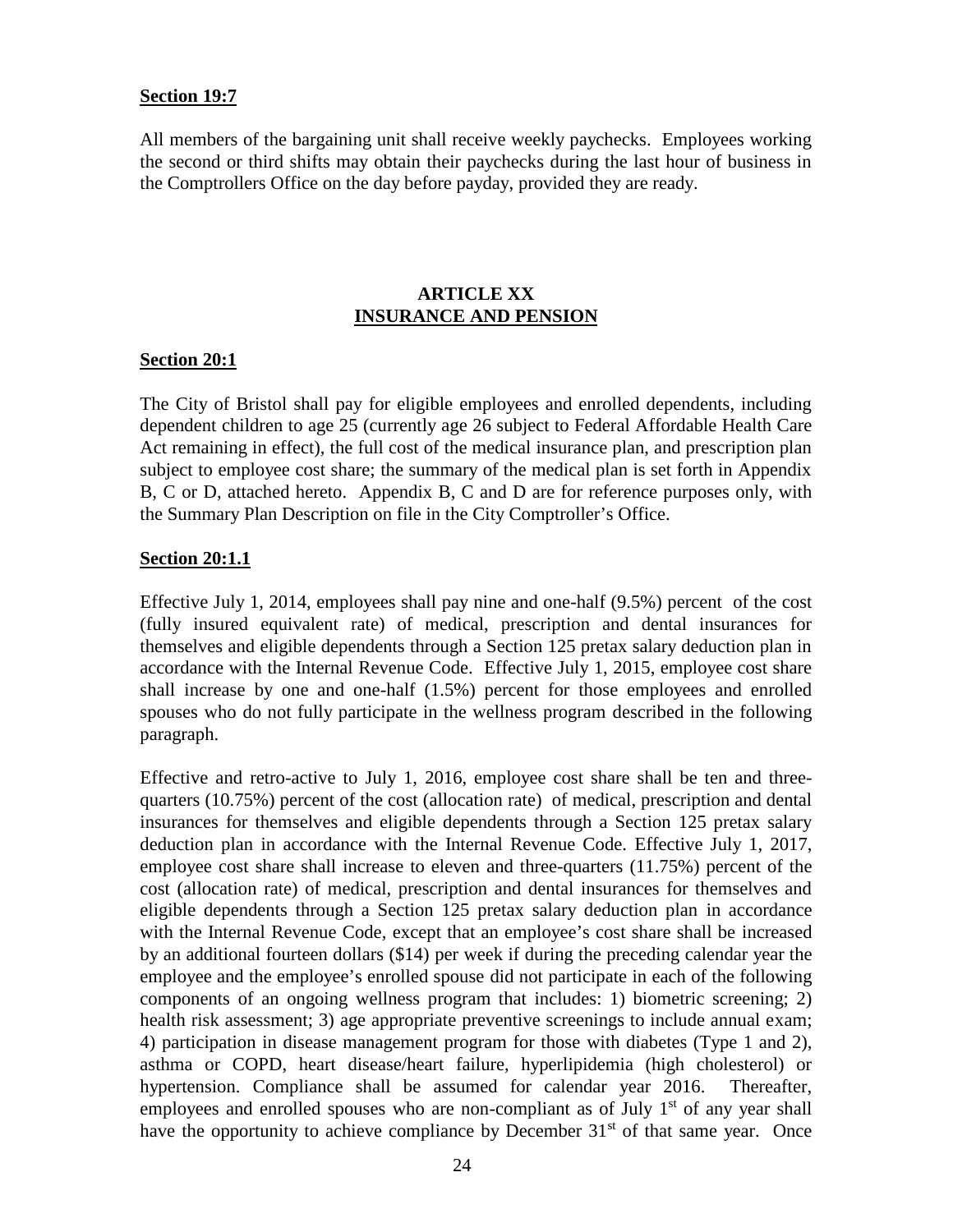**Section 19:7**

All members of the bargaining unit shall receive weekly paychecks. Employees working the second or third shifts may obtain their paychecks during the last hour of business in the Comptrollers Office on the day before payday, provided they are ready.

## ARTICLE XX
## INSURANCE AND PENSION

**Section 20:1**

The City of Bristol shall pay for eligible employees and enrolled dependents, including dependent children to age 25 (currently age 26 subject to Federal Affordable Health Care Act remaining in effect), the full cost of the medical insurance plan, and prescription plan subject to employee cost share; the summary of the medical plan is set forth in Appendix B, C or D, attached hereto. Appendix B, C and D are for reference purposes only, with the Summary Plan Description on file in the City Comptroller's Office.

**Section 20:1.1**

Effective July 1, 2014, employees shall pay nine and one-half (9.5%) percent of the cost (fully insured equivalent rate) of medical, prescription and dental insurances for themselves and eligible dependents through a Section 125 pretax salary deduction plan in accordance with the Internal Revenue Code. Effective July 1, 2015, employee cost share shall increase by one and one-half (1.5%) percent for those employees and enrolled spouses who do not fully participate in the wellness program described in the following paragraph.

Effective and retro-active to July 1, 2016, employee cost share shall be ten and three-quarters (10.75%) percent of the cost (allocation rate) of medical, prescription and dental insurances for themselves and eligible dependents through a Section 125 pretax salary deduction plan in accordance with the Internal Revenue Code. Effective July 1, 2017, employee cost share shall increase to eleven and three-quarters (11.75%) percent of the cost (allocation rate) of medical, prescription and dental insurances for themselves and eligible dependents through a Section 125 pretax salary deduction plan in accordance with the Internal Revenue Code, except that an employee's cost share shall be increased by an additional fourteen dollars ($14) per week if during the preceding calendar year the employee and the employee's enrolled spouse did not participate in each of the following components of an ongoing wellness program that includes: 1) biometric screening; 2) health risk assessment; 3) age appropriate preventive screenings to include annual exam; 4) participation in disease management program for those with diabetes (Type 1 and 2), asthma or COPD, heart disease/heart failure, hyperlipidemia (high cholesterol) or hypertension. Compliance shall be assumed for calendar year 2016. Thereafter, employees and enrolled spouses who are non-compliant as of July 1st of any year shall have the opportunity to achieve compliance by December 31st of that same year. Once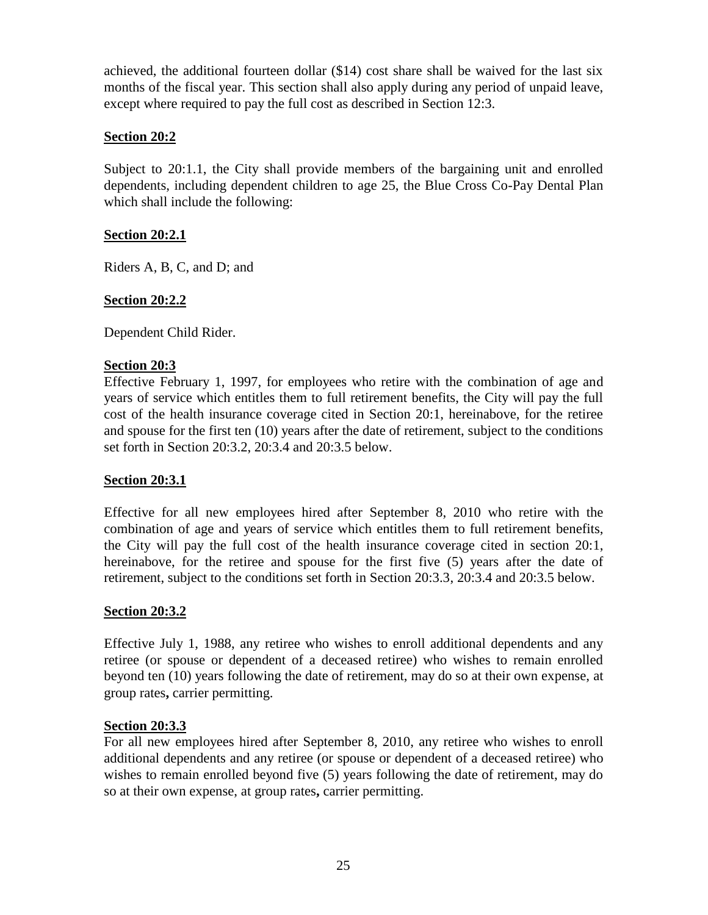achieved, the additional fourteen dollar ($14) cost share shall be waived for the last six months of the fiscal year. This section shall also apply during any period of unpaid leave, except where required to pay the full cost as described in Section 12:3.

**Section 20:2**

Subject to 20:1.1, the City shall provide members of the bargaining unit and enrolled dependents, including dependent children to age 25, the Blue Cross Co-Pay Dental Plan which shall include the following:

**Section 20:2.1**

Riders A, B, C, and D; and

**Section 20:2.2**

Dependent Child Rider.

**Section 20:3**

Effective February 1, 1997, for employees who retire with the combination of age and years of service which entitles them to full retirement benefits, the City will pay the full cost of the health insurance coverage cited in Section 20:1, hereinabove, for the retiree and spouse for the first ten (10) years after the date of retirement, subject to the conditions set forth in Section 20:3.2, 20:3.4 and 20:3.5 below.

**Section 20:3.1**

Effective for all new employees hired after September 8, 2010 who retire with the combination of age and years of service which entitles them to full retirement benefits, the City will pay the full cost of the health insurance coverage cited in section 20:1, hereinabove, for the retiree and spouse for the first five (5) years after the date of retirement, subject to the conditions set forth in Section 20:3.3, 20:3.4 and 20:3.5 below.

**Section 20:3.2**

Effective July 1, 1988, any retiree who wishes to enroll additional dependents and any retiree (or spouse or dependent of a deceased retiree) who wishes to remain enrolled beyond ten (10) years following the date of retirement, may do so at their own expense, at group rates**,** carrier permitting.

**Section 20:3.3**

For all new employees hired after September 8, 2010, any retiree who wishes to enroll additional dependents and any retiree (or spouse or dependent of a deceased retiree) who wishes to remain enrolled beyond five (5) years following the date of retirement, may do so at their own expense, at group rates**,** carrier permitting.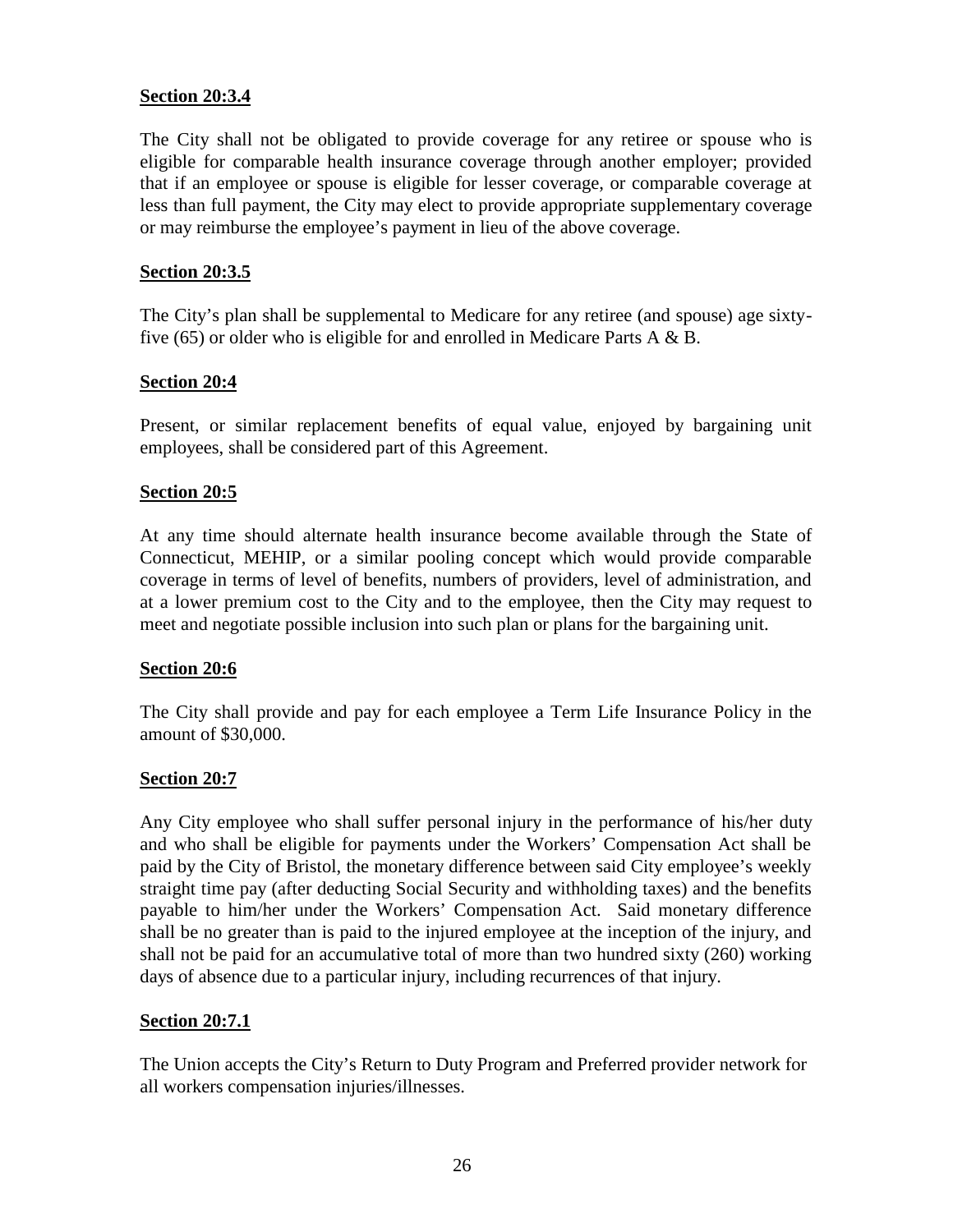**Section 20:3.4**

The City shall not be obligated to provide coverage for any retiree or spouse who is eligible for comparable health insurance coverage through another employer; provided that if an employee or spouse is eligible for lesser coverage, or comparable coverage at less than full payment, the City may elect to provide appropriate supplementary coverage or may reimburse the employee's payment in lieu of the above coverage.

**Section 20:3.5**

The City's plan shall be supplemental to Medicare for any retiree (and spouse) age sixty-five (65) or older who is eligible for and enrolled in Medicare Parts A & B.

**Section 20:4**

Present, or similar replacement benefits of equal value, enjoyed by bargaining unit employees, shall be considered part of this Agreement.

**Section 20:5**

At any time should alternate health insurance become available through the State of Connecticut, MEHIP, or a similar pooling concept which would provide comparable coverage in terms of level of benefits, numbers of providers, level of administration, and at a lower premium cost to the City and to the employee, then the City may request to meet and negotiate possible inclusion into such plan or plans for the bargaining unit.

**Section 20:6**

The City shall provide and pay for each employee a Term Life Insurance Policy in the amount of $30,000.

**Section 20:7**

Any City employee who shall suffer personal injury in the performance of his/her duty and who shall be eligible for payments under the Workers' Compensation Act shall be paid by the City of Bristol, the monetary difference between said City employee's weekly straight time pay (after deducting Social Security and withholding taxes) and the benefits payable to him/her under the Workers' Compensation Act. Said monetary difference shall be no greater than is paid to the injured employee at the inception of the injury, and shall not be paid for an accumulative total of more than two hundred sixty (260) working days of absence due to a particular injury, including recurrences of that injury.

**Section 20:7.1**

The Union accepts the City's Return to Duty Program and Preferred provider network for all workers compensation injuries/illnesses.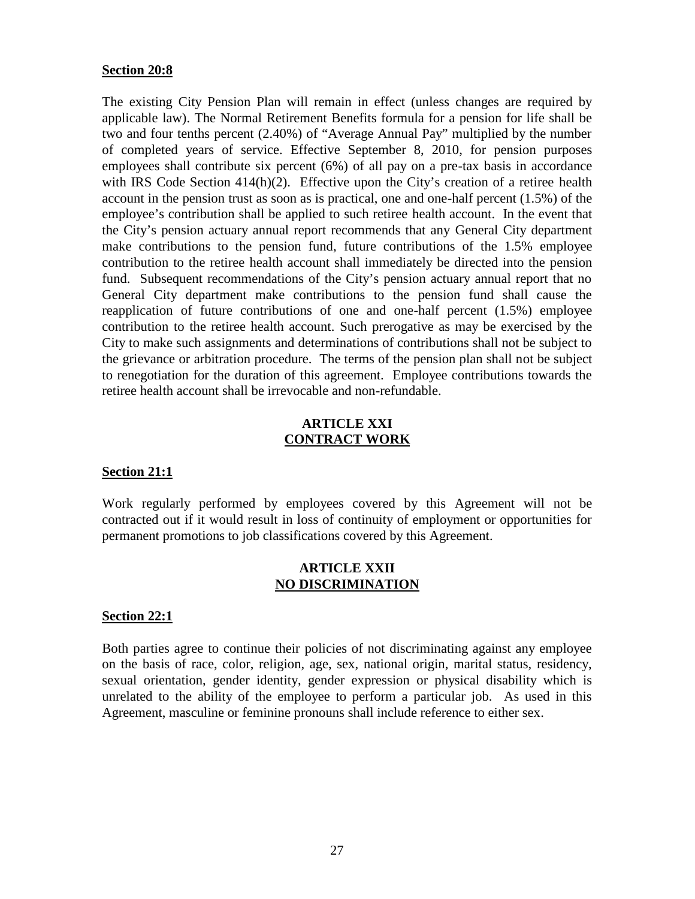**Section 20:8**

The existing City Pension Plan will remain in effect (unless changes are required by applicable law). The Normal Retirement Benefits formula for a pension for life shall be two and four tenths percent (2.40%) of "Average Annual Pay" multiplied by the number of completed years of service. Effective September 8, 2010, for pension purposes employees shall contribute six percent (6%) of all pay on a pre-tax basis in accordance with IRS Code Section 414(h)(2). Effective upon the City's creation of a retiree health account in the pension trust as soon as is practical, one and one-half percent (1.5%) of the employee's contribution shall be applied to such retiree health account. In the event that the City's pension actuary annual report recommends that any General City department make contributions to the pension fund, future contributions of the 1.5% employee contribution to the retiree health account shall immediately be directed into the pension fund. Subsequent recommendations of the City's pension actuary annual report that no General City department make contributions to the pension fund shall cause the reapplication of future contributions of one and one-half percent (1.5%) employee contribution to the retiree health account. Such prerogative as may be exercised by the City to make such assignments and determinations of contributions shall not be subject to the grievance or arbitration procedure. The terms of the pension plan shall not be subject to renegotiation for the duration of this agreement. Employee contributions towards the retiree health account shall be irrevocable and non-refundable.

## ARTICLE XXI
## CONTRACT WORK

**Section 21:1**

Work regularly performed by employees covered by this Agreement will not be contracted out if it would result in loss of continuity of employment or opportunities for permanent promotions to job classifications covered by this Agreement.

## ARTICLE XXII
## NO DISCRIMINATION

**Section 22:1**

Both parties agree to continue their policies of not discriminating against any employee on the basis of race, color, religion, age, sex, national origin, marital status, residency, sexual orientation, gender identity, gender expression or physical disability which is unrelated to the ability of the employee to perform a particular job. As used in this Agreement, masculine or feminine pronouns shall include reference to either sex.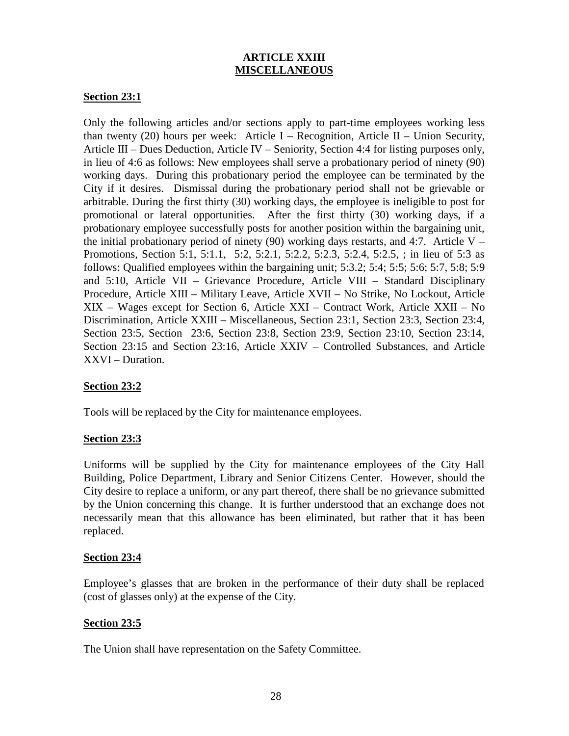# ARTICLE XXIII
## MISCELLANEOUS

**Section 23:1**

Only the following articles and/or sections apply to part-time employees working less than twenty (20) hours per week: Article I – Recognition, Article II – Union Security, Article III – Dues Deduction, Article IV – Seniority, Section 4:4 for listing purposes only, in lieu of 4:6 as follows: New employees shall serve a probationary period of ninety (90) working days. During this probationary period the employee can be terminated by the City if it desires. Dismissal during the probationary period shall not be grievable or arbitrable. During the first thirty (30) working days, the employee is ineligible to post for promotional or lateral opportunities. After the first thirty (30) working days, if a probationary employee successfully posts for another position within the bargaining unit, the initial probationary period of ninety (90) working days restarts, and 4:7. Article V – Promotions, Section 5:1, 5:1.1, 5:2, 5:2.1, 5:2.2, 5:2.3, 5:2.4, 5:2.5, ; in lieu of 5:3 as follows: Qualified employees within the bargaining unit; 5:3.2; 5:4; 5:5; 5:6; 5:7, 5:8; 5:9 and 5:10, Article VII – Grievance Procedure, Article VIII – Standard Disciplinary Procedure, Article XIII – Military Leave, Article XVII – No Strike, No Lockout, Article XIX – Wages except for Section 6, Article XXI – Contract Work, Article XXII – No Discrimination, Article XXIII – Miscellaneous, Section 23:1, Section 23:3, Section 23:4, Section 23:5, Section 23:6, Section 23:8, Section 23:9, Section 23:10, Section 23:14, Section 23:15 and Section 23:16, Article XXIV – Controlled Substances, and Article XXVI – Duration.

**Section 23:2**

Tools will be replaced by the City for maintenance employees.

**Section 23:3**

Uniforms will be supplied by the City for maintenance employees of the City Hall Building, Police Department, Library and Senior Citizens Center. However, should the City desire to replace a uniform, or any part thereof, there shall be no grievance submitted by the Union concerning this change. It is further understood that an exchange does not necessarily mean that this allowance has been eliminated, but rather that it has been replaced.

**Section 23:4**

Employee's glasses that are broken in the performance of their duty shall be replaced (cost of glasses only) at the expense of the City.

**Section 23:5**

The Union shall have representation on the Safety Committee.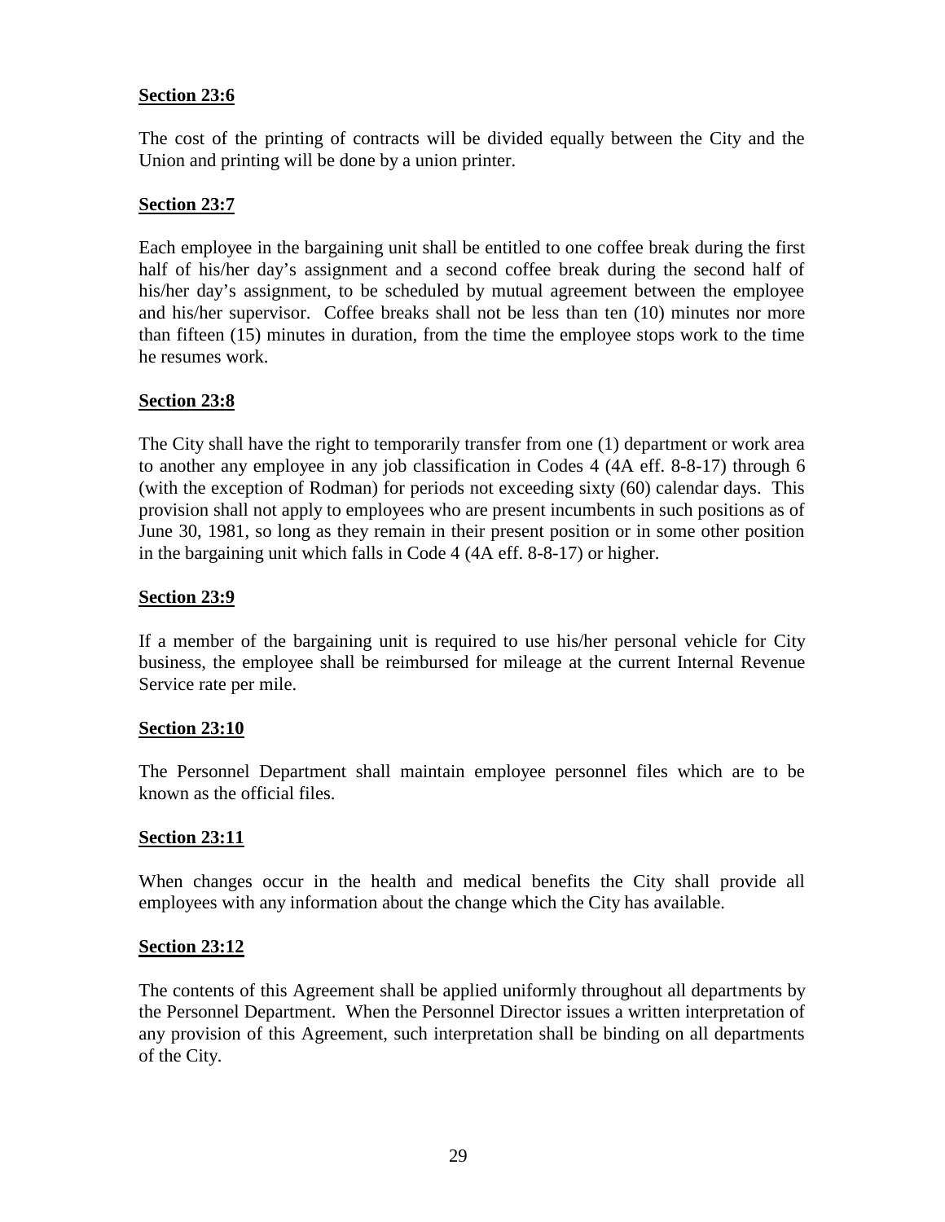**Section 23:6**

The cost of the printing of contracts will be divided equally between the City and the Union and printing will be done by a union printer.

**Section 23:7**

Each employee in the bargaining unit shall be entitled to one coffee break during the first half of his/her day's assignment and a second coffee break during the second half of his/her day's assignment, to be scheduled by mutual agreement between the employee and his/her supervisor. Coffee breaks shall not be less than ten (10) minutes nor more than fifteen (15) minutes in duration, from the time the employee stops work to the time he resumes work.

**Section 23:8**

The City shall have the right to temporarily transfer from one (1) department or work area to another any employee in any job classification in Codes 4 (4A eff. 8-8-17) through 6 (with the exception of Rodman) for periods not exceeding sixty (60) calendar days. This provision shall not apply to employees who are present incumbents in such positions as of June 30, 1981, so long as they remain in their present position or in some other position in the bargaining unit which falls in Code 4 (4A eff. 8-8-17) or higher.

**Section 23:9**

If a member of the bargaining unit is required to use his/her personal vehicle for City business, the employee shall be reimbursed for mileage at the current Internal Revenue Service rate per mile.

**Section 23:10**

The Personnel Department shall maintain employee personnel files which are to be known as the official files.

**Section 23:11**

When changes occur in the health and medical benefits the City shall provide all employees with any information about the change which the City has available.

**Section 23:12**

The contents of this Agreement shall be applied uniformly throughout all departments by the Personnel Department. When the Personnel Director issues a written interpretation of any provision of this Agreement, such interpretation shall be binding on all departments of the City.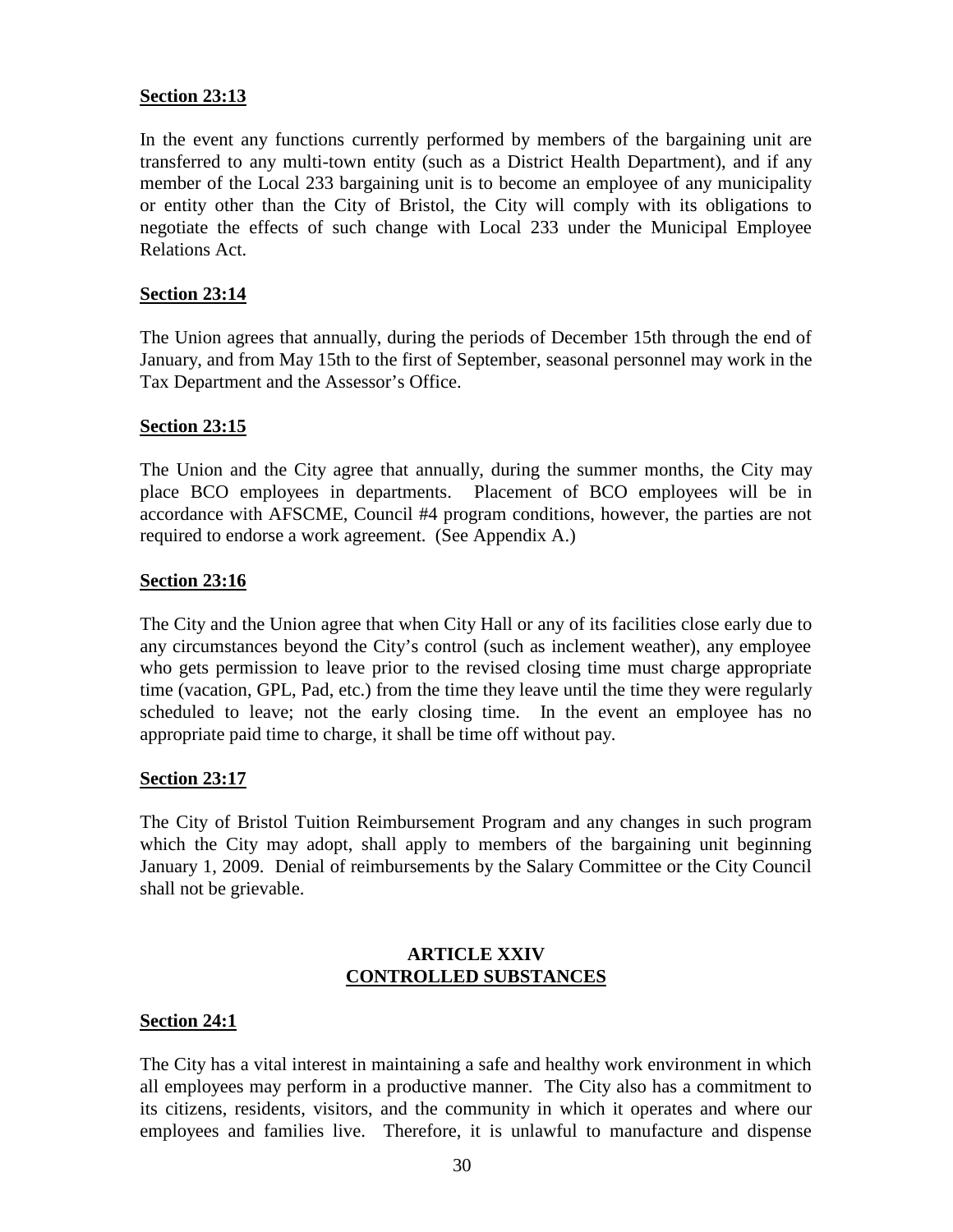**Section 23:13**

In the event any functions currently performed by members of the bargaining unit are transferred to any multi-town entity (such as a District Health Department), and if any member of the Local 233 bargaining unit is to become an employee of any municipality or entity other than the City of Bristol, the City will comply with its obligations to negotiate the effects of such change with Local 233 under the Municipal Employee Relations Act.

**Section 23:14**

The Union agrees that annually, during the periods of December 15th through the end of January, and from May 15th to the first of September, seasonal personnel may work in the Tax Department and the Assessor's Office.

**Section 23:15**

The Union and the City agree that annually, during the summer months, the City may place BCO employees in departments. Placement of BCO employees will be in accordance with AFSCME, Council #4 program conditions, however, the parties are not required to endorse a work agreement. (See Appendix A.)

**Section 23:16**

The City and the Union agree that when City Hall or any of its facilities close early due to any circumstances beyond the City's control (such as inclement weather), any employee who gets permission to leave prior to the revised closing time must charge appropriate time (vacation, GPL, Pad, etc.) from the time they leave until the time they were regularly scheduled to leave; not the early closing time. In the event an employee has no appropriate paid time to charge, it shall be time off without pay.

**Section 23:17**

The City of Bristol Tuition Reimbursement Program and any changes in such program which the City may adopt, shall apply to members of the bargaining unit beginning January 1, 2009. Denial of reimbursements by the Salary Committee or the City Council shall not be grievable.

## ARTICLE XXIV
## CONTROLLED SUBSTANCES

**Section 24:1**

The City has a vital interest in maintaining a safe and healthy work environment in which all employees may perform in a productive manner. The City also has a commitment to its citizens, residents, visitors, and the community in which it operates and where our employees and families live. Therefore, it is unlawful to manufacture and dispense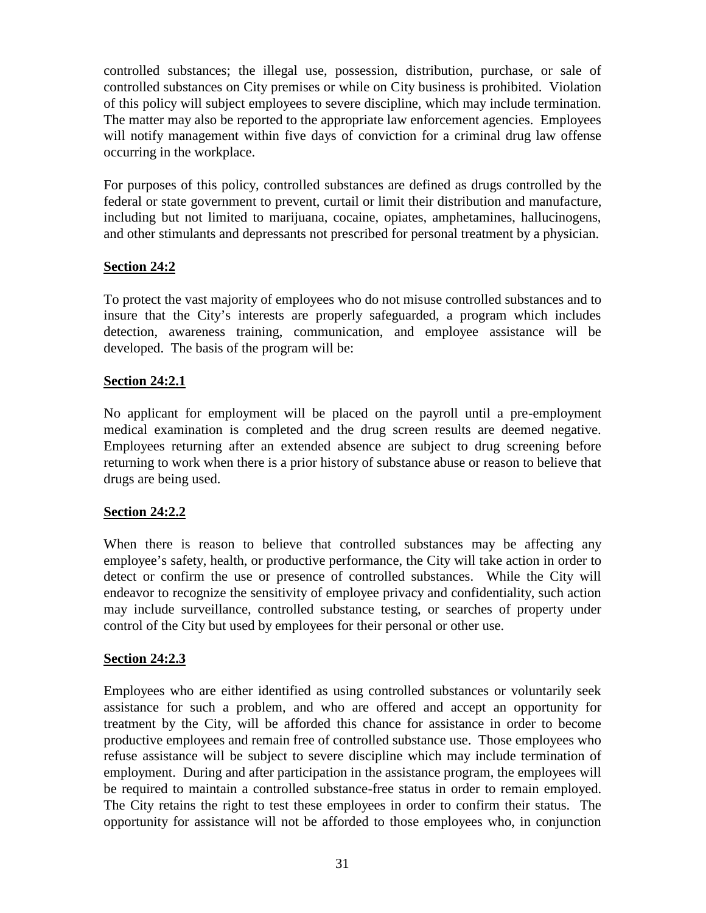controlled substances; the illegal use, possession, distribution, purchase, or sale of controlled substances on City premises or while on City business is prohibited. Violation of this policy will subject employees to severe discipline, which may include termination. The matter may also be reported to the appropriate law enforcement agencies. Employees will notify management within five days of conviction for a criminal drug law offense occurring in the workplace.

For purposes of this policy, controlled substances are defined as drugs controlled by the federal or state government to prevent, curtail or limit their distribution and manufacture, including but not limited to marijuana, cocaine, opiates, amphetamines, hallucinogens, and other stimulants and depressants not prescribed for personal treatment by a physician.

**Section 24:2**

To protect the vast majority of employees who do not misuse controlled substances and to insure that the City's interests are properly safeguarded, a program which includes detection, awareness training, communication, and employee assistance will be developed. The basis of the program will be:

**Section 24:2.1**

No applicant for employment will be placed on the payroll until a pre-employment medical examination is completed and the drug screen results are deemed negative. Employees returning after an extended absence are subject to drug screening before returning to work when there is a prior history of substance abuse or reason to believe that drugs are being used.

**Section 24:2.2**

When there is reason to believe that controlled substances may be affecting any employee's safety, health, or productive performance, the City will take action in order to detect or confirm the use or presence of controlled substances. While the City will endeavor to recognize the sensitivity of employee privacy and confidentiality, such action may include surveillance, controlled substance testing, or searches of property under control of the City but used by employees for their personal or other use.

**Section 24:2.3**

Employees who are either identified as using controlled substances or voluntarily seek assistance for such a problem, and who are offered and accept an opportunity for treatment by the City, will be afforded this chance for assistance in order to become productive employees and remain free of controlled substance use. Those employees who refuse assistance will be subject to severe discipline which may include termination of employment. During and after participation in the assistance program, the employees will be required to maintain a controlled substance-free status in order to remain employed. The City retains the right to test these employees in order to confirm their status. The opportunity for assistance will not be afforded to those employees who, in conjunction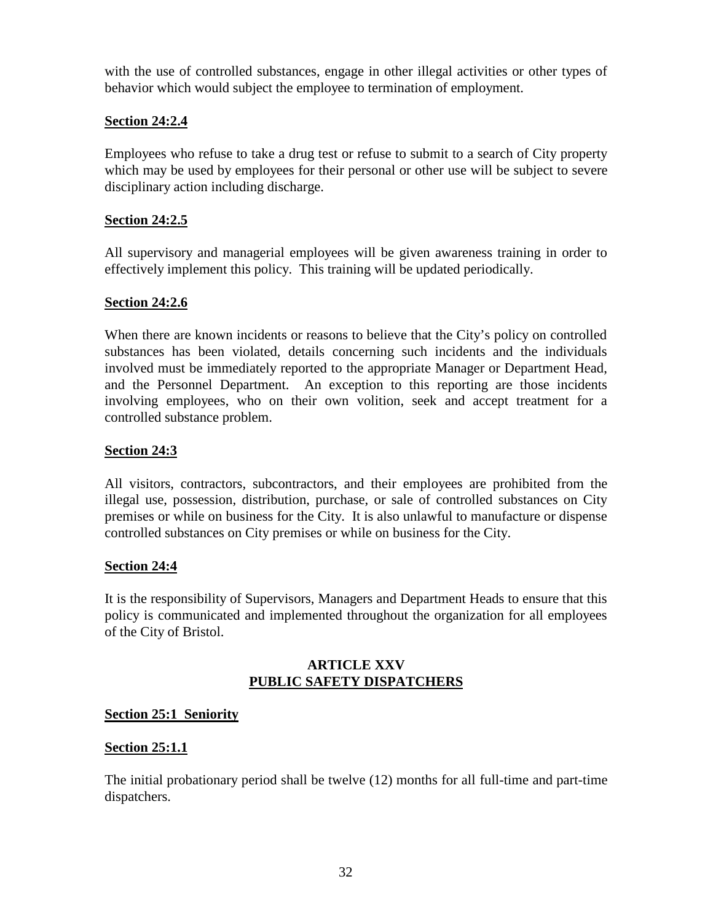with the use of controlled substances, engage in other illegal activities or other types of behavior which would subject the employee to termination of employment.

**Section 24:2.4**

Employees who refuse to take a drug test or refuse to submit to a search of City property which may be used by employees for their personal or other use will be subject to severe disciplinary action including discharge.

**Section 24:2.5**

All supervisory and managerial employees will be given awareness training in order to effectively implement this policy. This training will be updated periodically.

**Section 24:2.6**

When there are known incidents or reasons to believe that the City's policy on controlled substances has been violated, details concerning such incidents and the individuals involved must be immediately reported to the appropriate Manager or Department Head, and the Personnel Department. An exception to this reporting are those incidents involving employees, who on their own volition, seek and accept treatment for a controlled substance problem.

**Section 24:3**

All visitors, contractors, subcontractors, and their employees are prohibited from the illegal use, possession, distribution, purchase, or sale of controlled substances on City premises or while on business for the City. It is also unlawful to manufacture or dispense controlled substances on City premises or while on business for the City.

**Section 24:4**

It is the responsibility of Supervisors, Managers and Department Heads to ensure that this policy is communicated and implemented throughout the organization for all employees of the City of Bristol.

## ARTICLE XXV
## PUBLIC SAFETY DISPATCHERS

**Section 25:1 Seniority**

**Section 25:1.1**

The initial probationary period shall be twelve (12) months for all full-time and part-time dispatchers.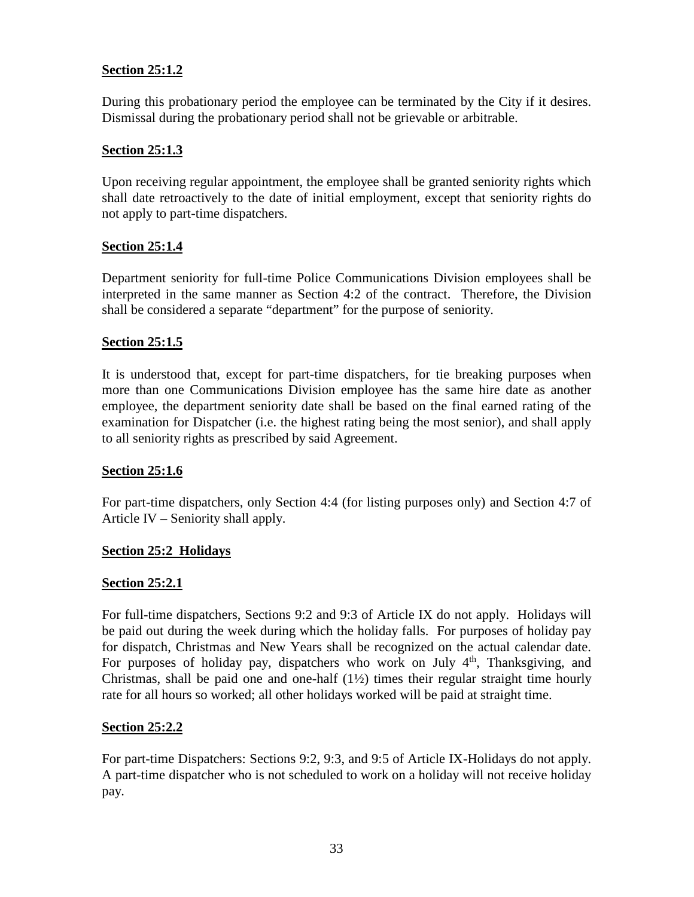**Section 25:1.2**

During this probationary period the employee can be terminated by the City if it desires. Dismissal during the probationary period shall not be grievable or arbitrable.

**Section 25:1.3**

Upon receiving regular appointment, the employee shall be granted seniority rights which shall date retroactively to the date of initial employment, except that seniority rights do not apply to part-time dispatchers.

**Section 25:1.4**

Department seniority for full-time Police Communications Division employees shall be interpreted in the same manner as Section 4:2 of the contract. Therefore, the Division shall be considered a separate "department" for the purpose of seniority.

**Section 25:1.5**

It is understood that, except for part-time dispatchers, for tie breaking purposes when more than one Communications Division employee has the same hire date as another employee, the department seniority date shall be based on the final earned rating of the examination for Dispatcher (i.e. the highest rating being the most senior), and shall apply to all seniority rights as prescribed by said Agreement.

**Section 25:1.6**

For part-time dispatchers, only Section 4:4 (for listing purposes only) and Section 4:7 of Article IV – Seniority shall apply.

**Section 25:2 Holidays**

**Section 25:2.1**

For full-time dispatchers, Sections 9:2 and 9:3 of Article IX do not apply. Holidays will be paid out during the week during which the holiday falls. For purposes of holiday pay for dispatch, Christmas and New Years shall be recognized on the actual calendar date. For purposes of holiday pay, dispatchers who work on July 4th, Thanksgiving, and Christmas, shall be paid one and one-half (1½) times their regular straight time hourly rate for all hours so worked; all other holidays worked will be paid at straight time.

**Section 25:2.2**

For part-time Dispatchers: Sections 9:2, 9:3, and 9:5 of Article IX-Holidays do not apply. A part-time dispatcher who is not scheduled to work on a holiday will not receive holiday pay.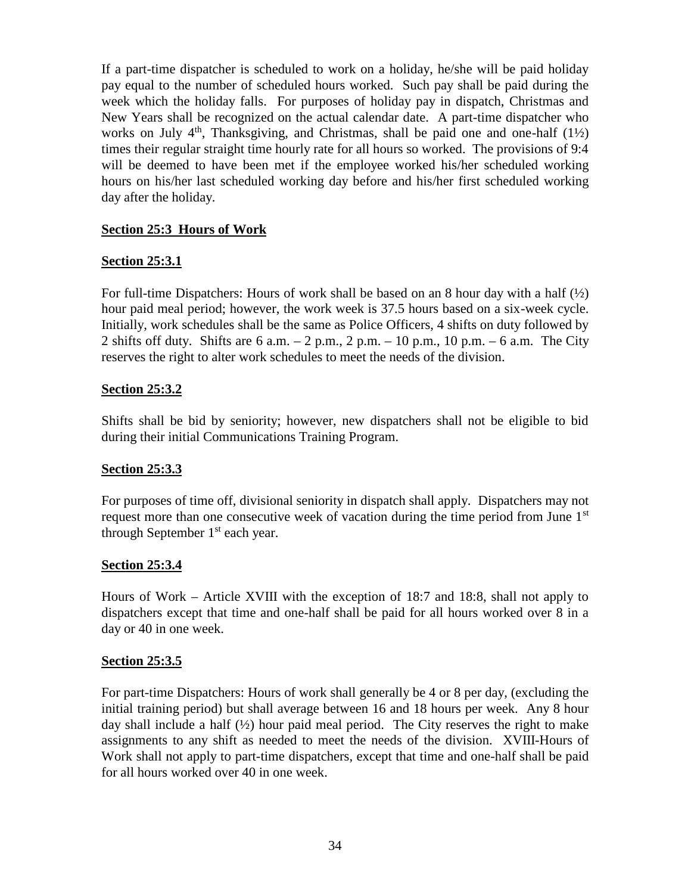If a part-time dispatcher is scheduled to work on a holiday, he/she will be paid holiday pay equal to the number of scheduled hours worked. Such pay shall be paid during the week which the holiday falls. For purposes of holiday pay in dispatch, Christmas and New Years shall be recognized on the actual calendar date. A part-time dispatcher who works on July 4th, Thanksgiving, and Christmas, shall be paid one and one-half (1½) times their regular straight time hourly rate for all hours so worked. The provisions of 9:4 will be deemed to have been met if the employee worked his/her scheduled working hours on his/her last scheduled working day before and his/her first scheduled working day after the holiday.

**Section 25:3 Hours of Work**

**Section 25:3.1**

For full-time Dispatchers: Hours of work shall be based on an 8 hour day with a half (½) hour paid meal period; however, the work week is 37.5 hours based on a six-week cycle. Initially, work schedules shall be the same as Police Officers, 4 shifts on duty followed by 2 shifts off duty. Shifts are 6 a.m. – 2 p.m., 2 p.m. – 10 p.m., 10 p.m. – 6 a.m. The City reserves the right to alter work schedules to meet the needs of the division.

**Section 25:3.2**

Shifts shall be bid by seniority; however, new dispatchers shall not be eligible to bid during their initial Communications Training Program.

**Section 25:3.3**

For purposes of time off, divisional seniority in dispatch shall apply. Dispatchers may not request more than one consecutive week of vacation during the time period from June 1st through September 1st each year.

**Section 25:3.4**

Hours of Work – Article XVIII with the exception of 18:7 and 18:8, shall not apply to dispatchers except that time and one-half shall be paid for all hours worked over 8 in a day or 40 in one week.

**Section 25:3.5**

For part-time Dispatchers: Hours of work shall generally be 4 or 8 per day, (excluding the initial training period) but shall average between 16 and 18 hours per week. Any 8 hour day shall include a half (½) hour paid meal period. The City reserves the right to make assignments to any shift as needed to meet the needs of the division. XVIII-Hours of Work shall not apply to part-time dispatchers, except that time and one-half shall be paid for all hours worked over 40 in one week.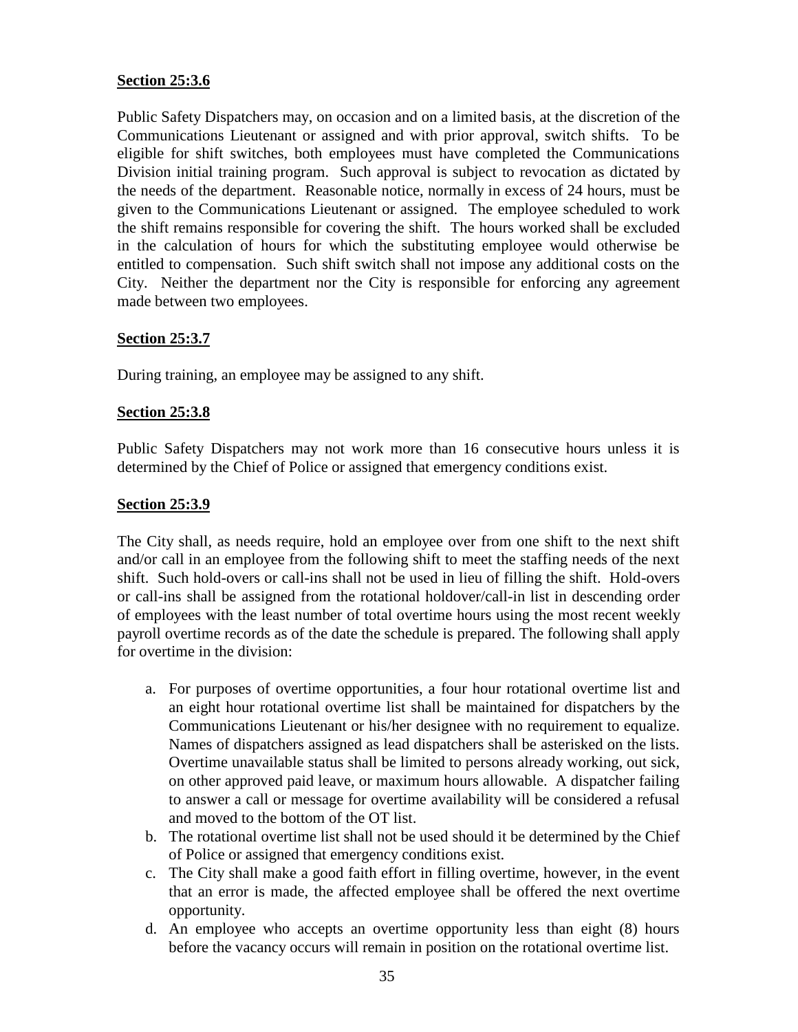**Section 25:3.6**

Public Safety Dispatchers may, on occasion and on a limited basis, at the discretion of the Communications Lieutenant or assigned and with prior approval, switch shifts. To be eligible for shift switches, both employees must have completed the Communications Division initial training program. Such approval is subject to revocation as dictated by the needs of the department. Reasonable notice, normally in excess of 24 hours, must be given to the Communications Lieutenant or assigned. The employee scheduled to work the shift remains responsible for covering the shift. The hours worked shall be excluded in the calculation of hours for which the substituting employee would otherwise be entitled to compensation. Such shift switch shall not impose any additional costs on the City. Neither the department nor the City is responsible for enforcing any agreement made between two employees.

**Section 25:3.7**

During training, an employee may be assigned to any shift.

**Section 25:3.8**

Public Safety Dispatchers may not work more than 16 consecutive hours unless it is determined by the Chief of Police or assigned that emergency conditions exist.

**Section 25:3.9**

The City shall, as needs require, hold an employee over from one shift to the next shift and/or call in an employee from the following shift to meet the staffing needs of the next shift. Such hold-overs or call-ins shall not be used in lieu of filling the shift. Hold-overs or call-ins shall be assigned from the rotational holdover/call-in list in descending order of employees with the least number of total overtime hours using the most recent weekly payroll overtime records as of the date the schedule is prepared. The following shall apply for overtime in the division:

a. For purposes of overtime opportunities, a four hour rotational overtime list and an eight hour rotational overtime list shall be maintained for dispatchers by the Communications Lieutenant or his/her designee with no requirement to equalize. Names of dispatchers assigned as lead dispatchers shall be asterisked on the lists. Overtime unavailable status shall be limited to persons already working, out sick, on other approved paid leave, or maximum hours allowable. A dispatcher failing to answer a call or message for overtime availability will be considered a refusal and moved to the bottom of the OT list.
b. The rotational overtime list shall not be used should it be determined by the Chief of Police or assigned that emergency conditions exist.
c. The City shall make a good faith effort in filling overtime, however, in the event that an error is made, the affected employee shall be offered the next overtime opportunity.
d. An employee who accepts an overtime opportunity less than eight (8) hours before the vacancy occurs will remain in position on the rotational overtime list.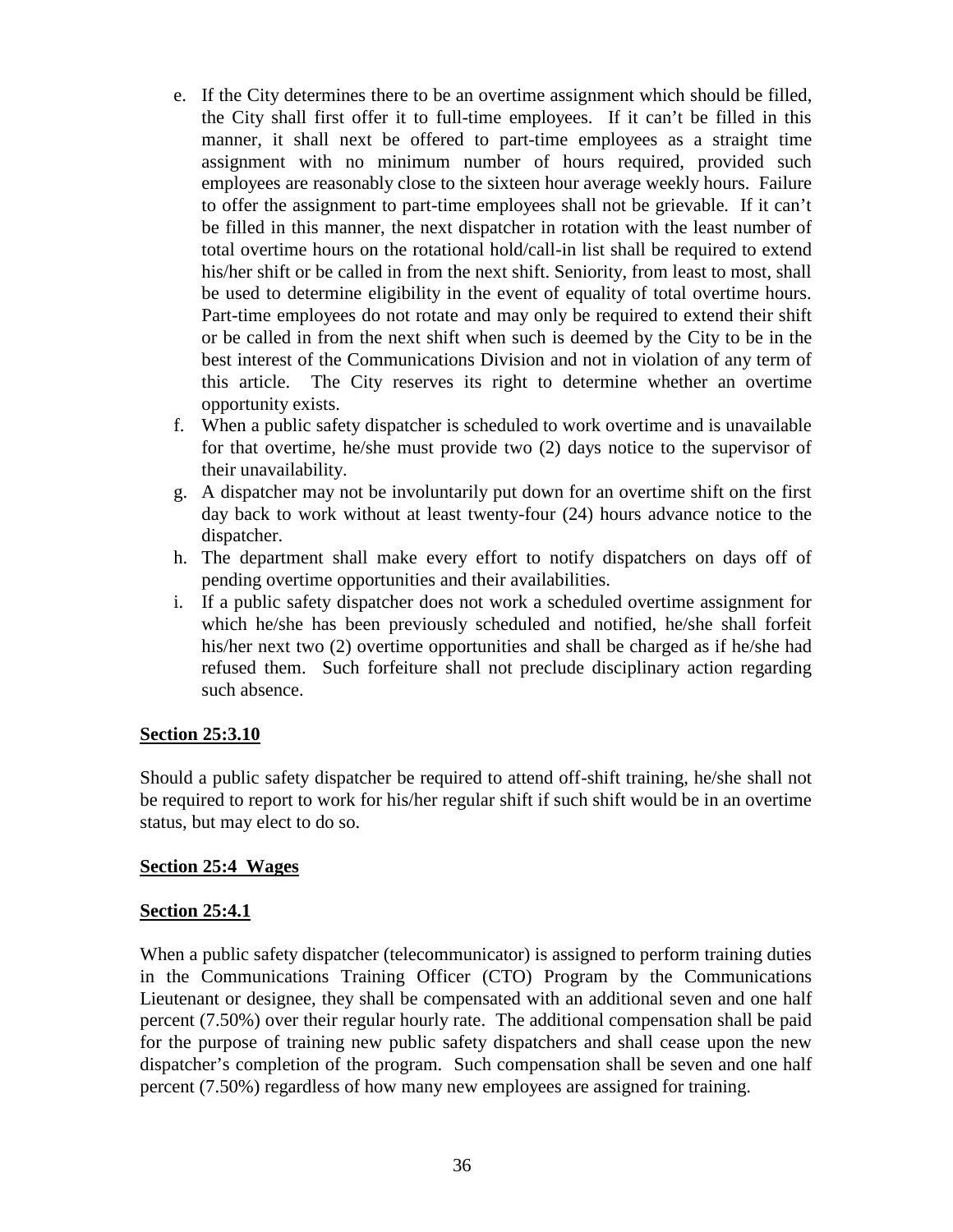e. If the City determines there to be an overtime assignment which should be filled, the City shall first offer it to full-time employees. If it can't be filled in this manner, it shall next be offered to part-time employees as a straight time assignment with no minimum number of hours required, provided such employees are reasonably close to the sixteen hour average weekly hours. Failure to offer the assignment to part-time employees shall not be grievable. If it can't be filled in this manner, the next dispatcher in rotation with the least number of total overtime hours on the rotational hold/call-in list shall be required to extend his/her shift or be called in from the next shift. Seniority, from least to most, shall be used to determine eligibility in the event of equality of total overtime hours. Part-time employees do not rotate and may only be required to extend their shift or be called in from the next shift when such is deemed by the City to be in the best interest of the Communications Division and not in violation of any term of this article. The City reserves its right to determine whether an overtime opportunity exists.

f. When a public safety dispatcher is scheduled to work overtime and is unavailable for that overtime, he/she must provide two (2) days notice to the supervisor of their unavailability.

g. A dispatcher may not be involuntarily put down for an overtime shift on the first day back to work without at least twenty-four (24) hours advance notice to the dispatcher.

h. The department shall make every effort to notify dispatchers on days off of pending overtime opportunities and their availabilities.

i. If a public safety dispatcher does not work a scheduled overtime assignment for which he/she has been previously scheduled and notified, he/she shall forfeit his/her next two (2) overtime opportunities and shall be charged as if he/she had refused them. Such forfeiture shall not preclude disciplinary action regarding such absence.

**Section 25:3.10**

Should a public safety dispatcher be required to attend off-shift training, he/she shall not be required to report to work for his/her regular shift if such shift would be in an overtime status, but may elect to do so.

**Section 25:4 Wages**

**Section 25:4.1**

When a public safety dispatcher (telecommunicator) is assigned to perform training duties in the Communications Training Officer (CTO) Program by the Communications Lieutenant or designee, they shall be compensated with an additional seven and one half percent (7.50%) over their regular hourly rate. The additional compensation shall be paid for the purpose of training new public safety dispatchers and shall cease upon the new dispatcher's completion of the program. Such compensation shall be seven and one half percent (7.50%) regardless of how many new employees are assigned for training.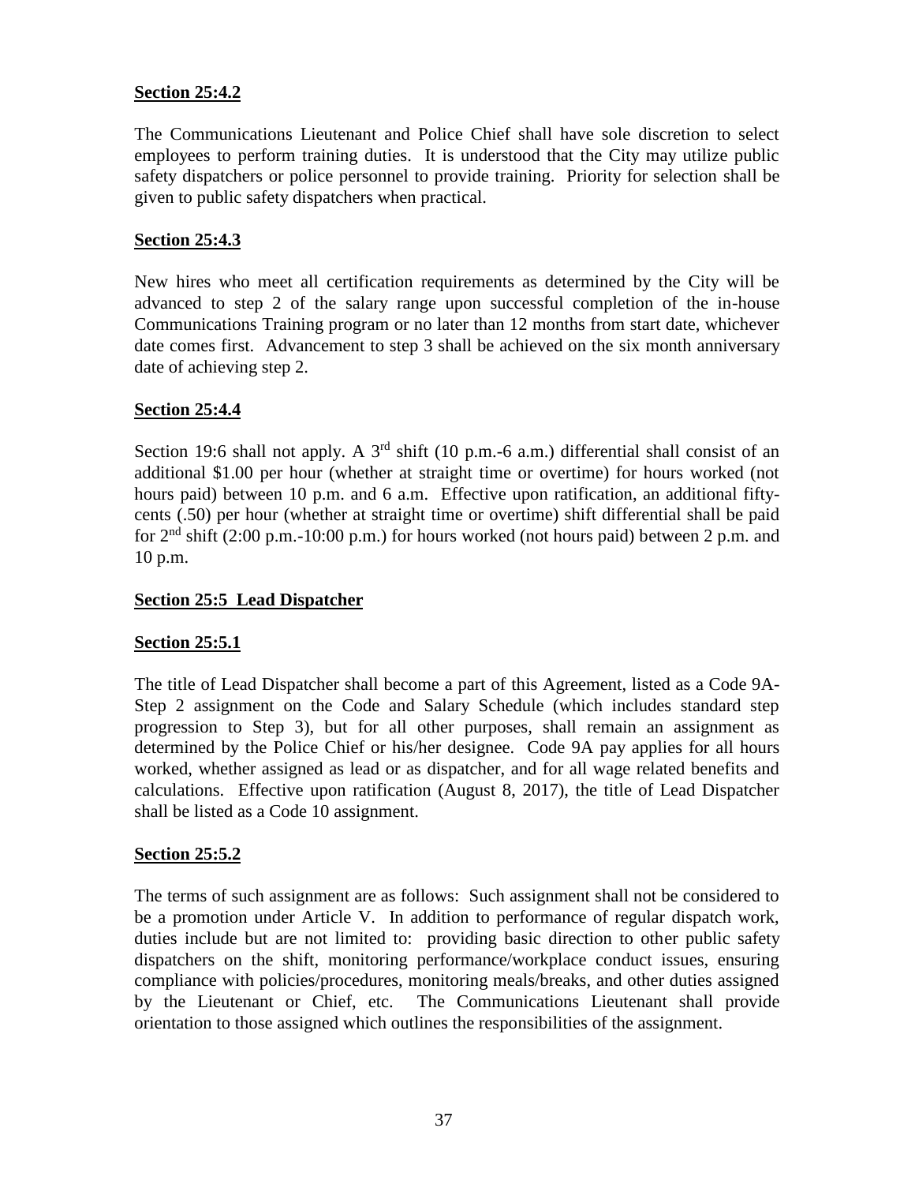**Section 25:4.2**

The Communications Lieutenant and Police Chief shall have sole discretion to select employees to perform training duties. It is understood that the City may utilize public safety dispatchers or police personnel to provide training. Priority for selection shall be given to public safety dispatchers when practical.

**Section 25:4.3**

New hires who meet all certification requirements as determined by the City will be advanced to step 2 of the salary range upon successful completion of the in-house Communications Training program or no later than 12 months from start date, whichever date comes first. Advancement to step 3 shall be achieved on the six month anniversary date of achieving step 2.

**Section 25:4.4**

Section 19:6 shall not apply. A 3rd shift (10 p.m.-6 a.m.) differential shall consist of an additional $1.00 per hour (whether at straight time or overtime) for hours worked (not hours paid) between 10 p.m. and 6 a.m. Effective upon ratification, an additional fifty-cents (.50) per hour (whether at straight time or overtime) shift differential shall be paid for 2nd shift (2:00 p.m.-10:00 p.m.) for hours worked (not hours paid) between 2 p.m. and 10 p.m.

**Section 25:5 Lead Dispatcher**

**Section 25:5.1**

The title of Lead Dispatcher shall become a part of this Agreement, listed as a Code 9A-Step 2 assignment on the Code and Salary Schedule (which includes standard step progression to Step 3), but for all other purposes, shall remain an assignment as determined by the Police Chief or his/her designee. Code 9A pay applies for all hours worked, whether assigned as lead or as dispatcher, and for all wage related benefits and calculations. Effective upon ratification (August 8, 2017), the title of Lead Dispatcher shall be listed as a Code 10 assignment.

**Section 25:5.2**

The terms of such assignment are as follows: Such assignment shall not be considered to be a promotion under Article V. In addition to performance of regular dispatch work, duties include but are not limited to: providing basic direction to other public safety dispatchers on the shift, monitoring performance/workplace conduct issues, ensuring compliance with policies/procedures, monitoring meals/breaks, and other duties assigned by the Lieutenant or Chief, etc. The Communications Lieutenant shall provide orientation to those assigned which outlines the responsibilities of the assignment.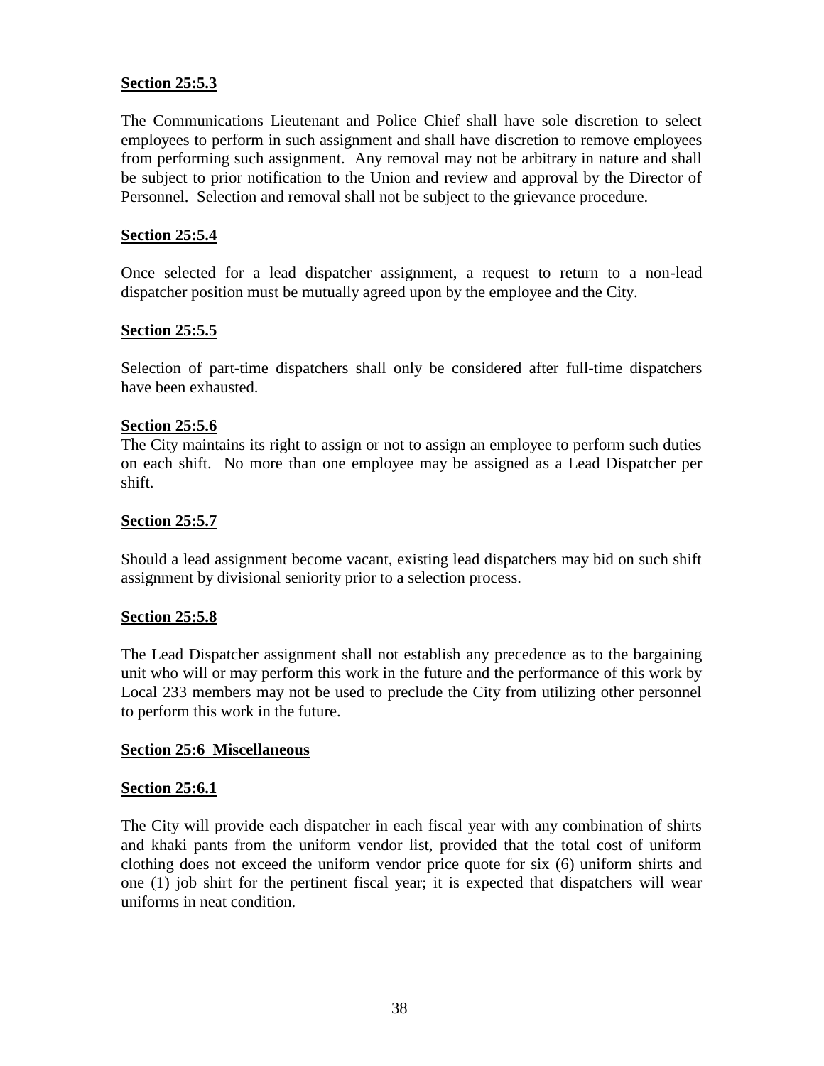**Section 25:5.3**

The Communications Lieutenant and Police Chief shall have sole discretion to select employees to perform in such assignment and shall have discretion to remove employees from performing such assignment. Any removal may not be arbitrary in nature and shall be subject to prior notification to the Union and review and approval by the Director of Personnel. Selection and removal shall not be subject to the grievance procedure.

**Section 25:5.4**

Once selected for a lead dispatcher assignment, a request to return to a non-lead dispatcher position must be mutually agreed upon by the employee and the City.

**Section 25:5.5**

Selection of part-time dispatchers shall only be considered after full-time dispatchers have been exhausted.

**Section 25:5.6**

The City maintains its right to assign or not to assign an employee to perform such duties on each shift. No more than one employee may be assigned as a Lead Dispatcher per shift.

**Section 25:5.7**

Should a lead assignment become vacant, existing lead dispatchers may bid on such shift assignment by divisional seniority prior to a selection process.

**Section 25:5.8**

The Lead Dispatcher assignment shall not establish any precedence as to the bargaining unit who will or may perform this work in the future and the performance of this work by Local 233 members may not be used to preclude the City from utilizing other personnel to perform this work in the future.

**Section 25:6 Miscellaneous**

**Section 25:6.1**

The City will provide each dispatcher in each fiscal year with any combination of shirts and khaki pants from the uniform vendor list, provided that the total cost of uniform clothing does not exceed the uniform vendor price quote for six (6) uniform shirts and one (1) job shirt for the pertinent fiscal year; it is expected that dispatchers will wear uniforms in neat condition.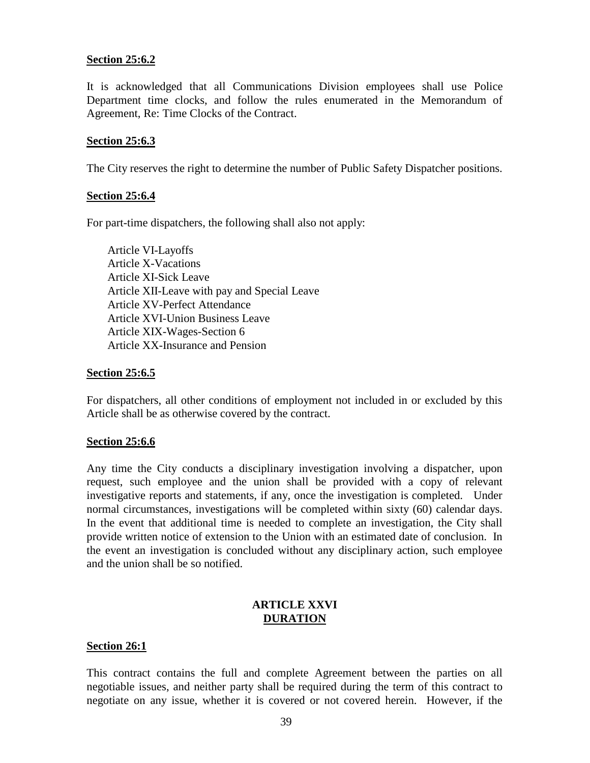**Section 25:6.2**

It is acknowledged that all Communications Division employees shall use Police Department time clocks, and follow the rules enumerated in the Memorandum of Agreement, Re: Time Clocks of the Contract.

**Section 25:6.3**

The City reserves the right to determine the number of Public Safety Dispatcher positions.

**Section 25:6.4**

For part-time dispatchers, the following shall also not apply:

Article VI-Layoffs
Article X-Vacations
Article XI-Sick Leave
Article XII-Leave with pay and Special Leave
Article XV-Perfect Attendance
Article XVI-Union Business Leave
Article XIX-Wages-Section 6
Article XX-Insurance and Pension

**Section 25:6.5**

For dispatchers, all other conditions of employment not included in or excluded by this Article shall be as otherwise covered by the contract.

**Section 25:6.6**

Any time the City conducts a disciplinary investigation involving a dispatcher, upon request, such employee and the union shall be provided with a copy of relevant investigative reports and statements, if any, once the investigation is completed. Under normal circumstances, investigations will be completed within sixty (60) calendar days. In the event that additional time is needed to complete an investigation, the City shall provide written notice of extension to the Union with an estimated date of conclusion. In the event an investigation is concluded without any disciplinary action, such employee and the union shall be so notified.

## ARTICLE XXVI
## DURATION

**Section 26:1**

This contract contains the full and complete Agreement between the parties on all negotiable issues, and neither party shall be required during the term of this contract to negotiate on any issue, whether it is covered or not covered herein. However, if the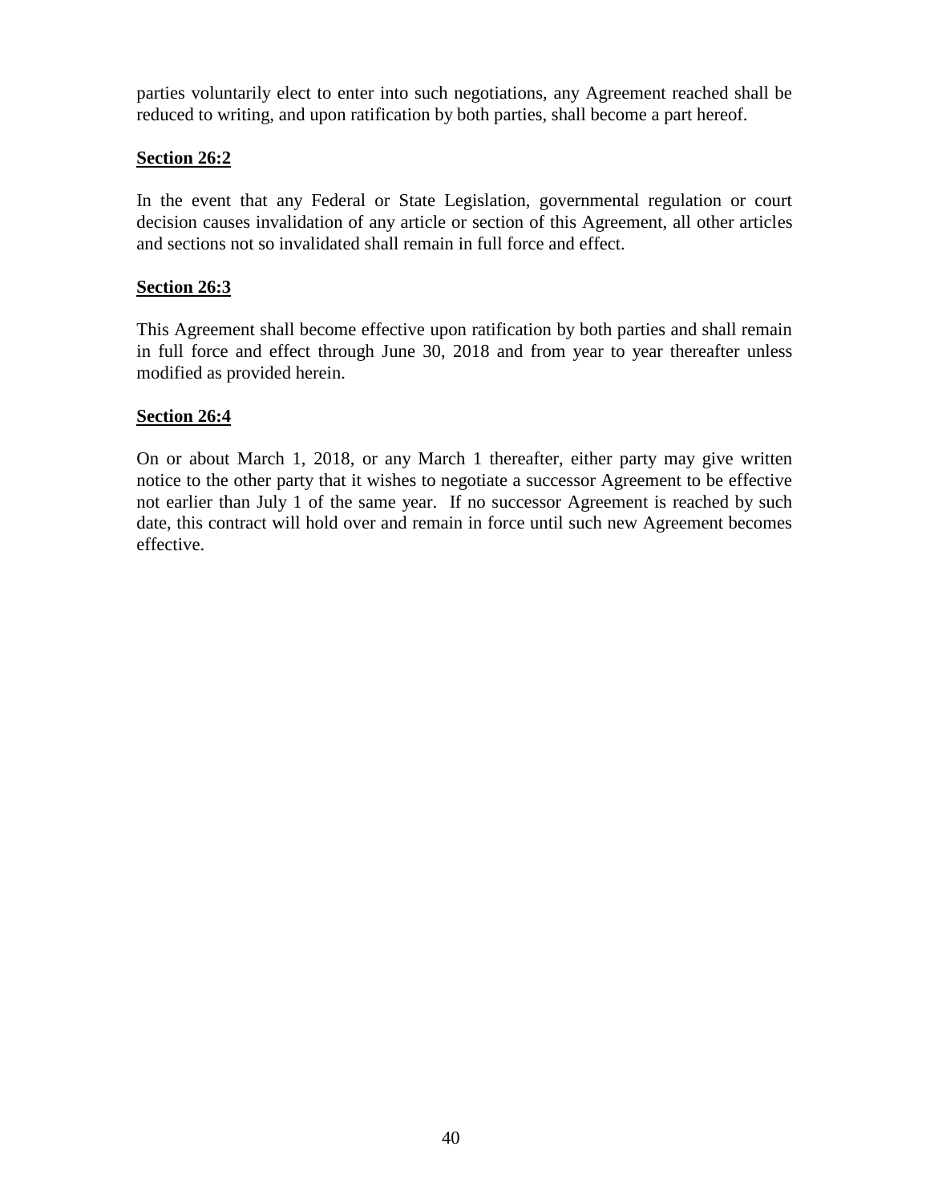parties voluntarily elect to enter into such negotiations, any Agreement reached shall be reduced to writing, and upon ratification by both parties, shall become a part hereof.

**Section 26:2**

In the event that any Federal or State Legislation, governmental regulation or court decision causes invalidation of any article or section of this Agreement, all other articles and sections not so invalidated shall remain in full force and effect.

**Section 26:3**

This Agreement shall become effective upon ratification by both parties and shall remain in full force and effect through June 30, 2018 and from year to year thereafter unless modified as provided herein.

**Section 26:4**

On or about March 1, 2018, or any March 1 thereafter, either party may give written notice to the other party that it wishes to negotiate a successor Agreement to be effective not earlier than July 1 of the same year. If no successor Agreement is reached by such date, this contract will hold over and remain in force until such new Agreement becomes effective.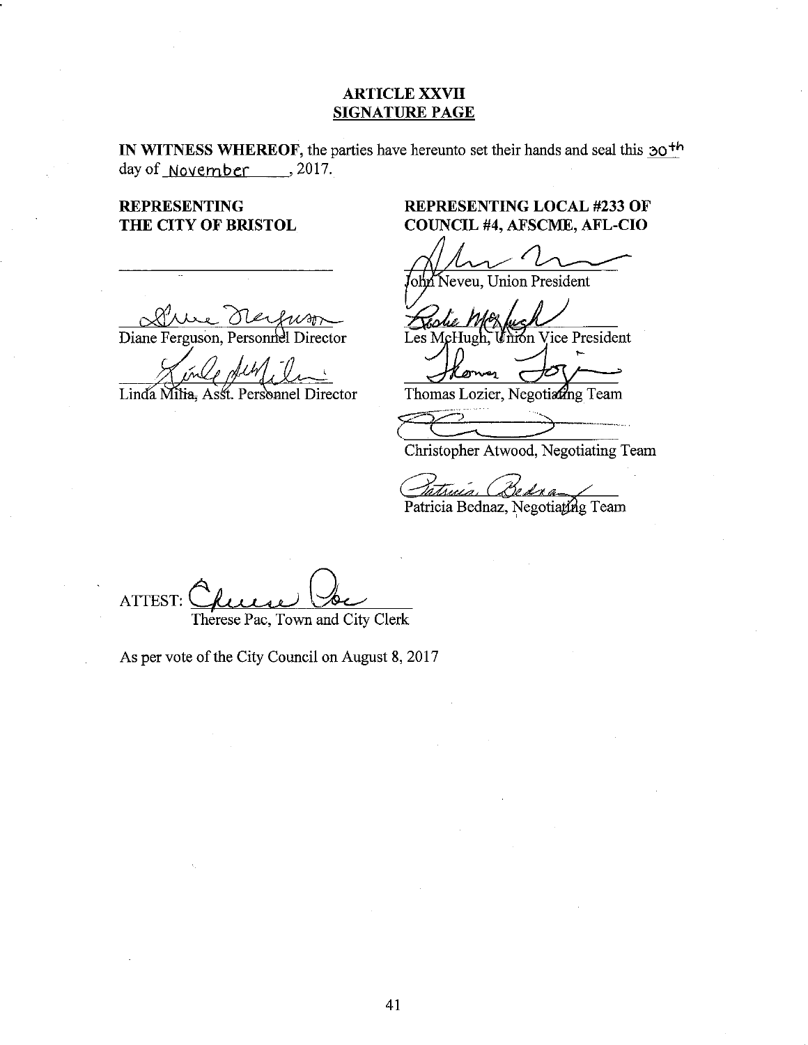# ARTICLE XXVII
## SIGNATURE PAGE

**IN WITNESS WHEREOF**, the parties have hereunto set their hands and seal this 30th day of November, 2017.

**REPRESENTING THE CITY OF BRISTOL**

\_\_\_\_\_\_\_\_\_\_\_\_\_\_\_\_\_\_\_\_\_\_\_\_\_\_

Diane Ferguson, Personnel Director

Linda Milia, Asst. Personnel Director

**REPRESENTING LOCAL #233 OF COUNCIL #4, AFSCME, AFL-CIO**

John Neveu, Union President

Les McHugh, Union Vice President

Thomas Lozier, Negotiating Team

Christopher Atwood, Negotiating Team

Patricia Bednaz, Negotiating Team

ATTEST:
Therese Pac, Town and City Clerk

As per vote of the City Council on August 8, 2017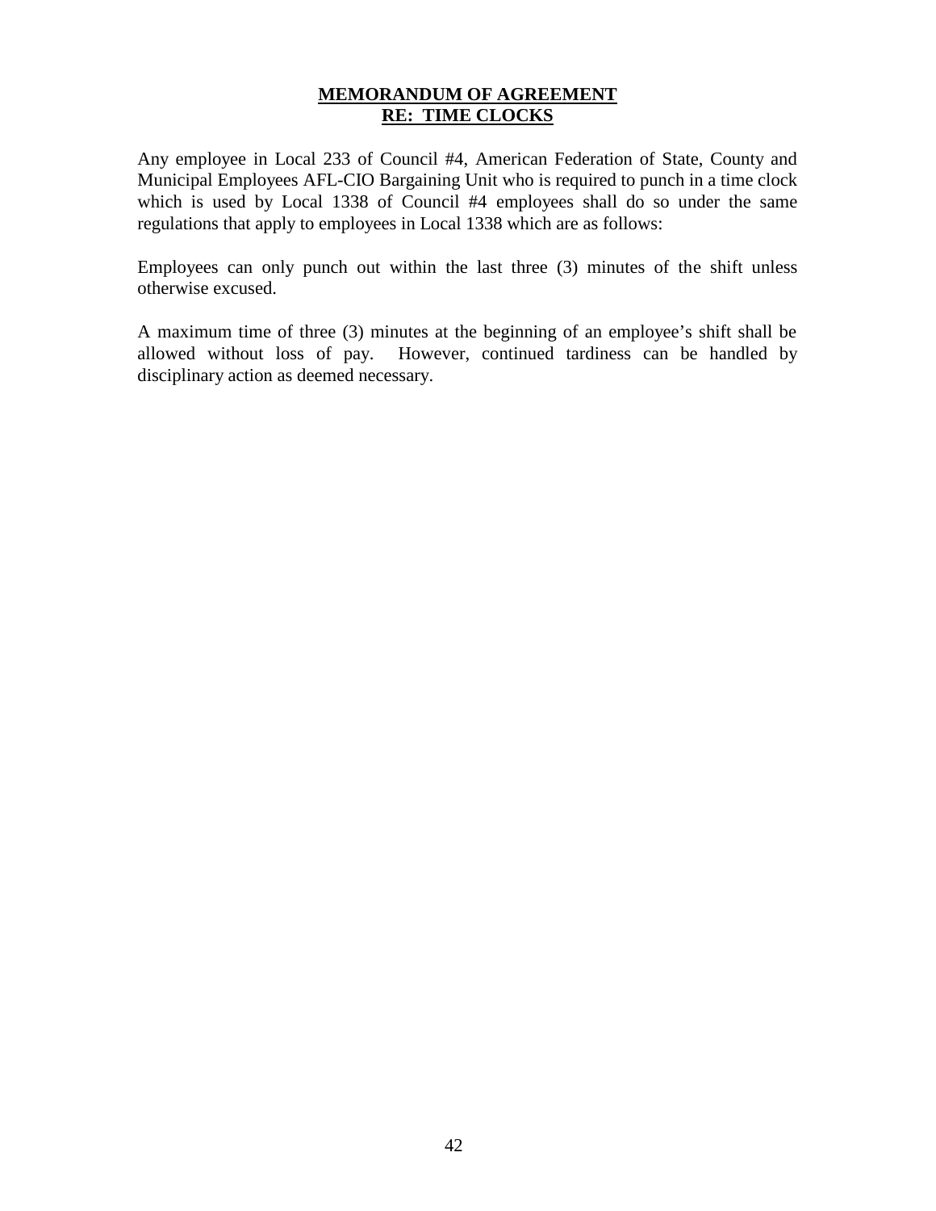# MEMORANDUM OF AGREEMENT
## RE: TIME CLOCKS

Any employee in Local 233 of Council #4, American Federation of State, County and Municipal Employees AFL-CIO Bargaining Unit who is required to punch in a time clock which is used by Local 1338 of Council #4 employees shall do so under the same regulations that apply to employees in Local 1338 which are as follows:

Employees can only punch out within the last three (3) minutes of the shift unless otherwise excused.

A maximum time of three (3) minutes at the beginning of an employee's shift shall be allowed without loss of pay. However, continued tardiness can be handled by disciplinary action as deemed necessary.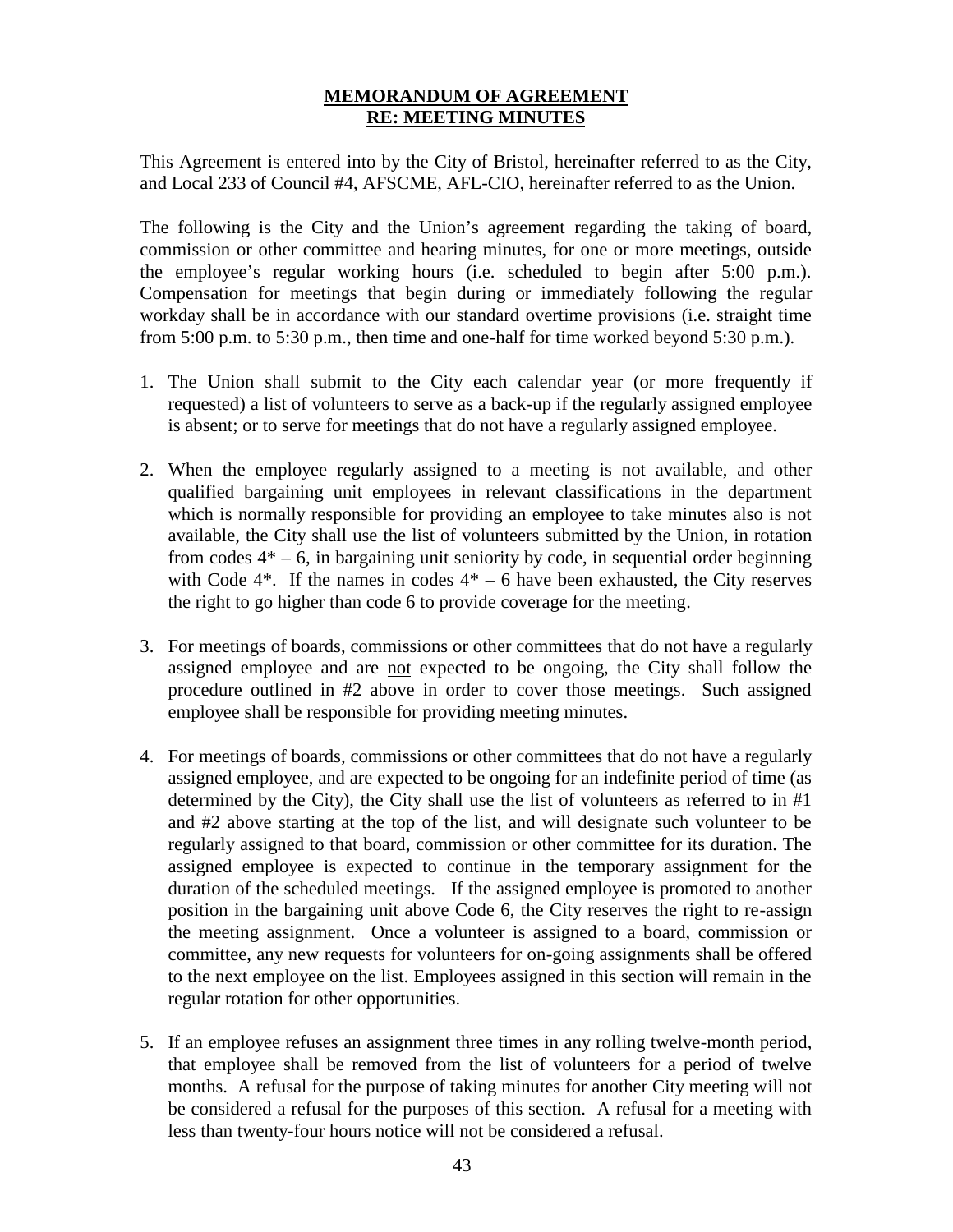# MEMORANDUM OF AGREEMENT
# RE: MEETING MINUTES

This Agreement is entered into by the City of Bristol, hereinafter referred to as the City, and Local 233 of Council #4, AFSCME, AFL-CIO, hereinafter referred to as the Union.

The following is the City and the Union's agreement regarding the taking of board, commission or other committee and hearing minutes, for one or more meetings, outside the employee's regular working hours (i.e. scheduled to begin after 5:00 p.m.). Compensation for meetings that begin during or immediately following the regular workday shall be in accordance with our standard overtime provisions (i.e. straight time from 5:00 p.m. to 5:30 p.m., then time and one-half for time worked beyond 5:30 p.m.).

1. The Union shall submit to the City each calendar year (or more frequently if requested) a list of volunteers to serve as a back-up if the regularly assigned employee is absent; or to serve for meetings that do not have a regularly assigned employee.

2. When the employee regularly assigned to a meeting is not available, and other qualified bargaining unit employees in relevant classifications in the department which is normally responsible for providing an employee to take minutes also is not available, the City shall use the list of volunteers submitted by the Union, in rotation from codes 4* – 6, in bargaining unit seniority by code, in sequential order beginning with Code 4*. If the names in codes 4* – 6 have been exhausted, the City reserves the right to go higher than code 6 to provide coverage for the meeting.

3. For meetings of boards, commissions or other committees that do not have a regularly assigned employee and are <u>not</u> expected to be ongoing, the City shall follow the procedure outlined in #2 above in order to cover those meetings. Such assigned employee shall be responsible for providing meeting minutes.

4. For meetings of boards, commissions or other committees that do not have a regularly assigned employee, and are expected to be ongoing for an indefinite period of time (as determined by the City), the City shall use the list of volunteers as referred to in #1 and #2 above starting at the top of the list, and will designate such volunteer to be regularly assigned to that board, commission or other committee for its duration. The assigned employee is expected to continue in the temporary assignment for the duration of the scheduled meetings. If the assigned employee is promoted to another position in the bargaining unit above Code 6, the City reserves the right to re-assign the meeting assignment. Once a volunteer is assigned to a board, commission or committee, any new requests for volunteers for on-going assignments shall be offered to the next employee on the list. Employees assigned in this section will remain in the regular rotation for other opportunities.

5. If an employee refuses an assignment three times in any rolling twelve-month period, that employee shall be removed from the list of volunteers for a period of twelve months. A refusal for the purpose of taking minutes for another City meeting will not be considered a refusal for the purposes of this section. A refusal for a meeting with less than twenty-four hours notice will not be considered a refusal.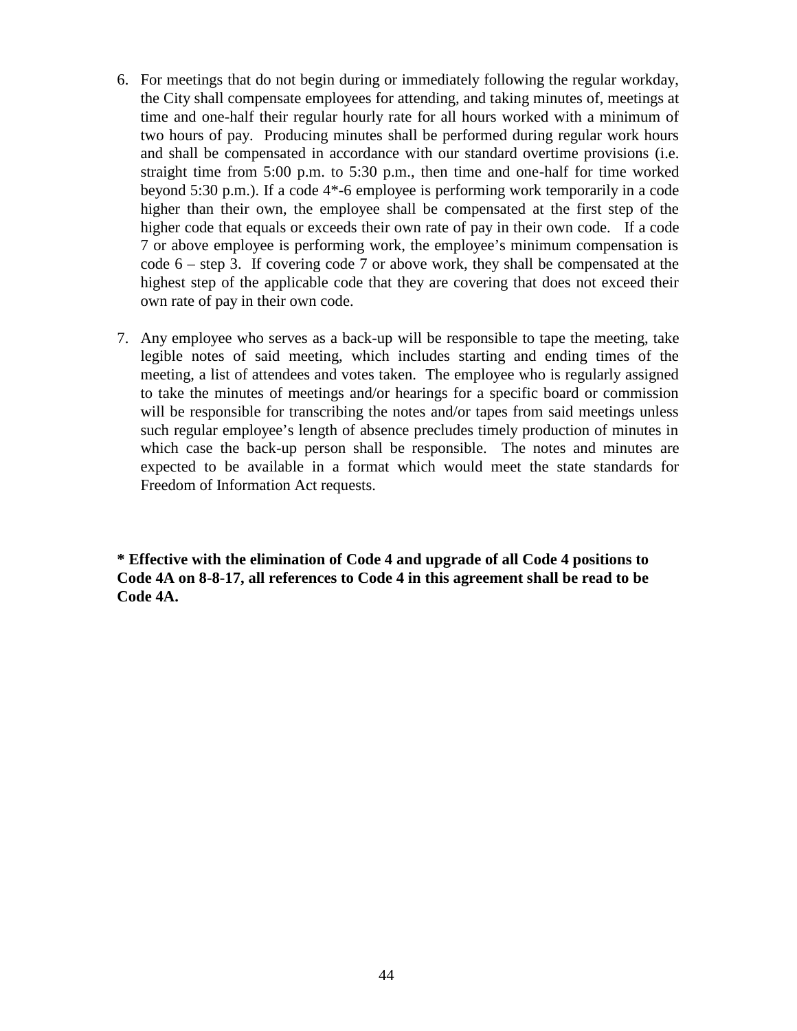6. For meetings that do not begin during or immediately following the regular workday, the City shall compensate employees for attending, and taking minutes of, meetings at time and one-half their regular hourly rate for all hours worked with a minimum of two hours of pay. Producing minutes shall be performed during regular work hours and shall be compensated in accordance with our standard overtime provisions (i.e. straight time from 5:00 p.m. to 5:30 p.m., then time and one-half for time worked beyond 5:30 p.m.). If a code 4*-6 employee is performing work temporarily in a code higher than their own, the employee shall be compensated at the first step of the higher code that equals or exceeds their own rate of pay in their own code. If a code 7 or above employee is performing work, the employee's minimum compensation is code 6 – step 3. If covering code 7 or above work, they shall be compensated at the highest step of the applicable code that they are covering that does not exceed their own rate of pay in their own code.

7. Any employee who serves as a back-up will be responsible to tape the meeting, take legible notes of said meeting, which includes starting and ending times of the meeting, a list of attendees and votes taken. The employee who is regularly assigned to take the minutes of meetings and/or hearings for a specific board or commission will be responsible for transcribing the notes and/or tapes from said meetings unless such regular employee's length of absence precludes timely production of minutes in which case the back-up person shall be responsible. The notes and minutes are expected to be available in a format which would meet the state standards for Freedom of Information Act requests.

**\* Effective with the elimination of Code 4 and upgrade of all Code 4 positions to Code 4A on 8-8-17, all references to Code 4 in this agreement shall be read to be Code 4A.**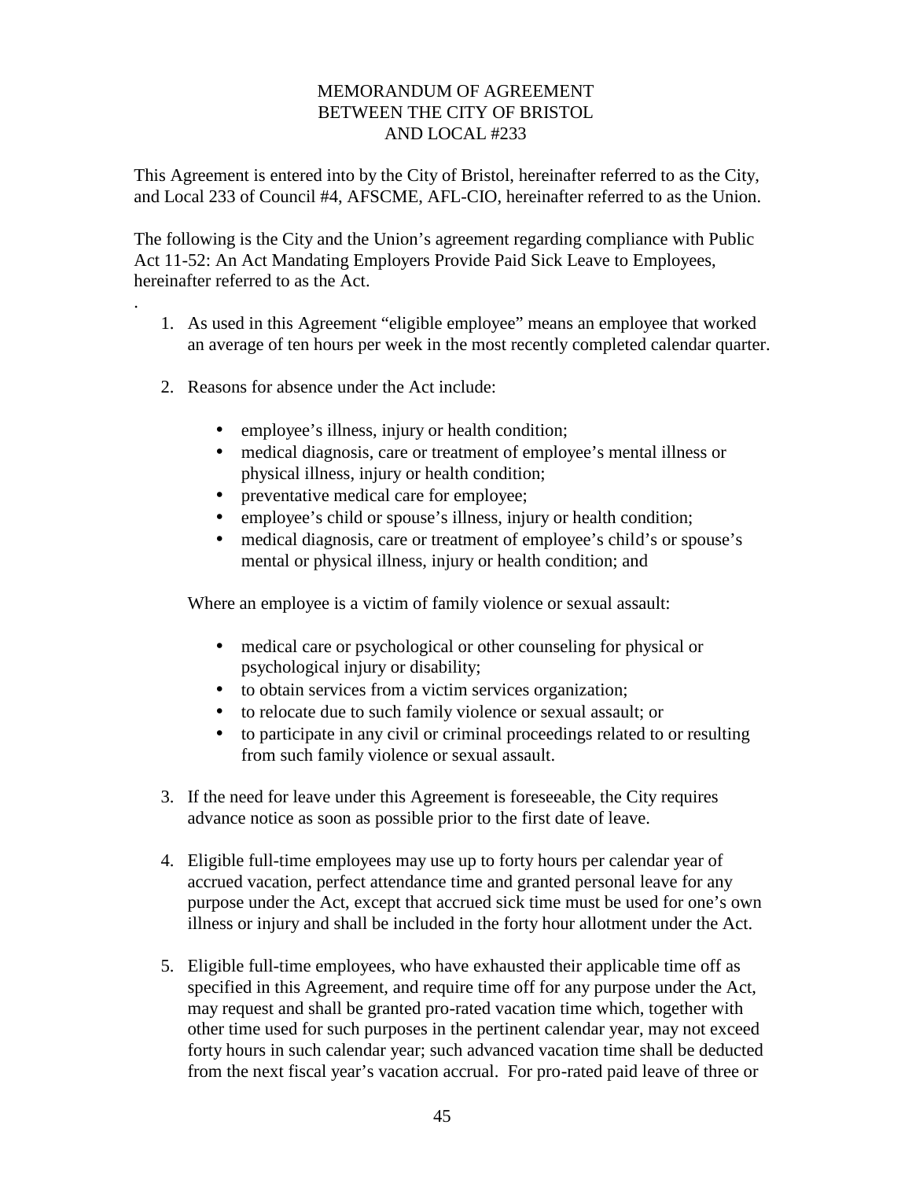# MEMORANDUM OF AGREEMENT BETWEEN THE CITY OF BRISTOL AND LOCAL #233

This Agreement is entered into by the City of Bristol, hereinafter referred to as the City, and Local 233 of Council #4, AFSCME, AFL-CIO, hereinafter referred to as the Union.

The following is the City and the Union's agreement regarding compliance with Public Act 11-52: An Act Mandating Employers Provide Paid Sick Leave to Employees, hereinafter referred to as the Act.

.

1. As used in this Agreement "eligible employee" means an employee that worked an average of ten hours per week in the most recently completed calendar quarter.

2. Reasons for absence under the Act include:

   - employee's illness, injury or health condition;
   - medical diagnosis, care or treatment of employee's mental illness or physical illness, injury or health condition;
   - preventative medical care for employee;
   - employee's child or spouse's illness, injury or health condition;
   - medical diagnosis, care or treatment of employee's child's or spouse's mental or physical illness, injury or health condition; and

   Where an employee is a victim of family violence or sexual assault:

   - medical care or psychological or other counseling for physical or psychological injury or disability;
   - to obtain services from a victim services organization;
   - to relocate due to such family violence or sexual assault; or
   - to participate in any civil or criminal proceedings related to or resulting from such family violence or sexual assault.

3. If the need for leave under this Agreement is foreseeable, the City requires advance notice as soon as possible prior to the first date of leave.

4. Eligible full-time employees may use up to forty hours per calendar year of accrued vacation, perfect attendance time and granted personal leave for any purpose under the Act, except that accrued sick time must be used for one's own illness or injury and shall be included in the forty hour allotment under the Act.

5. Eligible full-time employees, who have exhausted their applicable time off as specified in this Agreement, and require time off for any purpose under the Act, may request and shall be granted pro-rated vacation time which, together with other time used for such purposes in the pertinent calendar year, may not exceed forty hours in such calendar year; such advanced vacation time shall be deducted from the next fiscal year's vacation accrual. For pro-rated paid leave of three or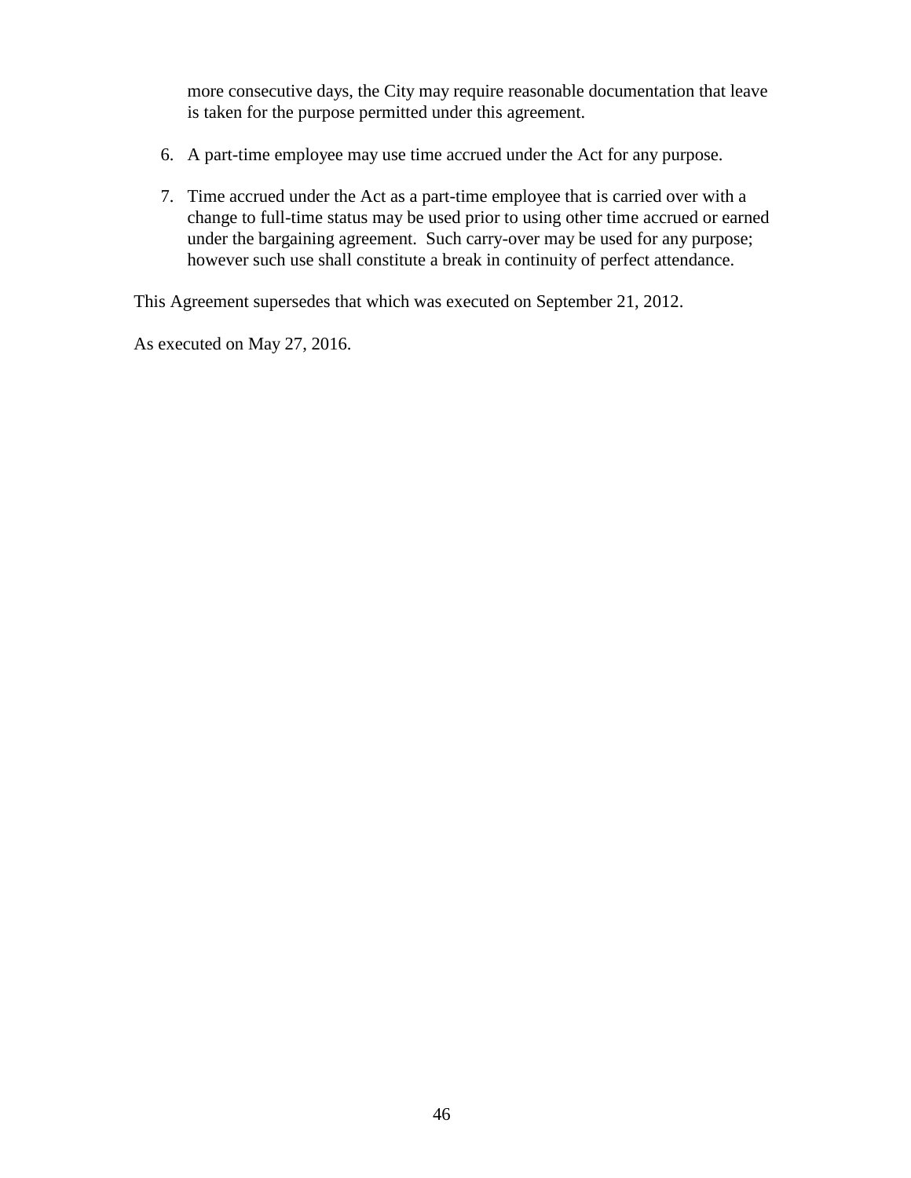more consecutive days, the City may require reasonable documentation that leave is taken for the purpose permitted under this agreement.

6. A part-time employee may use time accrued under the Act for any purpose.

7. Time accrued under the Act as a part-time employee that is carried over with a change to full-time status may be used prior to using other time accrued or earned under the bargaining agreement. Such carry-over may be used for any purpose; however such use shall constitute a break in continuity of perfect attendance.

This Agreement supersedes that which was executed on September 21, 2012.

As executed on May 27, 2016.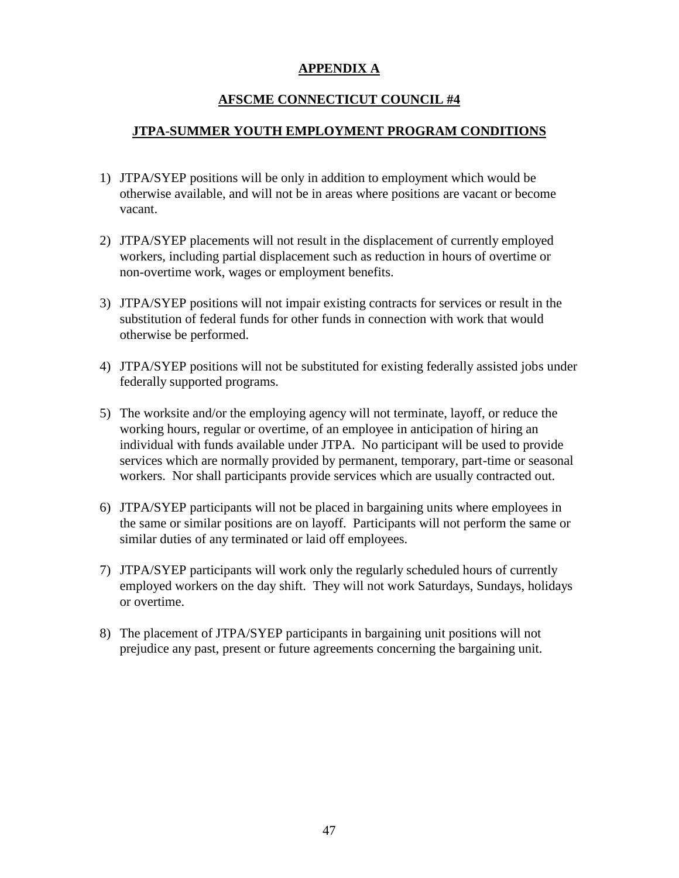# APPENDIX A

## AFSCME CONNECTICUT COUNCIL #4

## JTPA-SUMMER YOUTH EMPLOYMENT PROGRAM CONDITIONS

1) JTPA/SYEP positions will be only in addition to employment which would be otherwise available, and will not be in areas where positions are vacant or become vacant.

2) JTPA/SYEP placements will not result in the displacement of currently employed workers, including partial displacement such as reduction in hours of overtime or non-overtime work, wages or employment benefits.

3) JTPA/SYEP positions will not impair existing contracts for services or result in the substitution of federal funds for other funds in connection with work that would otherwise be performed.

4) JTPA/SYEP positions will not be substituted for existing federally assisted jobs under federally supported programs.

5) The worksite and/or the employing agency will not terminate, layoff, or reduce the working hours, regular or overtime, of an employee in anticipation of hiring an individual with funds available under JTPA. No participant will be used to provide services which are normally provided by permanent, temporary, part-time or seasonal workers. Nor shall participants provide services which are usually contracted out.

6) JTPA/SYEP participants will not be placed in bargaining units where employees in the same or similar positions are on layoff. Participants will not perform the same or similar duties of any terminated or laid off employees.

7) JTPA/SYEP participants will work only the regularly scheduled hours of currently employed workers on the day shift. They will not work Saturdays, Sundays, holidays or overtime.

8) The placement of JTPA/SYEP participants in bargaining unit positions will not prejudice any past, present or future agreements concerning the bargaining unit.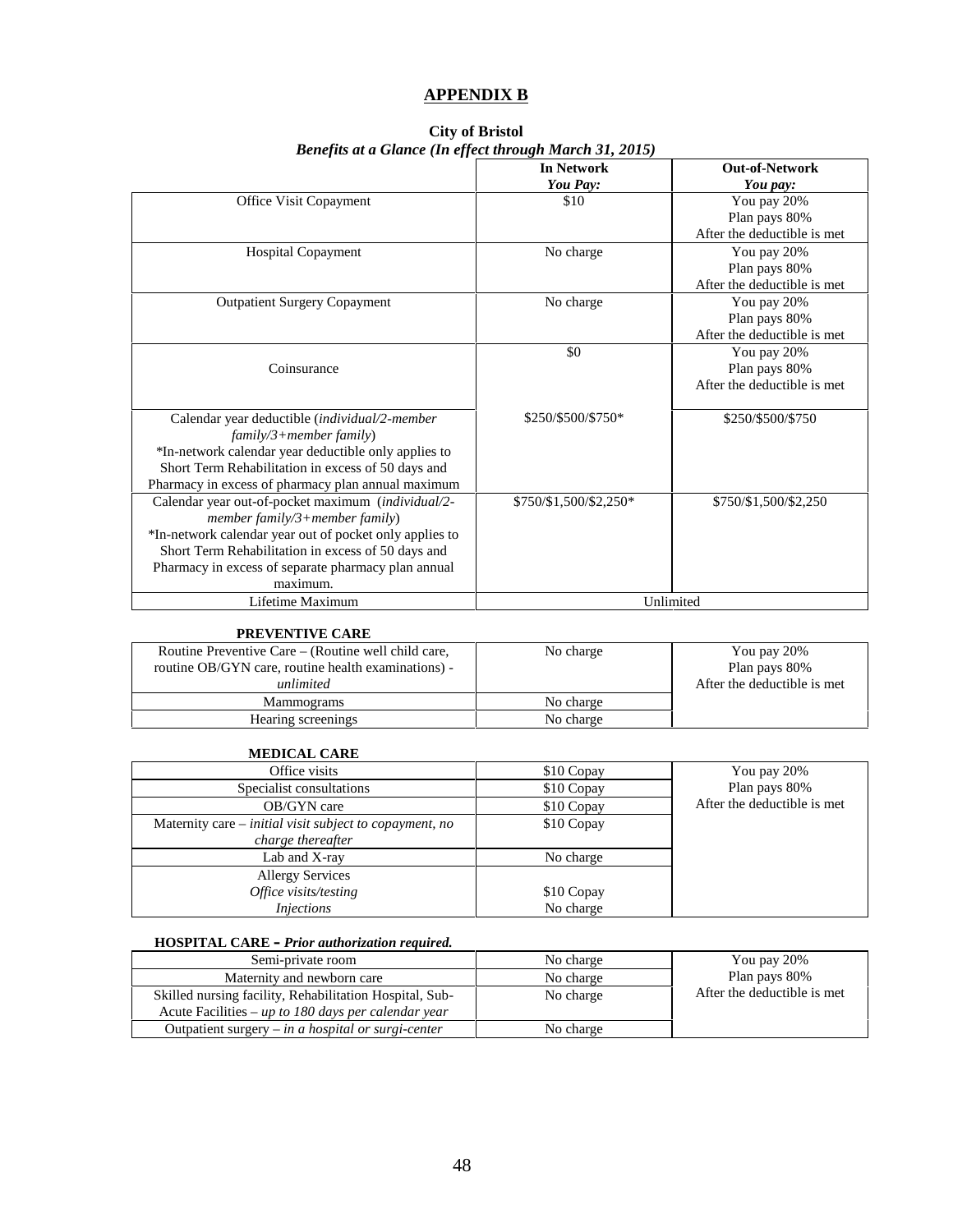## APPENDIX B

**City of Bristol**
***Benefits at a Glance (In effect through March 31, 2015)***

| | **In Network** *You Pay:* | **Out-of-Network** *You pay:* |
|---|---|---|
| Office Visit Copayment | $10 | You pay 20% Plan pays 80% After the deductible is met |
| Hospital Copayment | No charge | You pay 20% Plan pays 80% After the deductible is met |
| Outpatient Surgery Copayment | No charge | You pay 20% Plan pays 80% After the deductible is met |
| Coinsurance | $0 | You pay 20% Plan pays 80% After the deductible is met |
| Calendar year deductible (*individual/2-member family/3+member family*) *In-network calendar year deductible only applies to Short Term Rehabilitation in excess of 50 days and Pharmacy in excess of pharmacy plan annual maximum | $250/$500/$750* | $250/$500/$750 |
| Calendar year out-of-pocket maximum (*individual/2-member family/3+member family*) *In-network calendar year out of pocket only applies to Short Term Rehabilitation in excess of 50 days and Pharmacy in excess of separate pharmacy plan annual maximum. | $750/$1,500/$2,250* | $750/$1,500/$2,250 |
| Lifetime Maximum | Unlimited | |

**PREVENTIVE CARE**

| | | |
|---|---|---|
| Routine Preventive Care – (Routine well child care, routine OB/GYN care, routine health examinations) - *unlimited* | No charge | You pay 20% Plan pays 80% After the deductible is met |
| Mammograms | No charge | |
| Hearing screenings | No charge | |

**MEDICAL CARE**

| | | |
|---|---|---|
| Office visits | $10 Copay | You pay 20% Plan pays 80% After the deductible is met |
| Specialist consultations | $10 Copay | |
| OB/GYN care | $10 Copay | |
| Maternity care – *initial visit subject to copayment, no charge thereafter* | $10 Copay | |
| Lab and X-ray | No charge | |
| Allergy Services *Office visits/testing* *Injections* | $10 Copay No charge | |

**HOSPITAL CARE –** ***Prior authorization required.***

| | | |
|---|---|---|
| Semi-private room | No charge | You pay 20% Plan pays 80% After the deductible is met |
| Maternity and newborn care | No charge | |
| Skilled nursing facility, Rehabilitation Hospital, Sub-Acute Facilities – *up to 180 days per calendar year* | No charge | |
| Outpatient surgery – *in a hospital or surgi-center* | No charge | |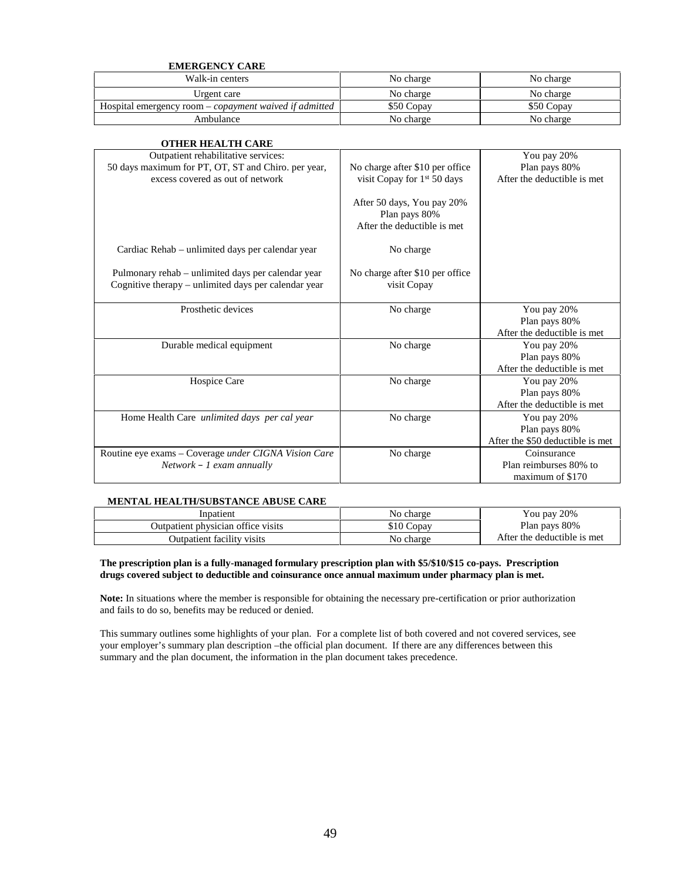**EMERGENCY CARE**

| | | |
|---|---|---|
| Walk-in centers | No charge | No charge |
| Urgent care | No charge | No charge |
| Hospital emergency room – *copayment waived if admitted* | $50 Copay | $50 Copay |
| Ambulance | No charge | No charge |

**OTHER HEALTH CARE**

| | | |
|---|---|---|
| Outpatient rehabilitative services: 50 days maximum for PT, OT, ST and Chiro. per year, excess covered as out of network | No charge after $10 per office visit Copay for 1st 50 days<br><br>After 50 days, You pay 20% Plan pays 80% After the deductible is met | You pay 20% Plan pays 80% After the deductible is met |
| Cardiac Rehab – unlimited days per calendar year | No charge | |
| Pulmonary rehab – unlimited days per calendar year<br>Cognitive therapy – unlimited days per calendar year | No charge after $10 per office visit Copay | |
| Prosthetic devices | No charge | You pay 20% Plan pays 80% After the deductible is met |
| Durable medical equipment | No charge | You pay 20% Plan pays 80% After the deductible is met |
| Hospice Care | No charge | You pay 20% Plan pays 80% After the deductible is met |
| Home Health Care *unlimited days per cal year* | No charge | You pay 20% Plan pays 80% After the $50 deductible is met |
| Routine eye exams – Coverage *under CIGNA Vision Care Network – 1 exam annually* | No charge | Coinsurance Plan reimburses 80% to maximum of $170 |

**MENTAL HEALTH/SUBSTANCE ABUSE CARE**

| | | |
|---|---|---|
| Inpatient | No charge | You pay 20% Plan pays 80% After the deductible is met |
| Outpatient physician office visits | $10 Copay | |
| Outpatient facility visits | No charge | |

**The prescription plan is a fully-managed formulary prescription plan with $5/$10/$15 co-pays. Prescription drugs covered subject to deductible and coinsurance once annual maximum under pharmacy plan is met.**

**Note:** In situations where the member is responsible for obtaining the necessary pre-certification or prior authorization and fails to do so, benefits may be reduced or denied.

This summary outlines some highlights of your plan. For a complete list of both covered and not covered services, see your employer's summary plan description –the official plan document. If there are any differences between this summary and the plan document, the information in the plan document takes precedence.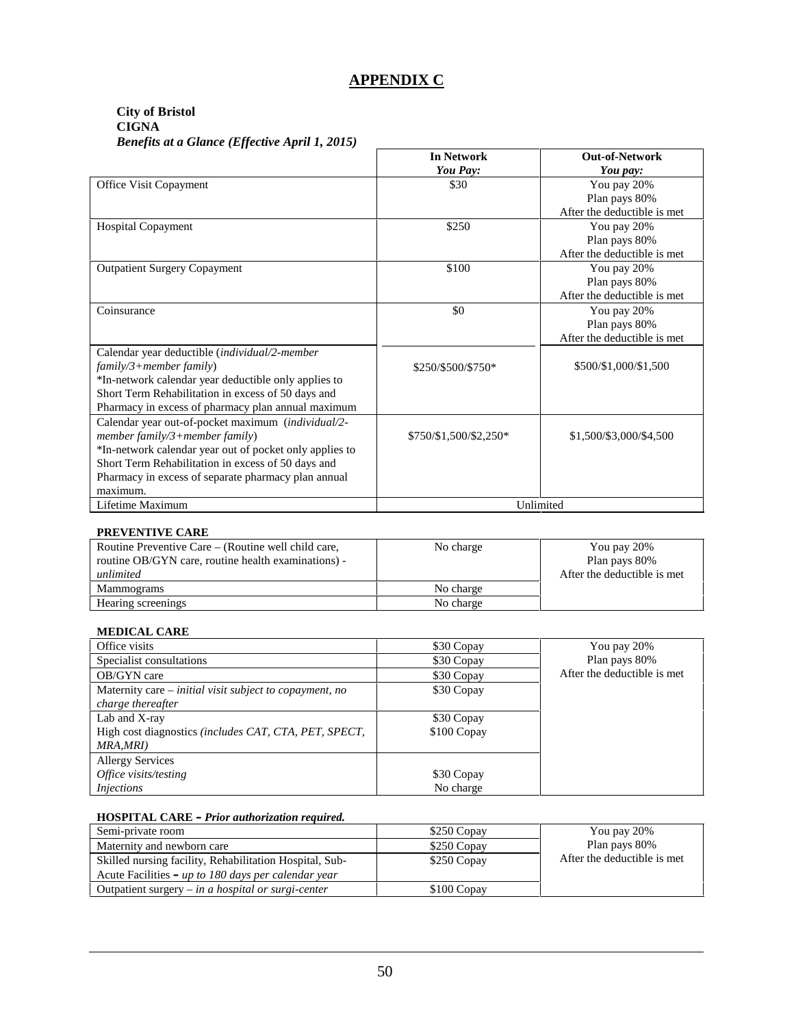# APPENDIX C

**City of Bristol**
**CIGNA**
***Benefits at a Glance (Effective April 1, 2015)***

| | **In Network** *You Pay:* | **Out-of-Network** *You pay:* |
|---|---|---|
| Office Visit Copayment | $30 | You pay 20% Plan pays 80% After the deductible is met |
| Hospital Copayment | $250 | You pay 20% Plan pays 80% After the deductible is met |
| Outpatient Surgery Copayment | $100 | You pay 20% Plan pays 80% After the deductible is met |
| Coinsurance | $0 | You pay 20% Plan pays 80% After the deductible is met |
| Calendar year deductible (*individual/2-member family/3+member family*) *In-network calendar year deductible only applies to Short Term Rehabilitation in excess of 50 days and Pharmacy in excess of pharmacy plan annual maximum | $250/$500/$750* | $500/$1,000/$1,500 |
| Calendar year out-of-pocket maximum (*individual/2-member family/3+member family*) *In-network calendar year out of pocket only applies to Short Term Rehabilitation in excess of 50 days and Pharmacy in excess of separate pharmacy plan annual maximum. | $750/$1,500/$2,250* | $1,500/$3,000/$4,500 |
| Lifetime Maximum | Unlimited | |

**PREVENTIVE CARE**

| | | |
|---|---|---|
| Routine Preventive Care – (Routine well child care, routine OB/GYN care, routine health examinations) - *unlimited* | No charge | You pay 20% Plan pays 80% After the deductible is met |
| Mammograms | No charge | |
| Hearing screenings | No charge | |

**MEDICAL CARE**

| | | |
|---|---|---|
| Office visits | $30 Copay | You pay 20% Plan pays 80% After the deductible is met |
| Specialist consultations | $30 Copay | |
| OB/GYN care | $30 Copay | |
| Maternity care – *initial visit subject to copayment, no charge thereafter* | $30 Copay | |
| Lab and X-ray | $30 Copay | |
| High cost diagnostics *(includes CAT, CTA, PET, SPECT, MRA,MRI)* | $100 Copay | |
| Allergy Services | | |
| *Office visits/testing* | $30 Copay | |
| *Injections* | No charge | |

**HOSPITAL CARE – *Prior authorization required.***

| | | |
|---|---|---|
| Semi-private room | $250 Copay | You pay 20% Plan pays 80% After the deductible is met |
| Maternity and newborn care | $250 Copay | |
| Skilled nursing facility, Rehabilitation Hospital, Sub-Acute Facilities – *up to 180 days per calendar year* | $250 Copay | |
| Outpatient surgery – *in a hospital or surgi-center* | $100 Copay | |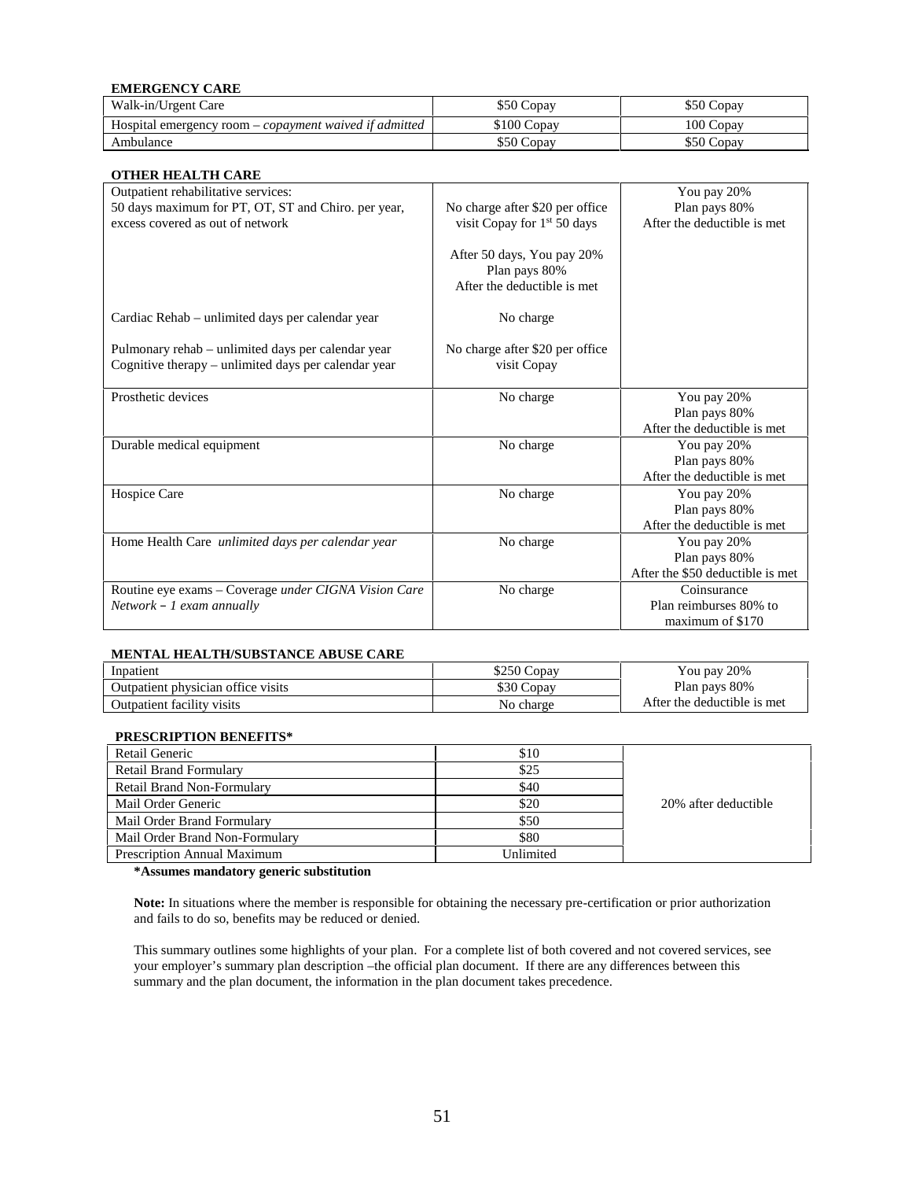**EMERGENCY CARE**

| | | |
|---|---|---|
| Walk-in/Urgent Care | $50 Copay | $50 Copay |
| Hospital emergency room – *copayment waived if admitted* | $100 Copay | 100 Copay |
| Ambulance | $50 Copay | $50 Copay |

**OTHER HEALTH CARE**

| | | |
|---|---|---|
| Outpatient rehabilitative services:<br>50 days maximum for PT, OT, ST and Chiro. per year, excess covered as out of network<br><br>Cardiac Rehab – unlimited days per calendar year<br><br>Pulmonary rehab – unlimited days per calendar year<br>Cognitive therapy – unlimited days per calendar year | No charge after $20 per office visit Copay for 1st 50 days<br><br>After 50 days, You pay 20%<br>Plan pays 80%<br>After the deductible is met<br><br>No charge<br><br>No charge after $20 per office visit Copay | You pay 20%<br>Plan pays 80%<br>After the deductible is met |
| Prosthetic devices | No charge | You pay 20%<br>Plan pays 80%<br>After the deductible is met |
| Durable medical equipment | No charge | You pay 20%<br>Plan pays 80%<br>After the deductible is met |
| Hospice Care | No charge | You pay 20%<br>Plan pays 80%<br>After the deductible is met |
| Home Health Care *unlimited days per calendar year* | No charge | You pay 20%<br>Plan pays 80%<br>After the $50 deductible is met |
| Routine eye exams – Coverage *under CIGNA Vision Care Network – 1 exam annually* | No charge | Coinsurance<br>Plan reimburses 80% to maximum of $170 |

**MENTAL HEALTH/SUBSTANCE ABUSE CARE**

| | | |
|---|---|---|
| Inpatient | $250 Copay | You pay 20%<br>Plan pays 80%<br>After the deductible is met |
| Outpatient physician office visits | $30 Copay | |
| Outpatient facility visits | No charge | |

**PRESCRIPTION BENEFITS***

| | | |
|---|---|---|
| Retail Generic | $10 | 20% after deductible |
| Retail Brand Formulary | $25 | |
| Retail Brand Non-Formulary | $40 | |
| Mail Order Generic | $20 | |
| Mail Order Brand Formulary | $50 | |
| Mail Order Brand Non-Formulary | $80 | |
| Prescription Annual Maximum | Unlimited | |

***Assumes mandatory generic substitution**

**Note:** In situations where the member is responsible for obtaining the necessary pre-certification or prior authorization and fails to do so, benefits may be reduced or denied.

This summary outlines some highlights of your plan. For a complete list of both covered and not covered services, see your employer's summary plan description –the official plan document. If there are any differences between this summary and the plan document, the information in the plan document takes precedence.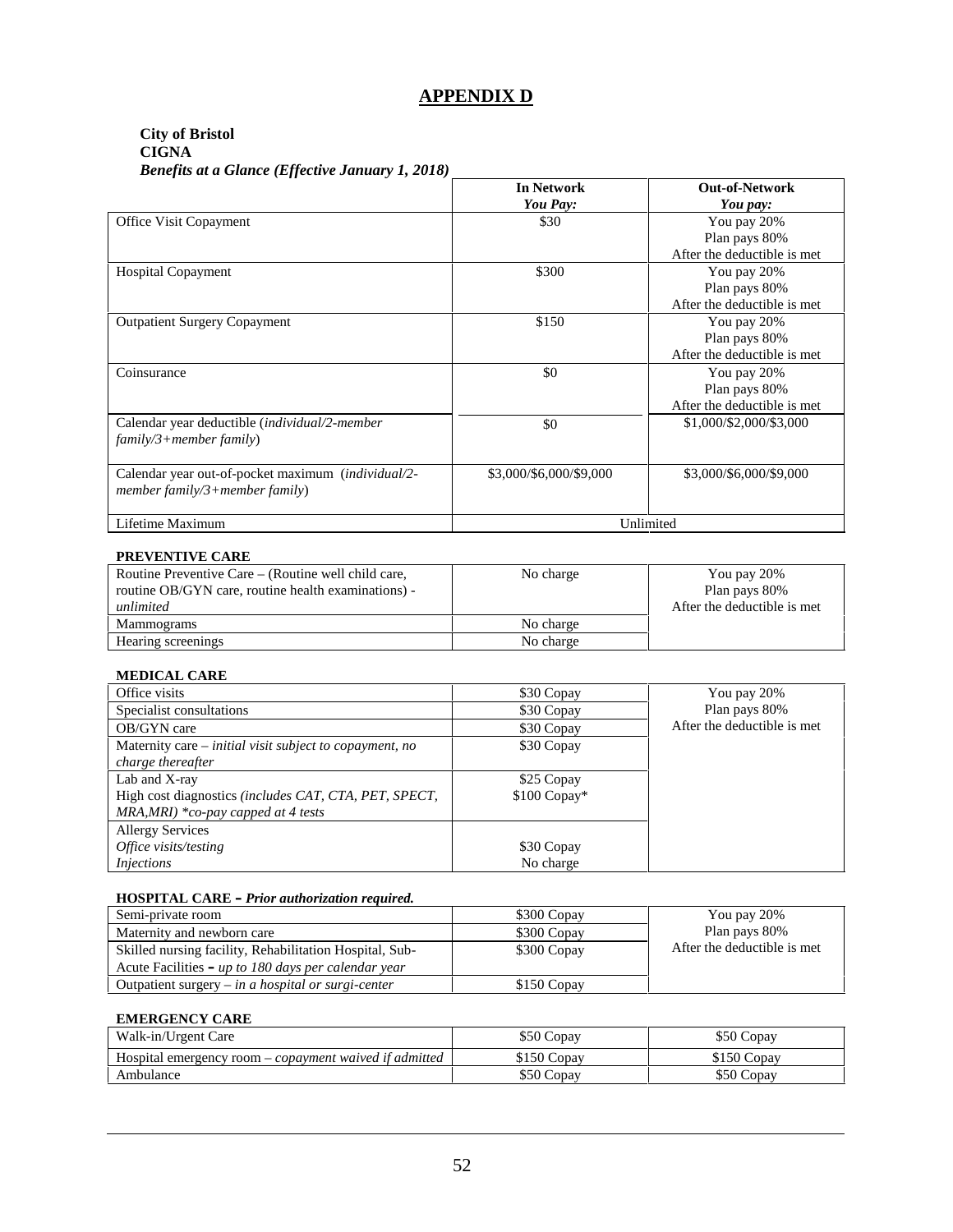# APPENDIX D

**City of Bristol**
**CIGNA**
***Benefits at a Glance (Effective January 1, 2018)***

| | **In Network** *You Pay:* | **Out-of-Network** *You pay:* |
|---|---|---|
| Office Visit Copayment | $30 | You pay 20% Plan pays 80% After the deductible is met |
| Hospital Copayment | $300 | You pay 20% Plan pays 80% After the deductible is met |
| Outpatient Surgery Copayment | $150 | You pay 20% Plan pays 80% After the deductible is met |
| Coinsurance | $0 | You pay 20% Plan pays 80% After the deductible is met |
| Calendar year deductible (*individual/2-member family/3+member family*) | $0 | $1,000/$2,000/$3,000 |
| Calendar year out-of-pocket maximum (*individual/2-member family/3+member family*) | $3,000/$6,000/$9,000 | $3,000/$6,000/$9,000 |
| Lifetime Maximum | Unlimited | |

**PREVENTIVE CARE**

| | | |
|---|---|---|
| Routine Preventive Care – (Routine well child care, routine OB/GYN care, routine health examinations) - *unlimited* | No charge | You pay 20% Plan pays 80% After the deductible is met |
| Mammograms | No charge | |
| Hearing screenings | No charge | |

**MEDICAL CARE**

| | | |
|---|---|---|
| Office visits | $30 Copay | You pay 20% Plan pays 80% After the deductible is met |
| Specialist consultations | $30 Copay | |
| OB/GYN care | $30 Copay | |
| Maternity care – *initial visit subject to copayment, no charge thereafter* | $30 Copay | |
| Lab and X-ray | $25 Copay | |
| High cost diagnostics *(includes CAT, CTA, PET, SPECT, MRA,MRI) *co-pay capped at 4 tests* | $100 Copay* | |
| Allergy Services | | |
| *Office visits/testing* | $30 Copay | |
| *Injections* | No charge | |

**HOSPITAL CARE** – ***Prior authorization required.***

| | | |
|---|---|---|
| Semi-private room | $300 Copay | You pay 20% Plan pays 80% After the deductible is met |
| Maternity and newborn care | $300 Copay | |
| Skilled nursing facility, Rehabilitation Hospital, Sub-Acute Facilities – *up to 180 days per calendar year* | $300 Copay | |
| Outpatient surgery – *in a hospital or surgi-center* | $150 Copay | |

**EMERGENCY CARE**

| | | |
|---|---|---|
| Walk-in/Urgent Care | $50 Copay | $50 Copay |
| Hospital emergency room – *copayment waived if admitted* | $150 Copay | $150 Copay |
| Ambulance | $50 Copay | $50 Copay |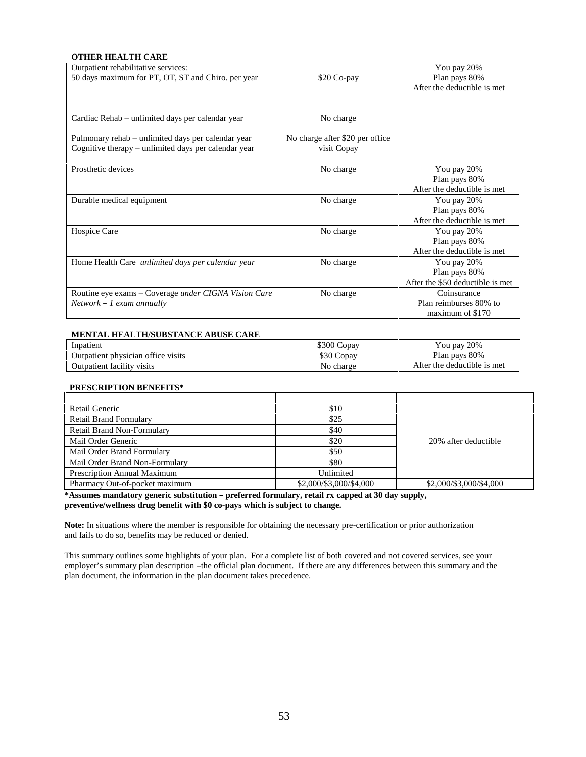**OTHER HEALTH CARE**

| | | |
|---|---|---|
| Outpatient rehabilitative services:<br>50 days maximum for PT, OT, ST and Chiro. per year | $20 Co-pay | You pay 20%<br>Plan pays 80%<br>After the deductible is met |
| Cardiac Rehab – unlimited days per calendar year | No charge | |
| Pulmonary rehab – unlimited days per calendar year<br>Cognitive therapy – unlimited days per calendar year | No charge after $20 per office visit Copay | |
| Prosthetic devices | No charge | You pay 20%<br>Plan pays 80%<br>After the deductible is met |
| Durable medical equipment | No charge | You pay 20%<br>Plan pays 80%<br>After the deductible is met |
| Hospice Care | No charge | You pay 20%<br>Plan pays 80%<br>After the deductible is met |
| Home Health Care *unlimited days per calendar year* | No charge | You pay 20%<br>Plan pays 80%<br>After the $50 deductible is met |
| Routine eye exams – Coverage *under CIGNA Vision Care Network – 1 exam annually* | No charge | Coinsurance<br>Plan reimburses 80% to maximum of $170 |

**MENTAL HEALTH/SUBSTANCE ABUSE CARE**

| | | |
|---|---|---|
| Inpatient | $300 Copay | You pay 20%<br>Plan pays 80%<br>After the deductible is met |
| Outpatient physician office visits | $30 Copay | |
| Outpatient facility visits | No charge | |

**PRESCRIPTION BENEFITS***

| | | |
|---|---|---|
| Retail Generic | $10 | 20% after deductible |
| Retail Brand Formulary | $25 | |
| Retail Brand Non-Formulary | $40 | |
| Mail Order Generic | $20 | |
| Mail Order Brand Formulary | $50 | |
| Mail Order Brand Non-Formulary | $80 | |
| Prescription Annual Maximum | Unlimited | |
| Pharmacy Out-of-pocket maximum | $2,000/$3,000/$4,000 | $2,000/$3,000/$4,000 |

***Assumes mandatory generic substitution – preferred formulary, retail rx capped at 30 day supply, preventive/wellness drug benefit with $0 co-pays which is subject to change.**

**Note:** In situations where the member is responsible for obtaining the necessary pre-certification or prior authorization and fails to do so, benefits may be reduced or denied.

This summary outlines some highlights of your plan. For a complete list of both covered and not covered services, see your employer's summary plan description –the official plan document. If there are any differences between this summary and the plan document, the information in the plan document takes precedence.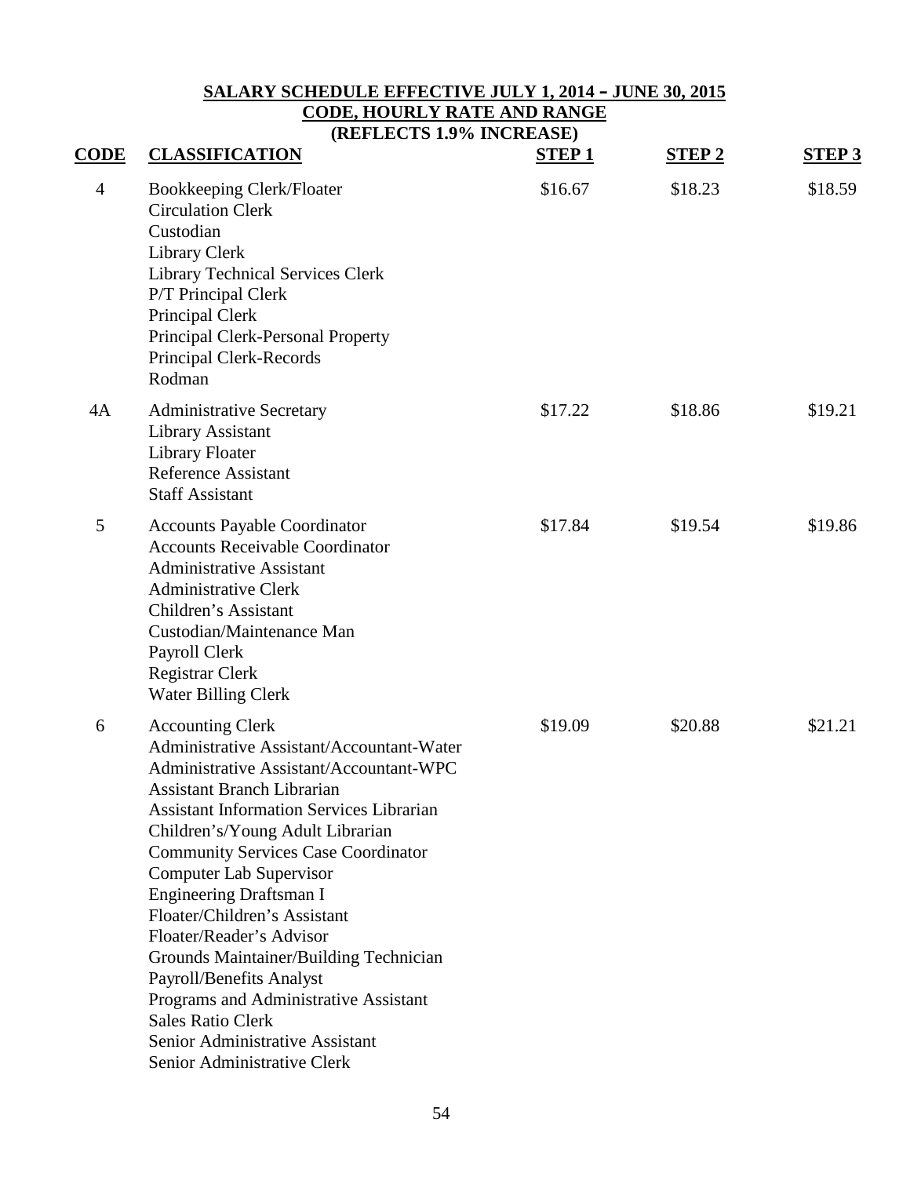**SALARY SCHEDULE EFFECTIVE JULY 1, 2014 – JUNE 30, 2015**
**CODE, HOURLY RATE AND RANGE**
**(REFLECTS 1.9% INCREASE)**

| CODE | CLASSIFICATION | STEP 1 | STEP 2 | STEP 3 |
|---|---|---|---|---|
| 4 | Bookkeeping Clerk/Floater<br>Circulation Clerk<br>Custodian<br>Library Clerk<br>Library Technical Services Clerk<br>P/T Principal Clerk<br>Principal Clerk<br>Principal Clerk-Personal Property<br>Principal Clerk-Records<br>Rodman | $16.67 | $18.23 | $18.59 |
| 4A | Administrative Secretary<br>Library Assistant<br>Library Floater<br>Reference Assistant<br>Staff Assistant | $17.22 | $18.86 | $19.21 |
| 5 | Accounts Payable Coordinator<br>Accounts Receivable Coordinator<br>Administrative Assistant<br>Administrative Clerk<br>Children's Assistant<br>Custodian/Maintenance Man<br>Payroll Clerk<br>Registrar Clerk<br>Water Billing Clerk | $17.84 | $19.54 | $19.86 |
| 6 | Accounting Clerk<br>Administrative Assistant/Accountant-Water<br>Administrative Assistant/Accountant-WPC<br>Assistant Branch Librarian<br>Assistant Information Services Librarian<br>Children's/Young Adult Librarian<br>Community Services Case Coordinator<br>Computer Lab Supervisor<br>Engineering Draftsman I<br>Floater/Children's Assistant<br>Floater/Reader's Advisor<br>Grounds Maintainer/Building Technician<br>Payroll/Benefits Analyst<br>Programs and Administrative Assistant<br>Sales Ratio Clerk<br>Senior Administrative Assistant<br>Senior Administrative Clerk | $19.09 | $20.88 | $21.21 |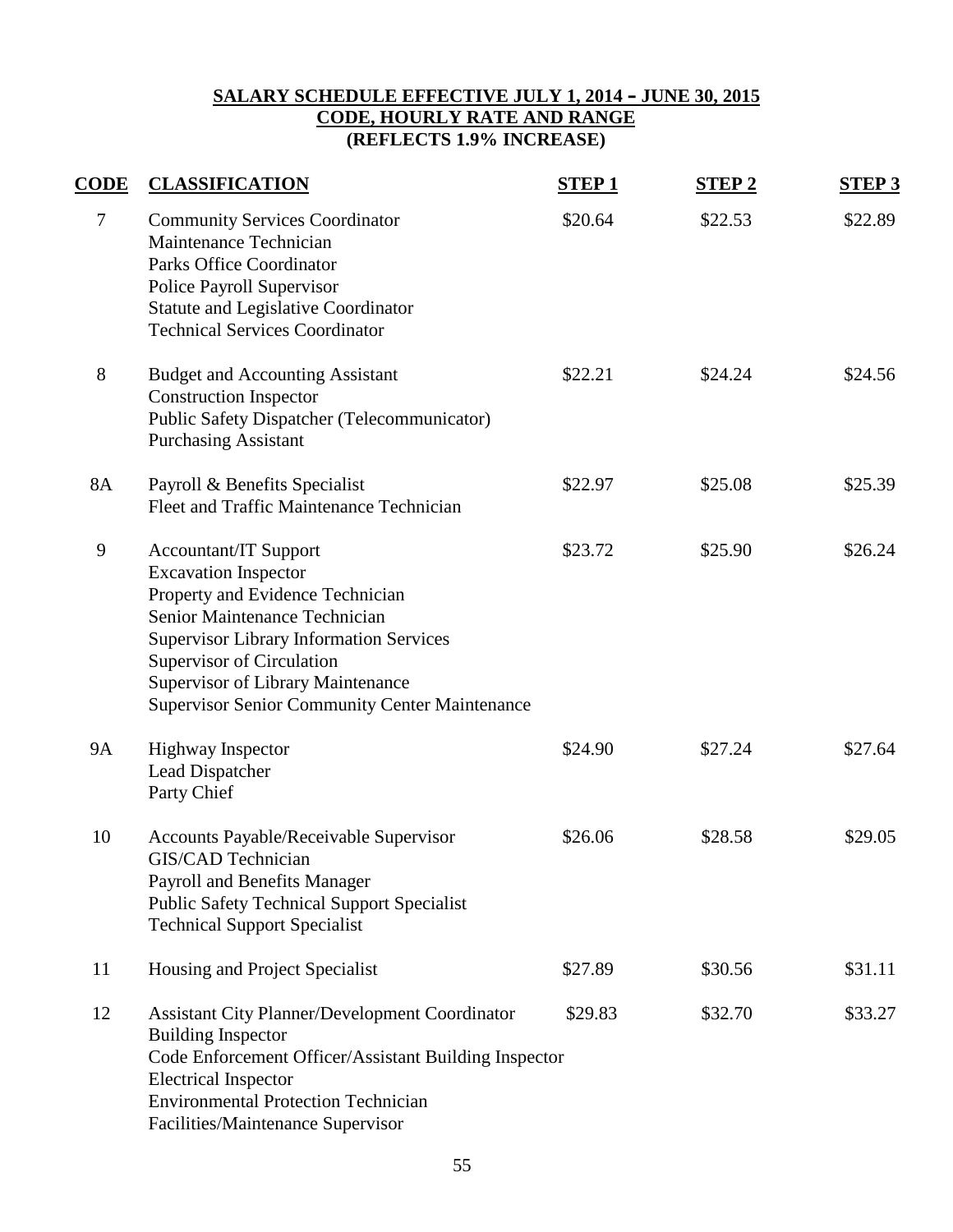**SALARY SCHEDULE EFFECTIVE JULY 1, 2014 – JUNE 30, 2015**
**CODE, HOURLY RATE AND RANGE**
**(REFLECTS 1.9% INCREASE)**

| CODE | CLASSIFICATION | STEP 1 | STEP 2 | STEP 3 |
|---|---|---|---|---|
| 7 | Community Services Coordinator<br>Maintenance Technician<br>Parks Office Coordinator<br>Police Payroll Supervisor<br>Statute and Legislative Coordinator<br>Technical Services Coordinator | $20.64 | $22.53 | $22.89 |
| 8 | Budget and Accounting Assistant<br>Construction Inspector<br>Public Safety Dispatcher (Telecommunicator)<br>Purchasing Assistant | $22.21 | $24.24 | $24.56 |
| 8A | Payroll & Benefits Specialist<br>Fleet and Traffic Maintenance Technician | $22.97 | $25.08 | $25.39 |
| 9 | Accountant/IT Support<br>Excavation Inspector<br>Property and Evidence Technician<br>Senior Maintenance Technician<br>Supervisor Library Information Services<br>Supervisor of Circulation<br>Supervisor of Library Maintenance<br>Supervisor Senior Community Center Maintenance | $23.72 | $25.90 | $26.24 |
| 9A | Highway Inspector<br>Lead Dispatcher<br>Party Chief | $24.90 | $27.24 | $27.64 |
| 10 | Accounts Payable/Receivable Supervisor<br>GIS/CAD Technician<br>Payroll and Benefits Manager<br>Public Safety Technical Support Specialist<br>Technical Support Specialist | $26.06 | $28.58 | $29.05 |
| 11 | Housing and Project Specialist | $27.89 | $30.56 | $31.11 |
| 12 | Assistant City Planner/Development Coordinator<br>Building Inspector<br>Code Enforcement Officer/Assistant Building Inspector<br>Electrical Inspector<br>Environmental Protection Technician<br>Facilities/Maintenance Supervisor | $29.83 | $32.70 | $33.27 |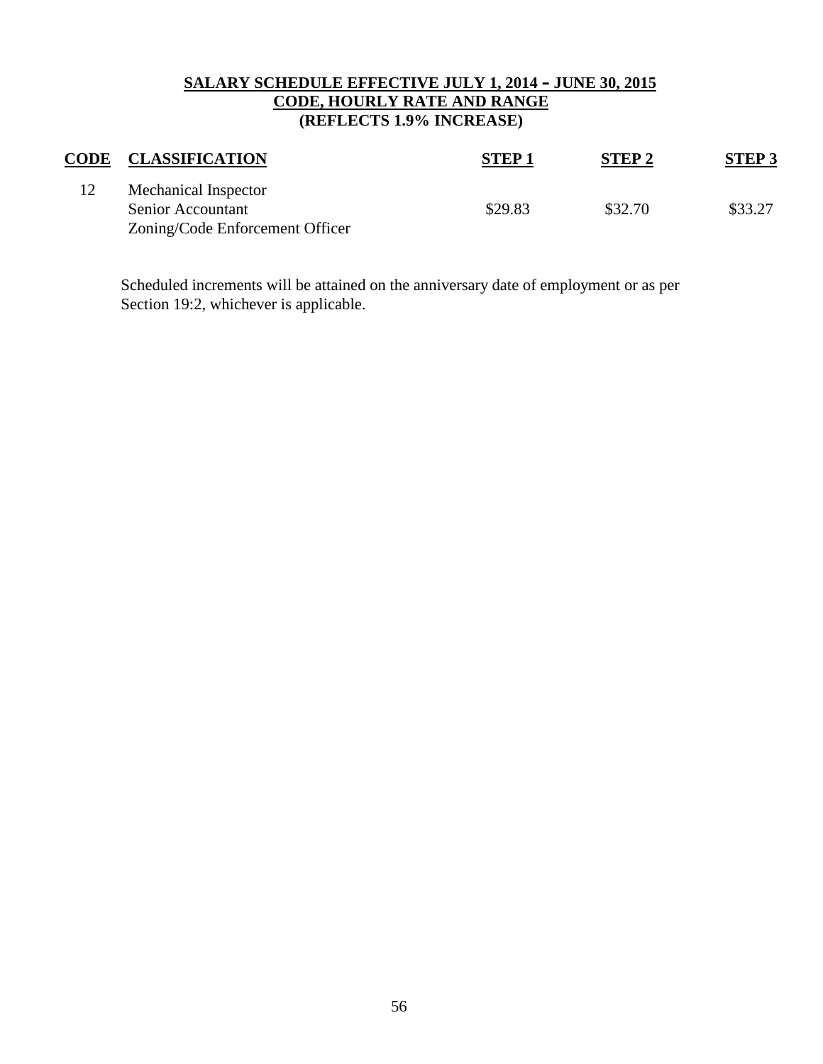**SALARY SCHEDULE EFFECTIVE JULY 1, 2014 – JUNE 30, 2015**
**CODE, HOURLY RATE AND RANGE**
**(REFLECTS 1.9% INCREASE)**

| CODE | CLASSIFICATION | STEP 1 | STEP 2 | STEP 3 |
|---|---|---|---|---|
| 12 | Mechanical Inspector<br>Senior Accountant<br>Zoning/Code Enforcement Officer | $29.83 | $32.70 | $33.27 |

Scheduled increments will be attained on the anniversary date of employment or as per Section 19:2, whichever is applicable.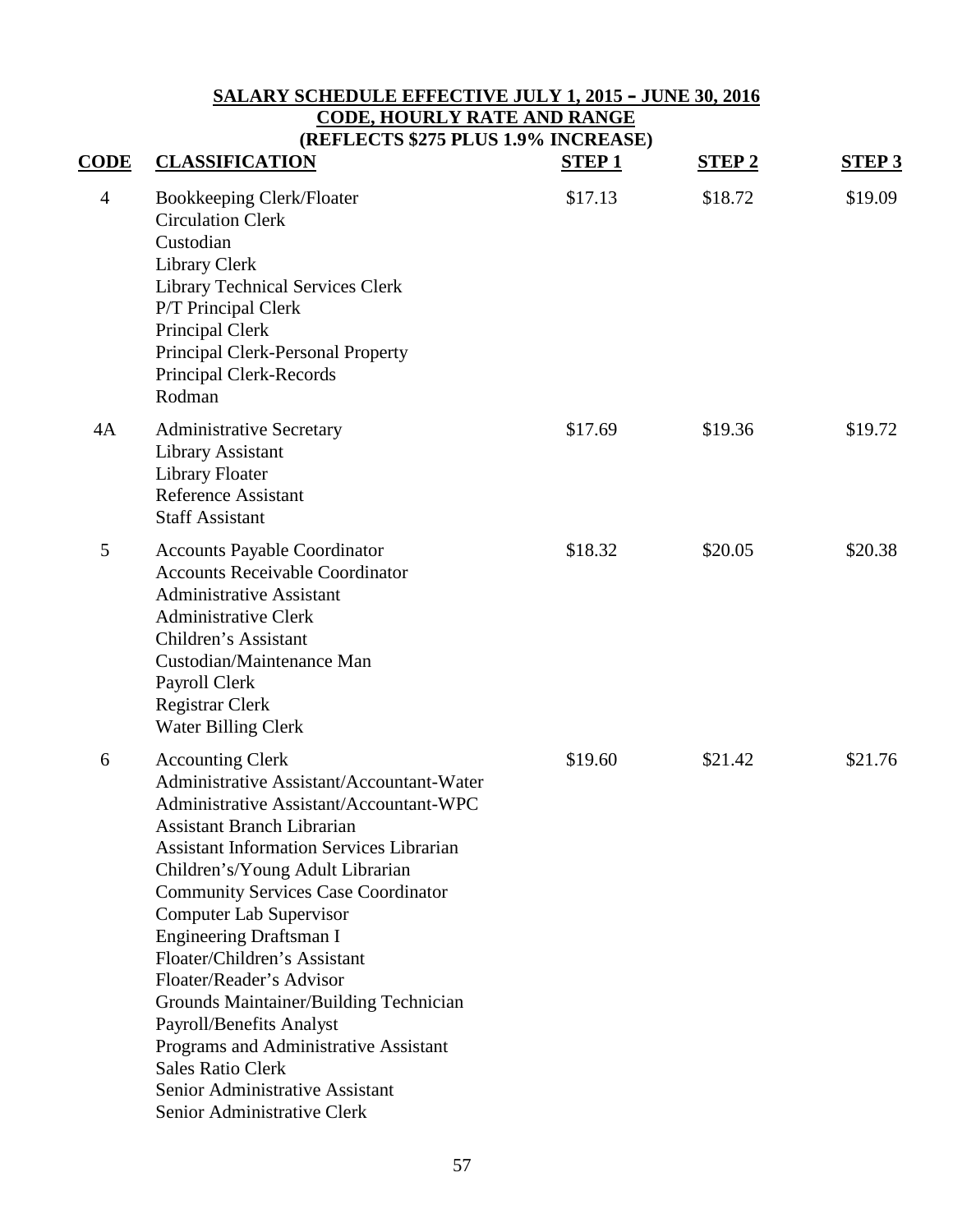**SALARY SCHEDULE EFFECTIVE JULY 1, 2015 – JUNE 30, 2016**
**CODE, HOURLY RATE AND RANGE**
**(REFLECTS $275 PLUS 1.9% INCREASE)**

| CODE | CLASSIFICATION | STEP 1 | STEP 2 | STEP 3 |
|---|---|---|---|---|
| 4 | Bookkeeping Clerk/Floater<br>Circulation Clerk<br>Custodian<br>Library Clerk<br>Library Technical Services Clerk<br>P/T Principal Clerk<br>Principal Clerk<br>Principal Clerk-Personal Property<br>Principal Clerk-Records<br>Rodman | $17.13 | $18.72 | $19.09 |
| 4A | Administrative Secretary<br>Library Assistant<br>Library Floater<br>Reference Assistant<br>Staff Assistant | $17.69 | $19.36 | $19.72 |
| 5 | Accounts Payable Coordinator<br>Accounts Receivable Coordinator<br>Administrative Assistant<br>Administrative Clerk<br>Children's Assistant<br>Custodian/Maintenance Man<br>Payroll Clerk<br>Registrar Clerk<br>Water Billing Clerk | $18.32 | $20.05 | $20.38 |
| 6 | Accounting Clerk<br>Administrative Assistant/Accountant-Water<br>Administrative Assistant/Accountant-WPC<br>Assistant Branch Librarian<br>Assistant Information Services Librarian<br>Children's/Young Adult Librarian<br>Community Services Case Coordinator<br>Computer Lab Supervisor<br>Engineering Draftsman I<br>Floater/Children's Assistant<br>Floater/Reader's Advisor<br>Grounds Maintainer/Building Technician<br>Payroll/Benefits Analyst<br>Programs and Administrative Assistant<br>Sales Ratio Clerk<br>Senior Administrative Assistant<br>Senior Administrative Clerk | $19.60 | $21.42 | $21.76 |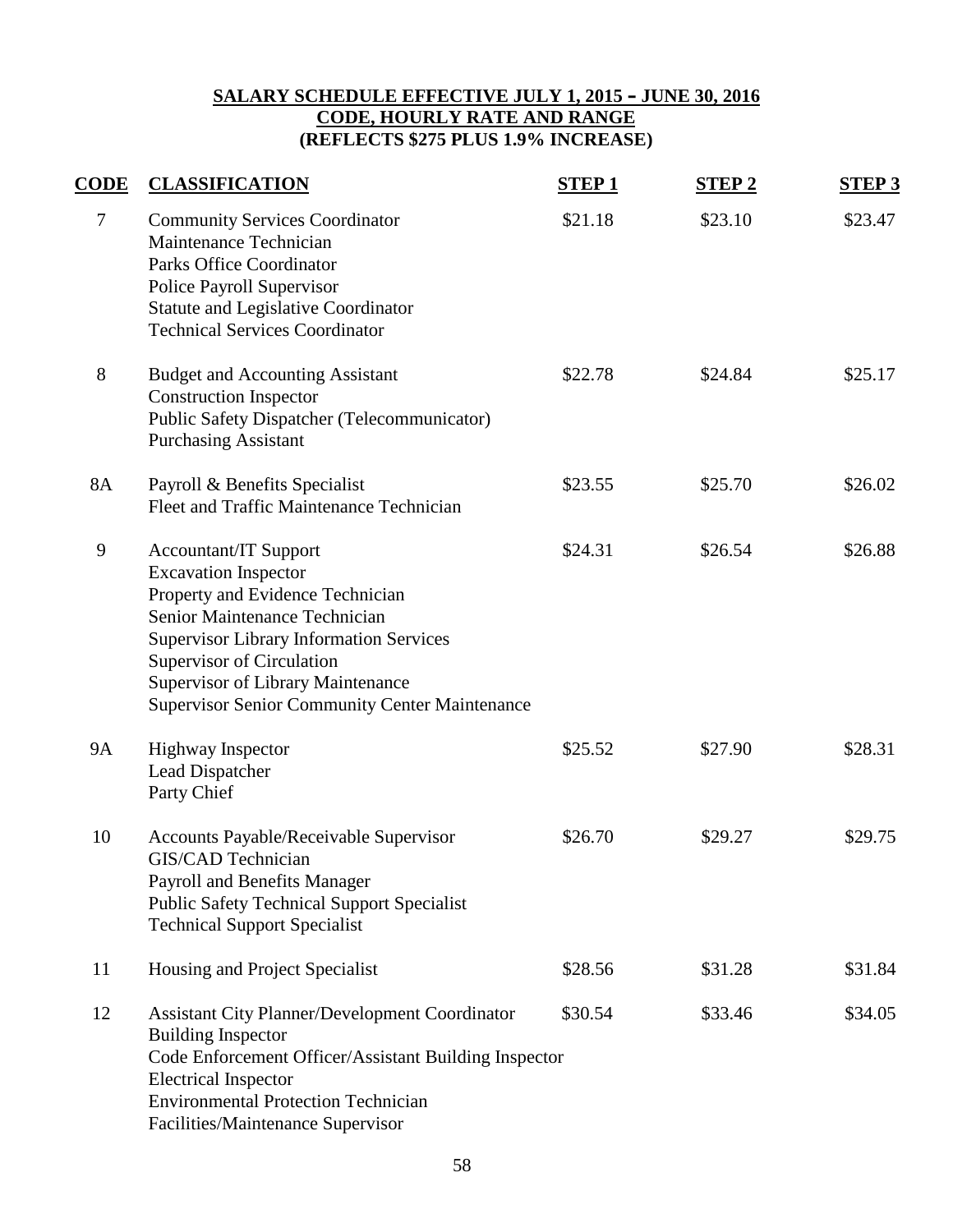## SALARY SCHEDULE EFFECTIVE JULY 1, 2015 – JUNE 30, 2016
## CODE, HOURLY RATE AND RANGE
## (REFLECTS $275 PLUS 1.9% INCREASE)

| CODE | CLASSIFICATION | STEP 1 | STEP 2 | STEP 3 |
|---|---|---|---|---|
| 7 | Community Services Coordinator<br>Maintenance Technician<br>Parks Office Coordinator<br>Police Payroll Supervisor<br>Statute and Legislative Coordinator<br>Technical Services Coordinator | $21.18 | $23.10 | $23.47 |
| 8 | Budget and Accounting Assistant<br>Construction Inspector<br>Public Safety Dispatcher (Telecommunicator)<br>Purchasing Assistant | $22.78 | $24.84 | $25.17 |
| 8A | Payroll & Benefits Specialist<br>Fleet and Traffic Maintenance Technician | $23.55 | $25.70 | $26.02 |
| 9 | Accountant/IT Support<br>Excavation Inspector<br>Property and Evidence Technician<br>Senior Maintenance Technician<br>Supervisor Library Information Services<br>Supervisor of Circulation<br>Supervisor of Library Maintenance<br>Supervisor Senior Community Center Maintenance | $24.31 | $26.54 | $26.88 |
| 9A | Highway Inspector<br>Lead Dispatcher<br>Party Chief | $25.52 | $27.90 | $28.31 |
| 10 | Accounts Payable/Receivable Supervisor<br>GIS/CAD Technician<br>Payroll and Benefits Manager<br>Public Safety Technical Support Specialist<br>Technical Support Specialist | $26.70 | $29.27 | $29.75 |
| 11 | Housing and Project Specialist | $28.56 | $31.28 | $31.84 |
| 12 | Assistant City Planner/Development Coordinator<br>Building Inspector<br>Code Enforcement Officer/Assistant Building Inspector<br>Electrical Inspector<br>Environmental Protection Technician<br>Facilities/Maintenance Supervisor | $30.54 | $33.46 | $34.05 |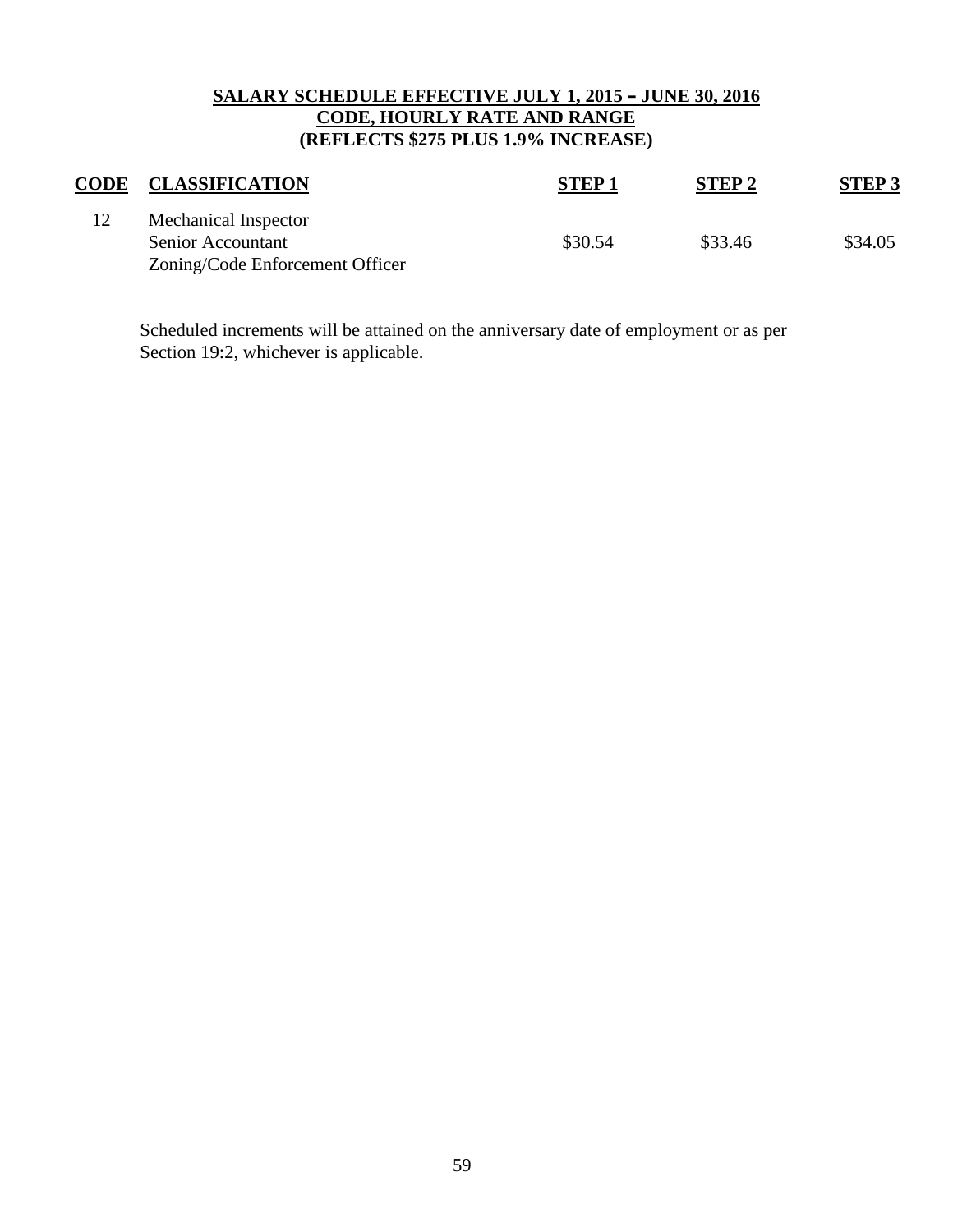**SALARY SCHEDULE EFFECTIVE JULY 1, 2015 – JUNE 30, 2016**
**CODE, HOURLY RATE AND RANGE**
**(REFLECTS $275 PLUS 1.9% INCREASE)**

| CODE | CLASSIFICATION | STEP 1 | STEP 2 | STEP 3 |
|---|---|---|---|---|
| 12 | Mechanical Inspector<br>Senior Accountant<br>Zoning/Code Enforcement Officer | $30.54 | $33.46 | $34.05 |

Scheduled increments will be attained on the anniversary date of employment or as per Section 19:2, whichever is applicable.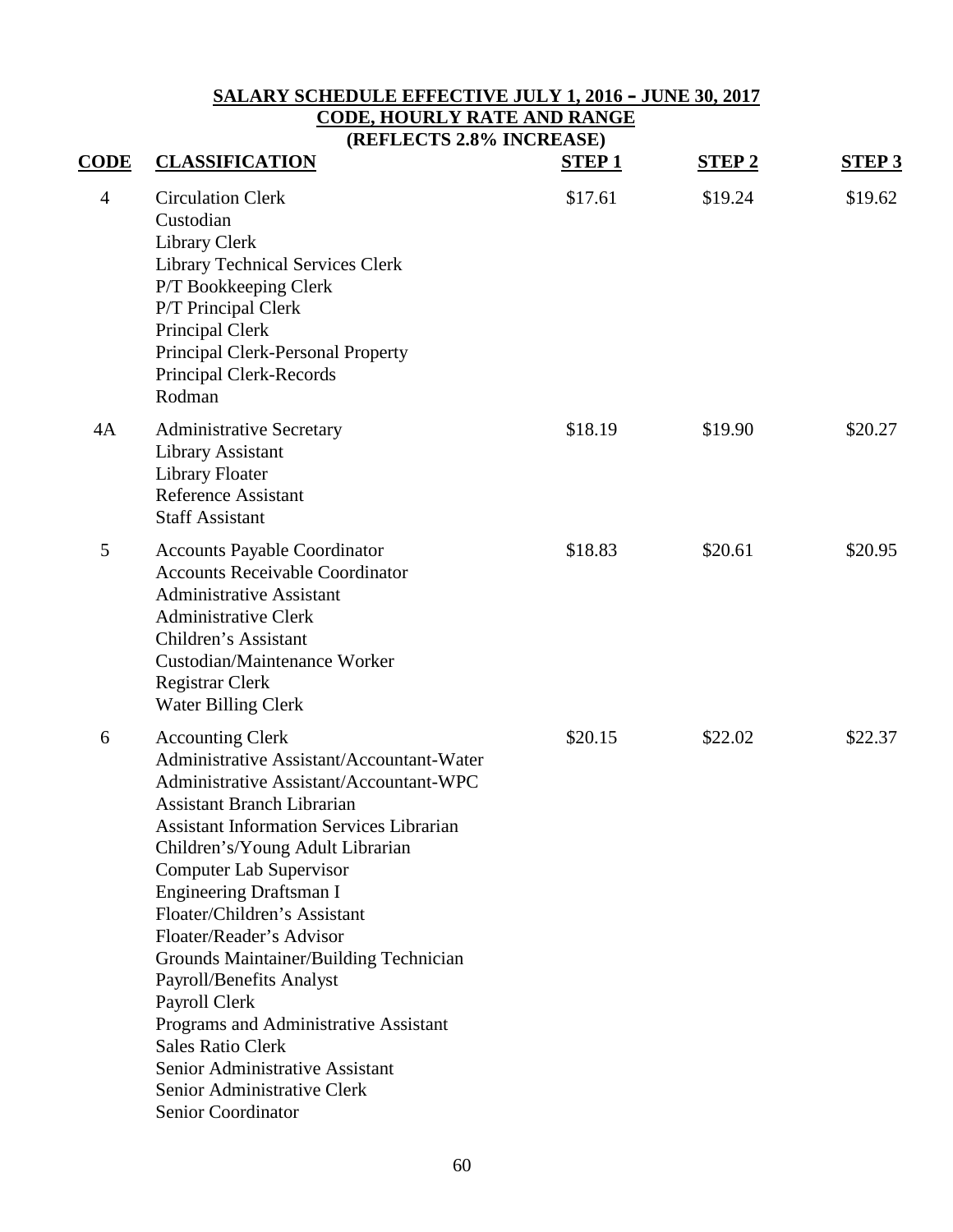## SALARY SCHEDULE EFFECTIVE JULY 1, 2016 – JUNE 30, 2017
## CODE, HOURLY RATE AND RANGE
## (REFLECTS 2.8% INCREASE)

| CODE | CLASSIFICATION | STEP 1 | STEP 2 | STEP 3 |
|---|---|---|---|---|
| 4 | Circulation Clerk<br>Custodian<br>Library Clerk<br>Library Technical Services Clerk<br>P/T Bookkeeping Clerk<br>P/T Principal Clerk<br>Principal Clerk<br>Principal Clerk-Personal Property<br>Principal Clerk-Records<br>Rodman | $17.61 | $19.24 | $19.62 |
| 4A | Administrative Secretary<br>Library Assistant<br>Library Floater<br>Reference Assistant<br>Staff Assistant | $18.19 | $19.90 | $20.27 |
| 5 | Accounts Payable Coordinator<br>Accounts Receivable Coordinator<br>Administrative Assistant<br>Administrative Clerk<br>Children's Assistant<br>Custodian/Maintenance Worker<br>Registrar Clerk<br>Water Billing Clerk | $18.83 | $20.61 | $20.95 |
| 6 | Accounting Clerk<br>Administrative Assistant/Accountant-Water<br>Administrative Assistant/Accountant-WPC<br>Assistant Branch Librarian<br>Assistant Information Services Librarian<br>Children's/Young Adult Librarian<br>Computer Lab Supervisor<br>Engineering Draftsman I<br>Floater/Children's Assistant<br>Floater/Reader's Advisor<br>Grounds Maintainer/Building Technician<br>Payroll/Benefits Analyst<br>Payroll Clerk<br>Programs and Administrative Assistant<br>Sales Ratio Clerk<br>Senior Administrative Assistant<br>Senior Administrative Clerk<br>Senior Coordinator | $20.15 | $22.02 | $22.37 |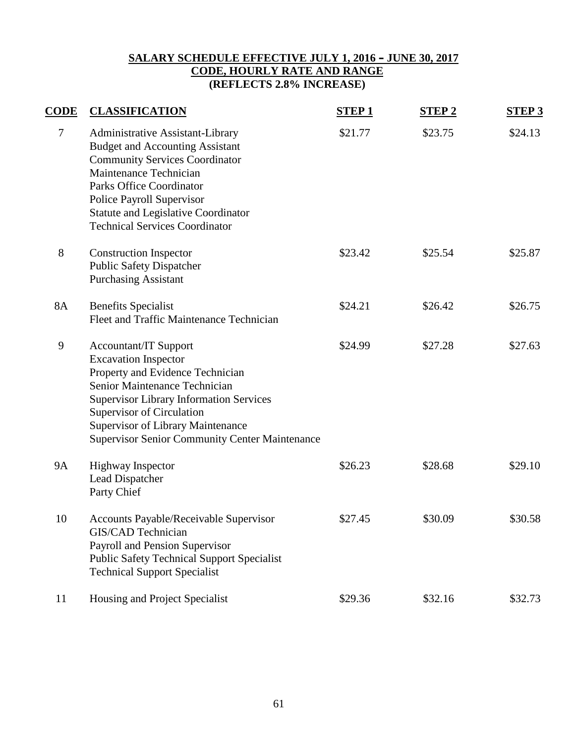## SALARY SCHEDULE EFFECTIVE JULY 1, 2016 – JUNE 30, 2017
## CODE, HOURLY RATE AND RANGE
## (REFLECTS 2.8% INCREASE)

| CODE | CLASSIFICATION | STEP 1 | STEP 2 | STEP 3 |
|---|---|---|---|---|
| 7 | Administrative Assistant-Library<br>Budget and Accounting Assistant<br>Community Services Coordinator<br>Maintenance Technician<br>Parks Office Coordinator<br>Police Payroll Supervisor<br>Statute and Legislative Coordinator<br>Technical Services Coordinator | $21.77 | $23.75 | $24.13 |
| 8 | Construction Inspector<br>Public Safety Dispatcher<br>Purchasing Assistant | $23.42 | $25.54 | $25.87 |
| 8A | Benefits Specialist<br>Fleet and Traffic Maintenance Technician | $24.21 | $26.42 | $26.75 |
| 9 | Accountant/IT Support<br>Excavation Inspector<br>Property and Evidence Technician<br>Senior Maintenance Technician<br>Supervisor Library Information Services<br>Supervisor of Circulation<br>Supervisor of Library Maintenance<br>Supervisor Senior Community Center Maintenance | $24.99 | $27.28 | $27.63 |
| 9A | Highway Inspector<br>Lead Dispatcher<br>Party Chief | $26.23 | $28.68 | $29.10 |
| 10 | Accounts Payable/Receivable Supervisor<br>GIS/CAD Technician<br>Payroll and Pension Supervisor<br>Public Safety Technical Support Specialist<br>Technical Support Specialist | $27.45 | $30.09 | $30.58 |
| 11 | Housing and Project Specialist | $29.36 | $32.16 | $32.73 |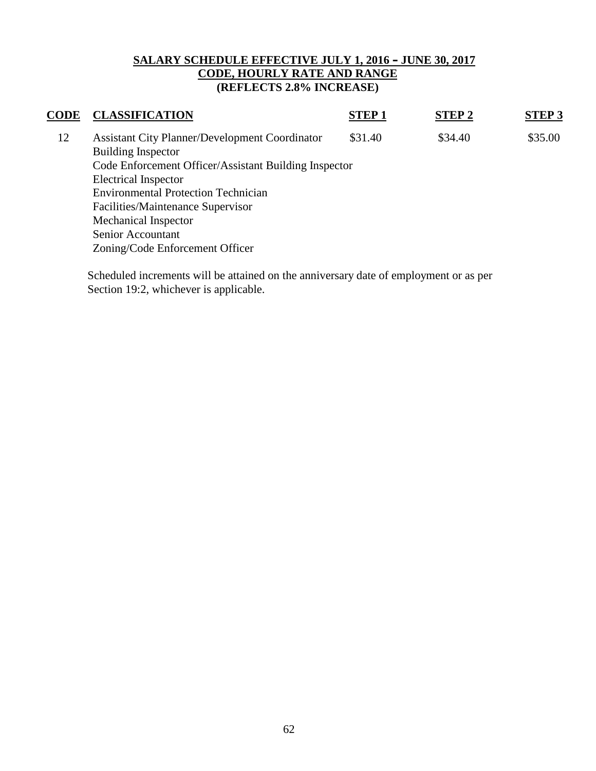**SALARY SCHEDULE EFFECTIVE JULY 1, 2016 – JUNE 30, 2017**
**CODE, HOURLY RATE AND RANGE**
**(REFLECTS 2.8% INCREASE)**

| CODE | CLASSIFICATION | STEP 1 | STEP 2 | STEP 3 |
|---|---|---|---|---|
| 12 | Assistant City Planner/Development Coordinator<br>Building Inspector<br>Code Enforcement Officer/Assistant Building Inspector<br>Electrical Inspector<br>Environmental Protection Technician<br>Facilities/Maintenance Supervisor<br>Mechanical Inspector<br>Senior Accountant<br>Zoning/Code Enforcement Officer | $31.40 | $34.40 | $35.00 |

Scheduled increments will be attained on the anniversary date of employment or as per Section 19:2, whichever is applicable.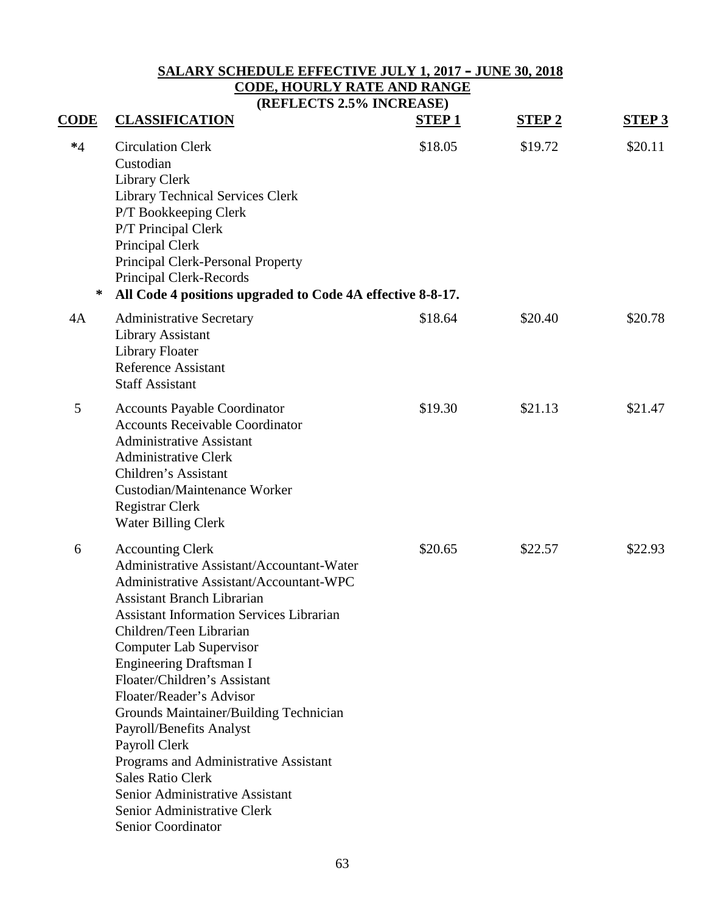## SALARY SCHEDULE EFFECTIVE JULY 1, 2017 – JUNE 30, 2018
## CODE, HOURLY RATE AND RANGE
### (REFLECTS 2.5% INCREASE)

| CODE | CLASSIFICATION | STEP 1 | STEP 2 | STEP 3 |
|---|---|---|---|---|
| *4 | Circulation Clerk<br>Custodian<br>Library Clerk<br>Library Technical Services Clerk<br>P/T Bookkeeping Clerk<br>P/T Principal Clerk<br>Principal Clerk<br>Principal Clerk-Personal Property<br>Principal Clerk-Records | $18.05 | $19.72 | $20.11 |
| * | **All Code 4 positions upgraded to Code 4A effective 8-8-17.** | | | |
| 4A | Administrative Secretary<br>Library Assistant<br>Library Floater<br>Reference Assistant<br>Staff Assistant | $18.64 | $20.40 | $20.78 |
| 5 | Accounts Payable Coordinator<br>Accounts Receivable Coordinator<br>Administrative Assistant<br>Administrative Clerk<br>Children's Assistant<br>Custodian/Maintenance Worker<br>Registrar Clerk<br>Water Billing Clerk | $19.30 | $21.13 | $21.47 |
| 6 | Accounting Clerk<br>Administrative Assistant/Accountant-Water<br>Administrative Assistant/Accountant-WPC<br>Assistant Branch Librarian<br>Assistant Information Services Librarian<br>Children/Teen Librarian<br>Computer Lab Supervisor<br>Engineering Draftsman I<br>Floater/Children's Assistant<br>Floater/Reader's Advisor<br>Grounds Maintainer/Building Technician<br>Payroll/Benefits Analyst<br>Payroll Clerk<br>Programs and Administrative Assistant<br>Sales Ratio Clerk<br>Senior Administrative Assistant<br>Senior Administrative Clerk<br>Senior Coordinator | $20.65 | $22.57 | $22.93 |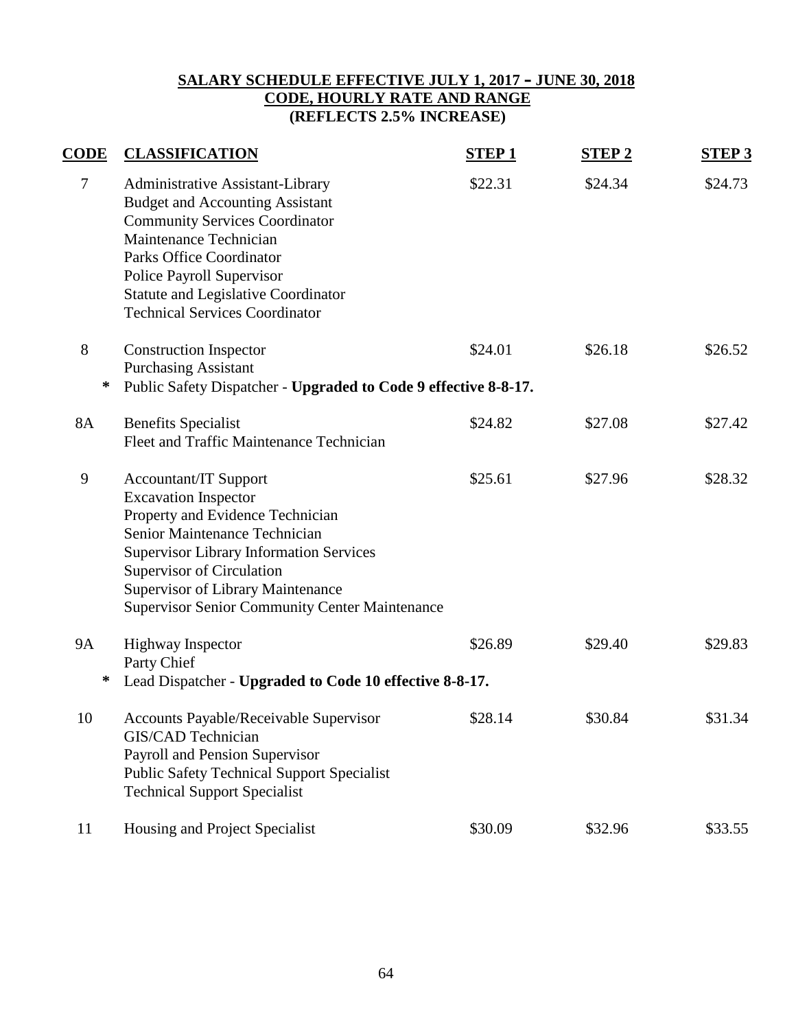**SALARY SCHEDULE EFFECTIVE JULY 1, 2017 – JUNE 30, 2018**
**CODE, HOURLY RATE AND RANGE**
**(REFLECTS 2.5% INCREASE)**

| CODE | CLASSIFICATION | STEP 1 | STEP 2 | STEP 3 |
|---|---|---|---|---|
| 7 | Administrative Assistant-Library<br>Budget and Accounting Assistant<br>Community Services Coordinator<br>Maintenance Technician<br>Parks Office Coordinator<br>Police Payroll Supervisor<br>Statute and Legislative Coordinator<br>Technical Services Coordinator | $22.31 | $24.34 | $24.73 |
| 8 | Construction Inspector<br>Purchasing Assistant | $24.01 | $26.18 | $26.52 |
| * | Public Safety Dispatcher - **Upgraded to Code 9 effective 8-8-17.** | | | |
| 8A | Benefits Specialist<br>Fleet and Traffic Maintenance Technician | $24.82 | $27.08 | $27.42 |
| 9 | Accountant/IT Support<br>Excavation Inspector<br>Property and Evidence Technician<br>Senior Maintenance Technician<br>Supervisor Library Information Services<br>Supervisor of Circulation<br>Supervisor of Library Maintenance<br>Supervisor Senior Community Center Maintenance | $25.61 | $27.96 | $28.32 |
| 9A | Highway Inspector<br>Party Chief | $26.89 | $29.40 | $29.83 |
| * | Lead Dispatcher - **Upgraded to Code 10 effective 8-8-17.** | | | |
| 10 | Accounts Payable/Receivable Supervisor<br>GIS/CAD Technician<br>Payroll and Pension Supervisor<br>Public Safety Technical Support Specialist<br>Technical Support Specialist | $28.14 | $30.84 | $31.34 |
| 11 | Housing and Project Specialist | $30.09 | $32.96 | $33.55 |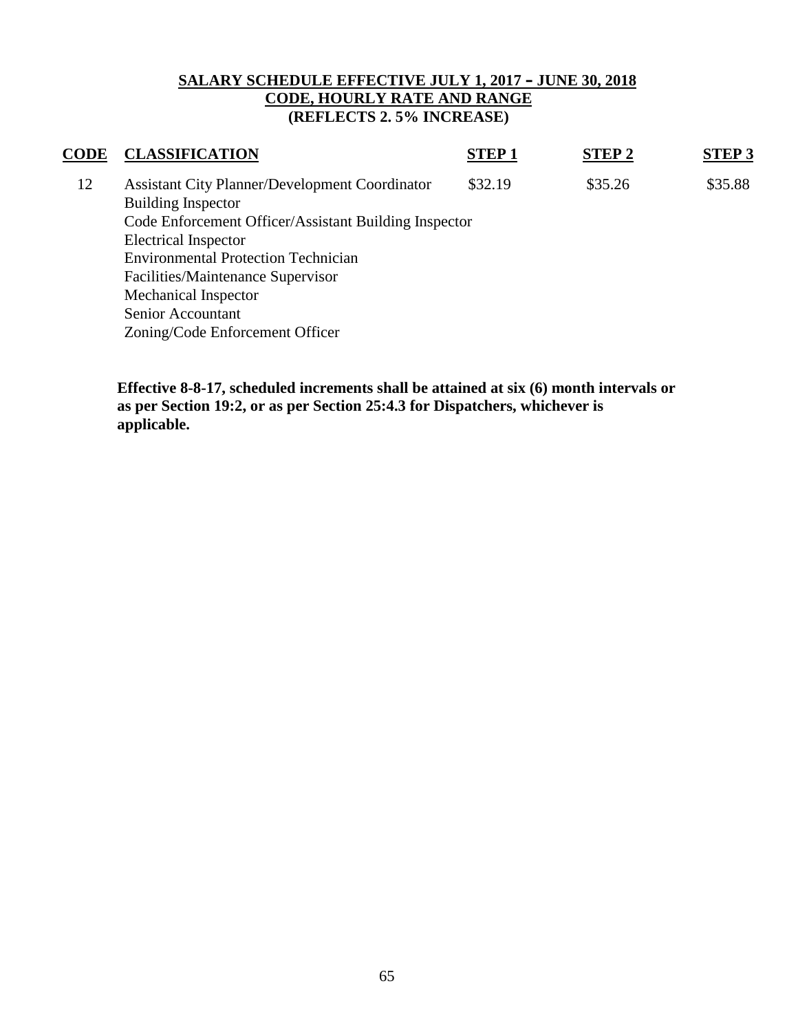**SALARY SCHEDULE EFFECTIVE JULY 1, 2017 – JUNE 30, 2018**
**CODE, HOURLY RATE AND RANGE**
**(REFLECTS 2. 5% INCREASE)**

| CODE | CLASSIFICATION | STEP 1 | STEP 2 | STEP 3 |
|---|---|---|---|---|
| 12 | Assistant City Planner/Development Coordinator<br>Building Inspector<br>Code Enforcement Officer/Assistant Building Inspector<br>Electrical Inspector<br>Environmental Protection Technician<br>Facilities/Maintenance Supervisor<br>Mechanical Inspector<br>Senior Accountant<br>Zoning/Code Enforcement Officer | $32.19 | $35.26 | $35.88 |

**Effective 8-8-17, scheduled increments shall be attained at six (6) month intervals or as per Section 19:2, or as per Section 25:4.3 for Dispatchers, whichever is applicable.**